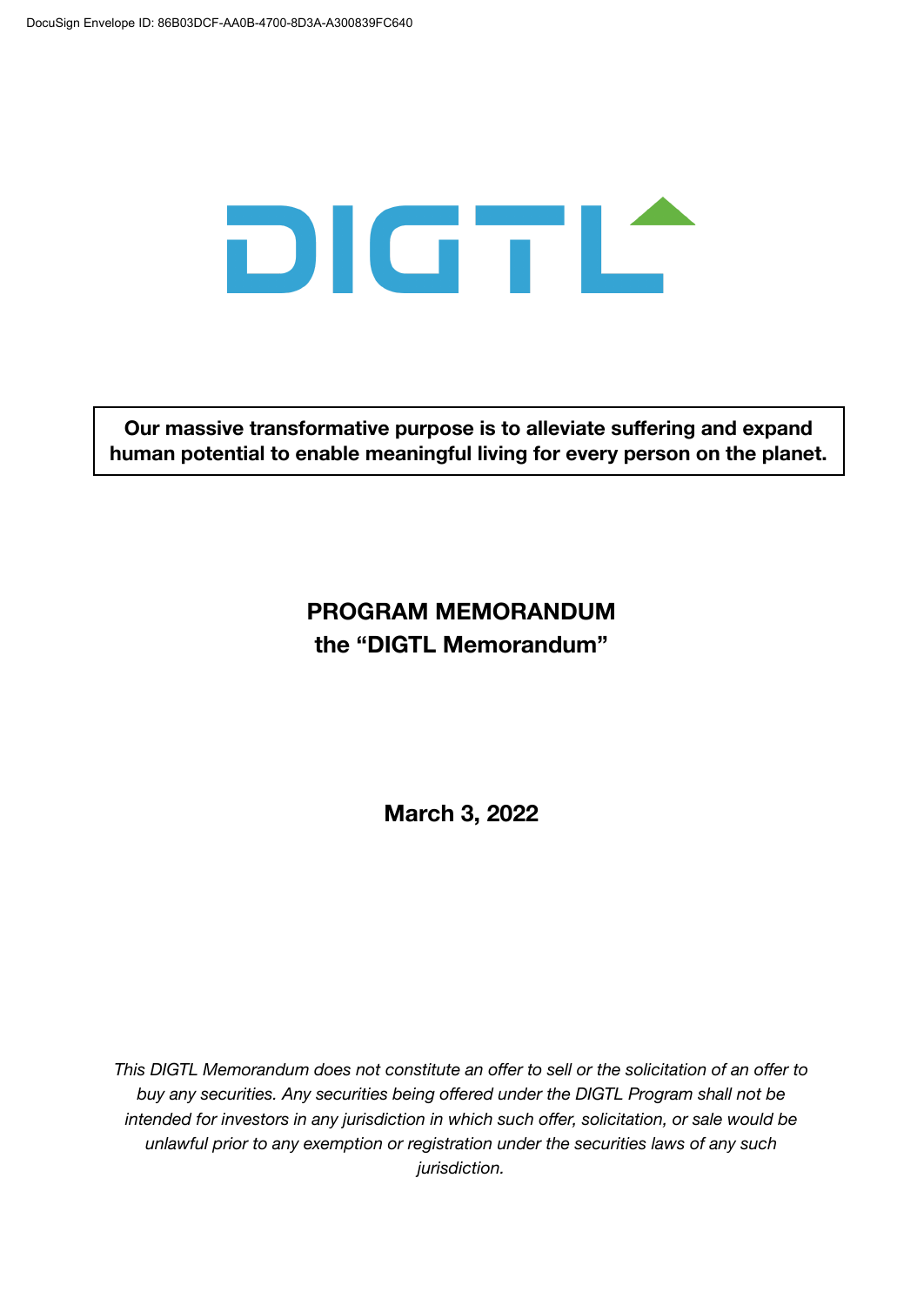DocuSign Envelope ID: 86B03DCF-AA0B-4700-8D3A-A300839FC640

# DIGTL

**Our massive transformative purpose is to alleviate suffering and expand human potential to enable meaningful living for every person on the planet.**

**PROGRAM MEMORANDUM**
**the "DIGTL Memorandum"**

**March 3, 2022**

*This DIGTL Memorandum does not constitute an offer to sell or the solicitation of an offer to buy any securities. Any securities being offered under the DIGTL Program shall not be intended for investors in any jurisdiction in which such offer, solicitation, or sale would be unlawful prior to any exemption or registration under the securities laws of any such jurisdiction.*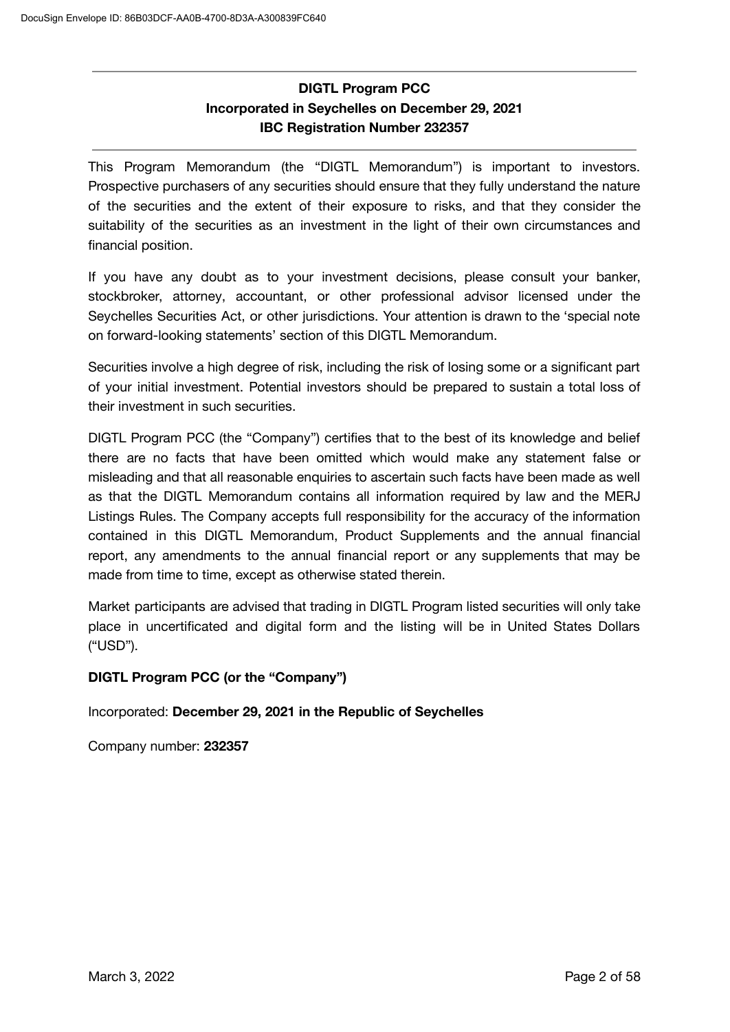**DIGTL Program PCC**
**Incorporated in Seychelles on December 29, 2021**
**IBC Registration Number 232357**

---

This Program Memorandum (the "DIGTL Memorandum") is important to investors. Prospective purchasers of any securities should ensure that they fully understand the nature of the securities and the extent of their exposure to risks, and that they consider the suitability of the securities as an investment in the light of their own circumstances and financial position.

If you have any doubt as to your investment decisions, please consult your banker, stockbroker, attorney, accountant, or other professional advisor licensed under the Seychelles Securities Act, or other jurisdictions. Your attention is drawn to the 'special note on forward-looking statements' section of this DIGTL Memorandum.

Securities involve a high degree of risk, including the risk of losing some or a significant part of your initial investment. Potential investors should be prepared to sustain a total loss of their investment in such securities.

DIGTL Program PCC (the "Company") certifies that to the best of its knowledge and belief there are no facts that have been omitted which would make any statement false or misleading and that all reasonable enquiries to ascertain such facts have been made as well as that the DIGTL Memorandum contains all information required by law and the MERJ Listings Rules. The Company accepts full responsibility for the accuracy of the information contained in this DIGTL Memorandum, Product Supplements and the annual financial report, any amendments to the annual financial report or any supplements that may be made from time to time, except as otherwise stated therein.

Market participants are advised that trading in DIGTL Program listed securities will only take place in uncertificated and digital form and the listing will be in United States Dollars ("USD").

**DIGTL Program PCC (or the "Company")**

Incorporated: **December 29, 2021 in the Republic of Seychelles**

Company number: **232357**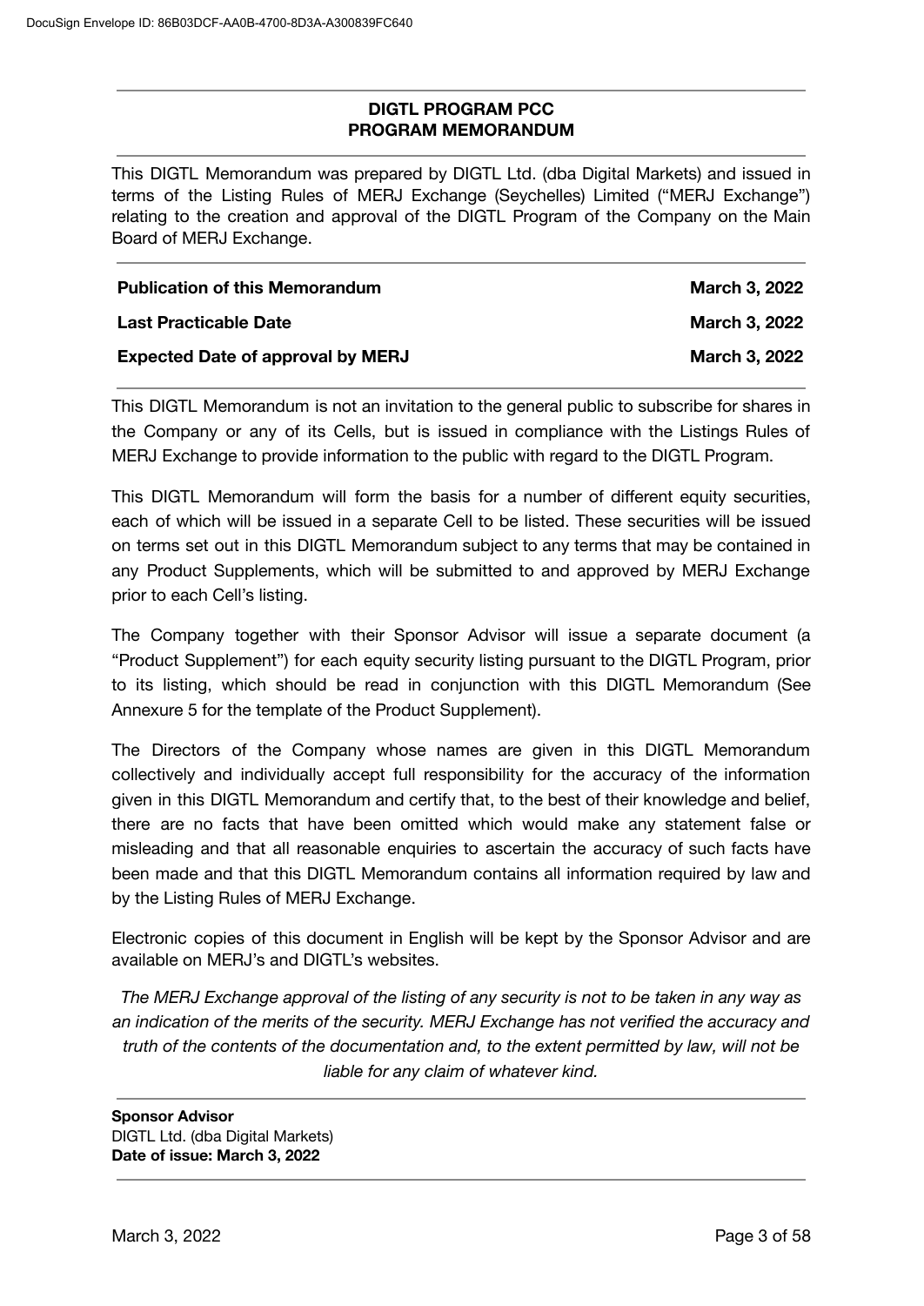**DIGTL PROGRAM PCC**
**PROGRAM MEMORANDUM**

This DIGTL Memorandum was prepared by DIGTL Ltd. (dba Digital Markets) and issued in terms of the Listing Rules of MERJ Exchange (Seychelles) Limited ("MERJ Exchange") relating to the creation and approval of the DIGTL Program of the Company on the Main Board of MERJ Exchange.

| | |
|---|---|
| **Publication of this Memorandum** | **March 3, 2022** |
| **Last Practicable Date** | **March 3, 2022** |
| **Expected Date of approval by MERJ** | **March 3, 2022** |

This DIGTL Memorandum is not an invitation to the general public to subscribe for shares in the Company or any of its Cells, but is issued in compliance with the Listings Rules of MERJ Exchange to provide information to the public with regard to the DIGTL Program.

This DIGTL Memorandum will form the basis for a number of different equity securities, each of which will be issued in a separate Cell to be listed. These securities will be issued on terms set out in this DIGTL Memorandum subject to any terms that may be contained in any Product Supplements, which will be submitted to and approved by MERJ Exchange prior to each Cell's listing.

The Company together with their Sponsor Advisor will issue a separate document (a "Product Supplement") for each equity security listing pursuant to the DIGTL Program, prior to its listing, which should be read in conjunction with this DIGTL Memorandum (See Annexure 5 for the template of the Product Supplement).

The Directors of the Company whose names are given in this DIGTL Memorandum collectively and individually accept full responsibility for the accuracy of the information given in this DIGTL Memorandum and certify that, to the best of their knowledge and belief, there are no facts that have been omitted which would make any statement false or misleading and that all reasonable enquiries to ascertain the accuracy of such facts have been made and that this DIGTL Memorandum contains all information required by law and by the Listing Rules of MERJ Exchange.

Electronic copies of this document in English will be kept by the Sponsor Advisor and are available on MERJ's and DIGTL's websites.

*The MERJ Exchange approval of the listing of any security is not to be taken in any way as an indication of the merits of the security. MERJ Exchange has not verified the accuracy and truth of the contents of the documentation and, to the extent permitted by law, will not be liable for any claim of whatever kind.*

**Sponsor Advisor**
DIGTL Ltd. (dba Digital Markets)
**Date of issue: March 3, 2022**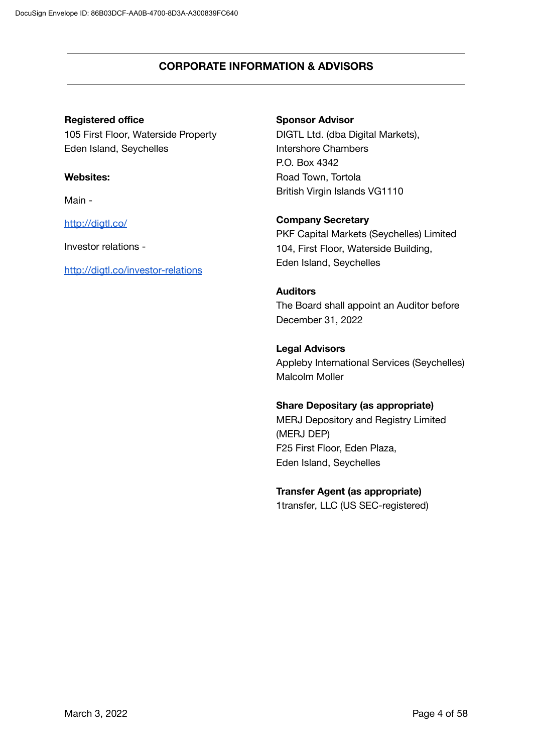## CORPORATE INFORMATION & ADVISORS

**Registered office**
105 First Floor, Waterside Property
Eden Island, Seychelles

**Websites:**

Main -

http://digtl.co/

Investor relations -

http://digtl.co/investor-relations

**Sponsor Advisor**
DIGTL Ltd. (dba Digital Markets),
Intershore Chambers
P.O. Box 4342
Road Town, Tortola
British Virgin Islands VG1110

**Company Secretary**
PKF Capital Markets (Seychelles) Limited
104, First Floor, Waterside Building,
Eden Island, Seychelles

**Auditors**
The Board shall appoint an Auditor before December 31, 2022

**Legal Advisors**
Appleby International Services (Seychelles)
Malcolm Moller

**Share Depositary (as appropriate)**
MERJ Depository and Registry Limited (MERJ DEP)
F25 First Floor, Eden Plaza,
Eden Island, Seychelles

**Transfer Agent (as appropriate)**
1transfer, LLC (US SEC-registered)

March 3, 2022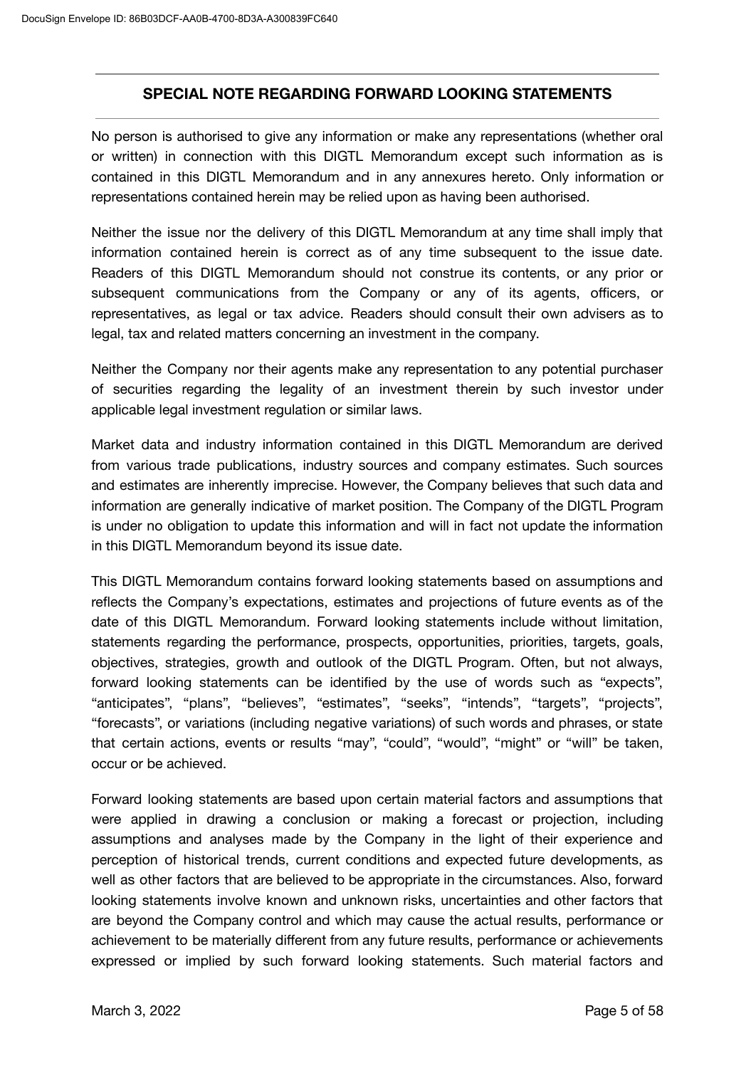## SPECIAL NOTE REGARDING FORWARD LOOKING STATEMENTS

No person is authorised to give any information or make any representations (whether oral or written) in connection with this DIGTL Memorandum except such information as is contained in this DIGTL Memorandum and in any annexures hereto. Only information or representations contained herein may be relied upon as having been authorised.

Neither the issue nor the delivery of this DIGTL Memorandum at any time shall imply that information contained herein is correct as of any time subsequent to the issue date. Readers of this DIGTL Memorandum should not construe its contents, or any prior or subsequent communications from the Company or any of its agents, officers, or representatives, as legal or tax advice. Readers should consult their own advisers as to legal, tax and related matters concerning an investment in the company.

Neither the Company nor their agents make any representation to any potential purchaser of securities regarding the legality of an investment therein by such investor under applicable legal investment regulation or similar laws.

Market data and industry information contained in this DIGTL Memorandum are derived from various trade publications, industry sources and company estimates. Such sources and estimates are inherently imprecise. However, the Company believes that such data and information are generally indicative of market position. The Company of the DIGTL Program is under no obligation to update this information and will in fact not update the information in this DIGTL Memorandum beyond its issue date.

This DIGTL Memorandum contains forward looking statements based on assumptions and reflects the Company's expectations, estimates and projections of future events as of the date of this DIGTL Memorandum. Forward looking statements include without limitation, statements regarding the performance, prospects, opportunities, priorities, targets, goals, objectives, strategies, growth and outlook of the DIGTL Program. Often, but not always, forward looking statements can be identified by the use of words such as "expects", "anticipates", "plans", "believes", "estimates", "seeks", "intends", "targets", "projects", "forecasts", or variations (including negative variations) of such words and phrases, or state that certain actions, events or results "may", "could", "would", "might" or "will" be taken, occur or be achieved.

Forward looking statements are based upon certain material factors and assumptions that were applied in drawing a conclusion or making a forecast or projection, including assumptions and analyses made by the Company in the light of their experience and perception of historical trends, current conditions and expected future developments, as well as other factors that are believed to be appropriate in the circumstances. Also, forward looking statements involve known and unknown risks, uncertainties and other factors that are beyond the Company control and which may cause the actual results, performance or achievement to be materially different from any future results, performance or achievements expressed or implied by such forward looking statements. Such material factors and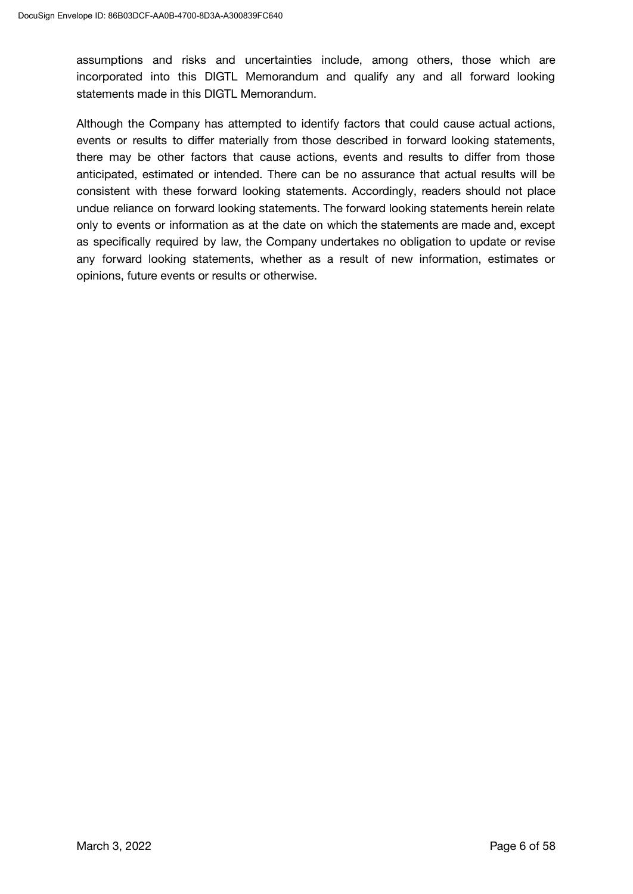assumptions and risks and uncertainties include, among others, those which are incorporated into this DIGTL Memorandum and qualify any and all forward looking statements made in this DIGTL Memorandum.

Although the Company has attempted to identify factors that could cause actual actions, events or results to differ materially from those described in forward looking statements, there may be other factors that cause actions, events and results to differ from those anticipated, estimated or intended. There can be no assurance that actual results will be consistent with these forward looking statements. Accordingly, readers should not place undue reliance on forward looking statements. The forward looking statements herein relate only to events or information as at the date on which the statements are made and, except as specifically required by law, the Company undertakes no obligation to update or revise any forward looking statements, whether as a result of new information, estimates or opinions, future events or results or otherwise.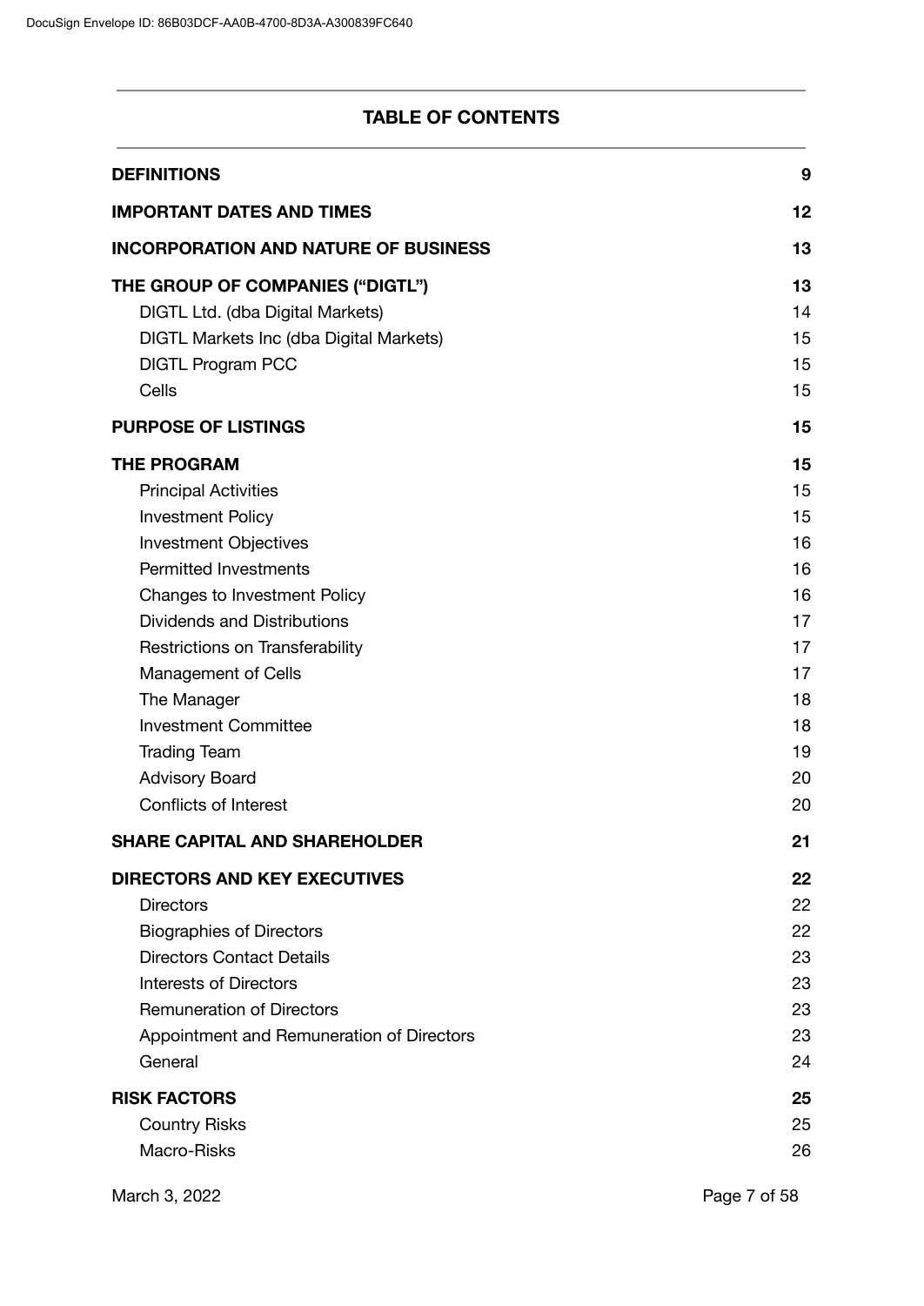## TABLE OF CONTENTS

| | |
|---|---|
| **DEFINITIONS** | **9** |
| **IMPORTANT DATES AND TIMES** | **12** |
| **INCORPORATION AND NATURE OF BUSINESS** | **13** |
| **THE GROUP OF COMPANIES ("DIGTL")** | **13** |
| DIGTL Ltd. (dba Digital Markets) | 14 |
| DIGTL Markets Inc (dba Digital Markets) | 15 |
| DIGTL Program PCC | 15 |
| Cells | 15 |
| **PURPOSE OF LISTINGS** | **15** |
| **THE PROGRAM** | **15** |
| Principal Activities | 15 |
| Investment Policy | 15 |
| Investment Objectives | 16 |
| Permitted Investments | 16 |
| Changes to Investment Policy | 16 |
| Dividends and Distributions | 17 |
| Restrictions on Transferability | 17 |
| Management of Cells | 17 |
| The Manager | 18 |
| Investment Committee | 18 |
| Trading Team | 19 |
| Advisory Board | 20 |
| Conflicts of Interest | 20 |
| **SHARE CAPITAL AND SHAREHOLDER** | **21** |
| **DIRECTORS AND KEY EXECUTIVES** | **22** |
| Directors | 22 |
| Biographies of Directors | 22 |
| Directors Contact Details | 23 |
| Interests of Directors | 23 |
| Remuneration of Directors | 23 |
| Appointment and Remuneration of Directors | 23 |
| General | 24 |
| **RISK FACTORS** | **25** |
| Country Risks | 25 |
| Macro-Risks | 26 |

March 3, 2022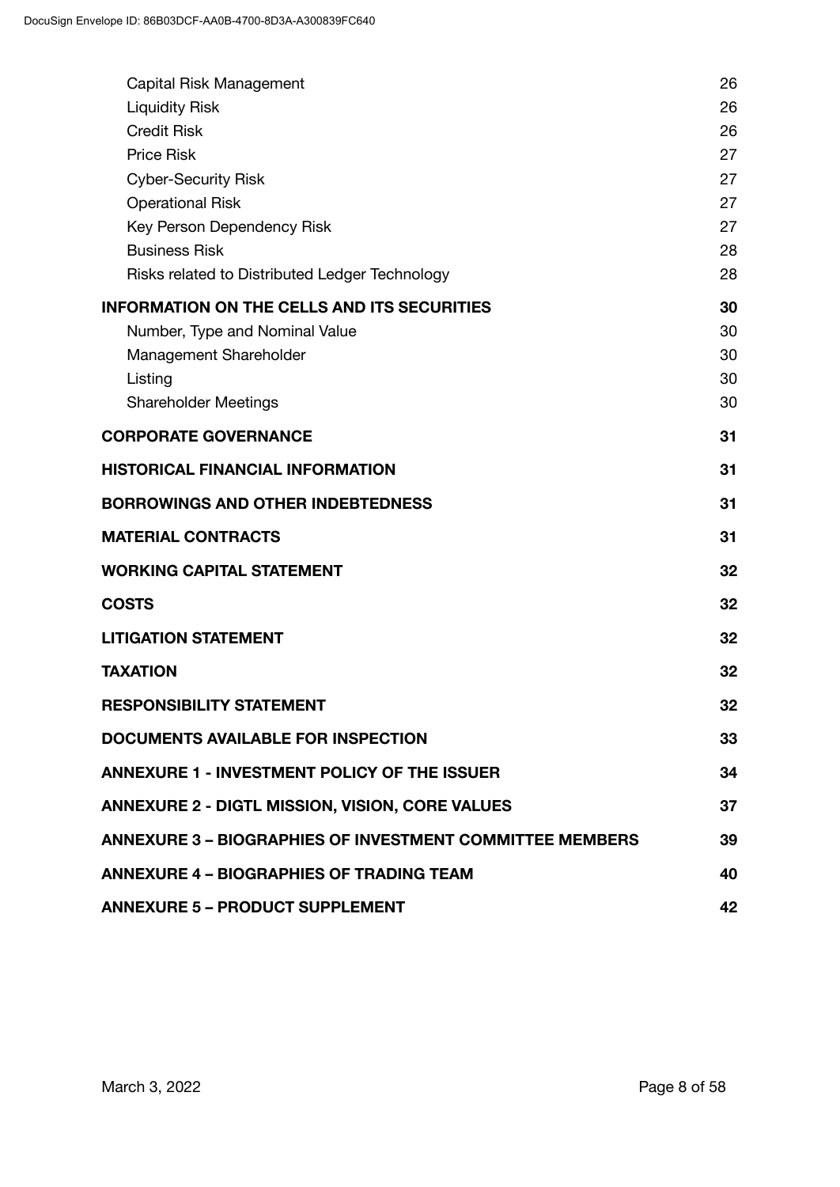| | |
|---|---|
| Capital Risk Management | 26 |
| Liquidity Risk | 26 |
| Credit Risk | 26 |
| Price Risk | 27 |
| Cyber-Security Risk | 27 |
| Operational Risk | 27 |
| Key Person Dependency Risk | 27 |
| Business Risk | 28 |
| Risks related to Distributed Ledger Technology | 28 |
| **INFORMATION ON THE CELLS AND ITS SECURITIES** | **30** |
| Number, Type and Nominal Value | 30 |
| Management Shareholder | 30 |
| Listing | 30 |
| Shareholder Meetings | 30 |
| **CORPORATE GOVERNANCE** | **31** |
| **HISTORICAL FINANCIAL INFORMATION** | **31** |
| **BORROWINGS AND OTHER INDEBTEDNESS** | **31** |
| **MATERIAL CONTRACTS** | **31** |
| **WORKING CAPITAL STATEMENT** | **32** |
| **COSTS** | **32** |
| **LITIGATION STATEMENT** | **32** |
| **TAXATION** | **32** |
| **RESPONSIBILITY STATEMENT** | **32** |
| **DOCUMENTS AVAILABLE FOR INSPECTION** | **33** |
| **ANNEXURE 1 - INVESTMENT POLICY OF THE ISSUER** | **34** |
| **ANNEXURE 2 - DIGTL MISSION, VISION, CORE VALUES** | **37** |
| **ANNEXURE 3 – BIOGRAPHIES OF INVESTMENT COMMITTEE MEMBERS** | **39** |
| **ANNEXURE 4 – BIOGRAPHIES OF TRADING TEAM** | **40** |
| **ANNEXURE 5 – PRODUCT SUPPLEMENT** | **42** |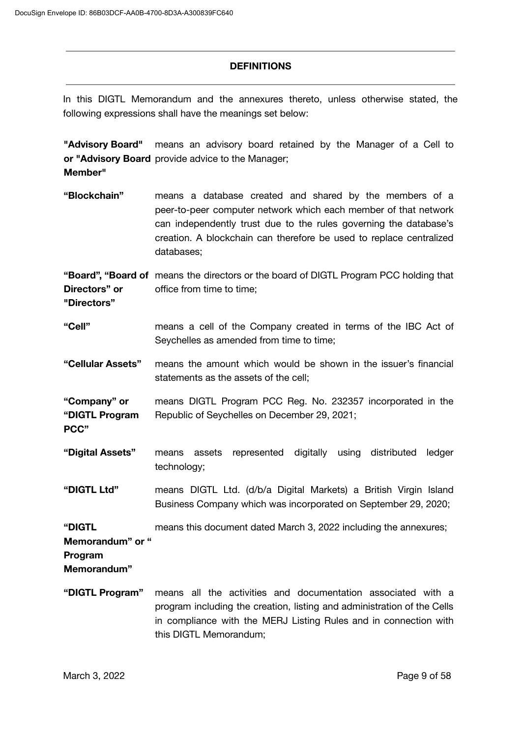## DEFINITIONS

In this DIGTL Memorandum and the annexures thereto, unless otherwise stated, the following expressions shall have the meanings set below:

| Term | Meaning |
|---|---|
| **"Advisory Board" or "Advisory Board Member"** | means an advisory board retained by the Manager of a Cell to provide advice to the Manager; |
| **"Blockchain"** | means a database created and shared by the members of a peer-to-peer computer network which each member of that network can independently trust due to the rules governing the database's creation. A blockchain can therefore be used to replace centralized databases; |
| **"Board", "Board of Directors" or "Directors"** | means the directors or the board of DIGTL Program PCC holding that office from time to time; |
| **"Cell"** | means a cell of the Company created in terms of the IBC Act of Seychelles as amended from time to time; |
| **"Cellular Assets"** | means the amount which would be shown in the issuer's financial statements as the assets of the cell; |
| **"Company" or "DIGTL Program PCC"** | means DIGTL Program PCC Reg. No. 232357 incorporated in the Republic of Seychelles on December 29, 2021; |
| **"Digital Assets"** | means assets represented digitally using distributed ledger technology; |
| **"DIGTL Ltd"** | means DIGTL Ltd. (d/b/a Digital Markets) a British Virgin Island Business Company which was incorporated on September 29, 2020; |
| **"DIGTL Memorandum" or " Program Memorandum"** | means this document dated March 3, 2022 including the annexures; |
| **"DIGTL Program"** | means all the activities and documentation associated with a program including the creation, listing and administration of the Cells in compliance with the MERJ Listing Rules and in connection with this DIGTL Memorandum; |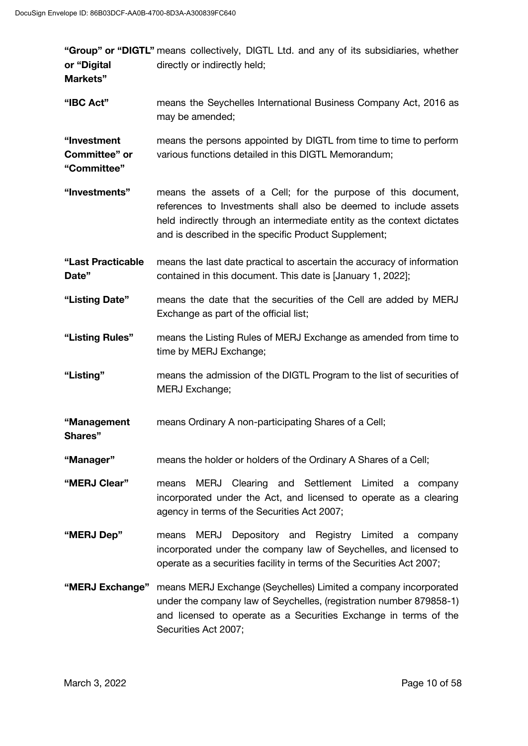| | |
|---|---|
| **"Group" or "DIGTL" or "Digital Markets"** | means collectively, DIGTL Ltd. and any of its subsidiaries, whether directly or indirectly held; |
| **"IBC Act"** | means the Seychelles International Business Company Act, 2016 as may be amended; |
| **"Investment Committee" or "Committee"** | means the persons appointed by DIGTL from time to time to perform various functions detailed in this DIGTL Memorandum; |
| **"Investments"** | means the assets of a Cell; for the purpose of this document, references to Investments shall also be deemed to include assets held indirectly through an intermediate entity as the context dictates and is described in the specific Product Supplement; |
| **"Last Practicable Date"** | means the last date practical to ascertain the accuracy of information contained in this document. This date is [January 1, 2022]; |
| **"Listing Date"** | means the date that the securities of the Cell are added by MERJ Exchange as part of the official list; |
| **"Listing Rules"** | means the Listing Rules of MERJ Exchange as amended from time to time by MERJ Exchange; |
| **"Listing"** | means the admission of the DIGTL Program to the list of securities of MERJ Exchange; |
| **"Management Shares"** | means Ordinary A non-participating Shares of a Cell; |
| **"Manager"** | means the holder or holders of the Ordinary A Shares of a Cell; |
| **"MERJ Clear"** | means MERJ Clearing and Settlement Limited a company incorporated under the Act, and licensed to operate as a clearing agency in terms of the Securities Act 2007; |
| **"MERJ Dep"** | means MERJ Depository and Registry Limited a company incorporated under the company law of Seychelles, and licensed to operate as a securities facility in terms of the Securities Act 2007; |
| **"MERJ Exchange"** | means MERJ Exchange (Seychelles) Limited a company incorporated under the company law of Seychelles, (registration number 879858-1) and licensed to operate as a Securities Exchange in terms of the Securities Act 2007; |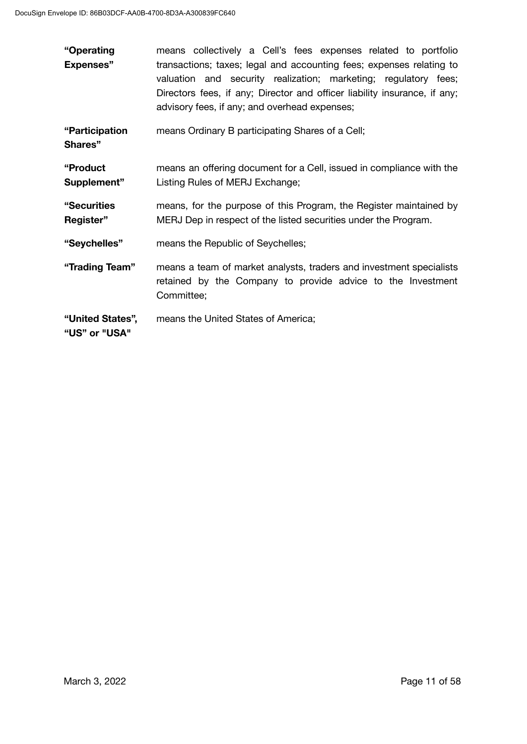| | |
|---|---|
| **"Operating Expenses"** | means collectively a Cell's fees expenses related to portfolio transactions; taxes; legal and accounting fees; expenses relating to valuation and security realization; marketing; regulatory fees; Directors fees, if any; Director and officer liability insurance, if any; advisory fees, if any; and overhead expenses; |
| **"Participation Shares"** | means Ordinary B participating Shares of a Cell; |
| **"Product Supplement"** | means an offering document for a Cell, issued in compliance with the Listing Rules of MERJ Exchange; |
| **"Securities Register"** | means, for the purpose of this Program, the Register maintained by MERJ Dep in respect of the listed securities under the Program. |
| **"Seychelles"** | means the Republic of Seychelles; |
| **"Trading Team"** | means a team of market analysts, traders and investment specialists retained by the Company to provide advice to the Investment Committee; |
| **"United States", "US" or "USA"** | means the United States of America; |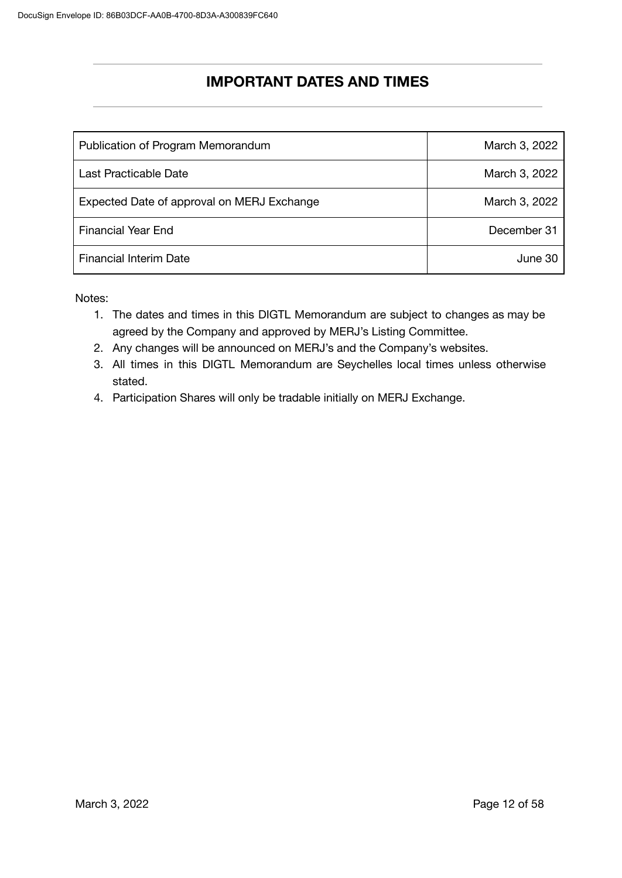# IMPORTANT DATES AND TIMES

| | |
|---|---|
| Publication of Program Memorandum | March 3, 2022 |
| Last Practicable Date | March 3, 2022 |
| Expected Date of approval on MERJ Exchange | March 3, 2022 |
| Financial Year End | December 31 |
| Financial Interim Date | June 30 |

Notes:

1. The dates and times in this DIGTL Memorandum are subject to changes as may be agreed by the Company and approved by MERJ's Listing Committee.
2. Any changes will be announced on MERJ's and the Company's websites.
3. All times in this DIGTL Memorandum are Seychelles local times unless otherwise stated.
4. Participation Shares will only be tradable initially on MERJ Exchange.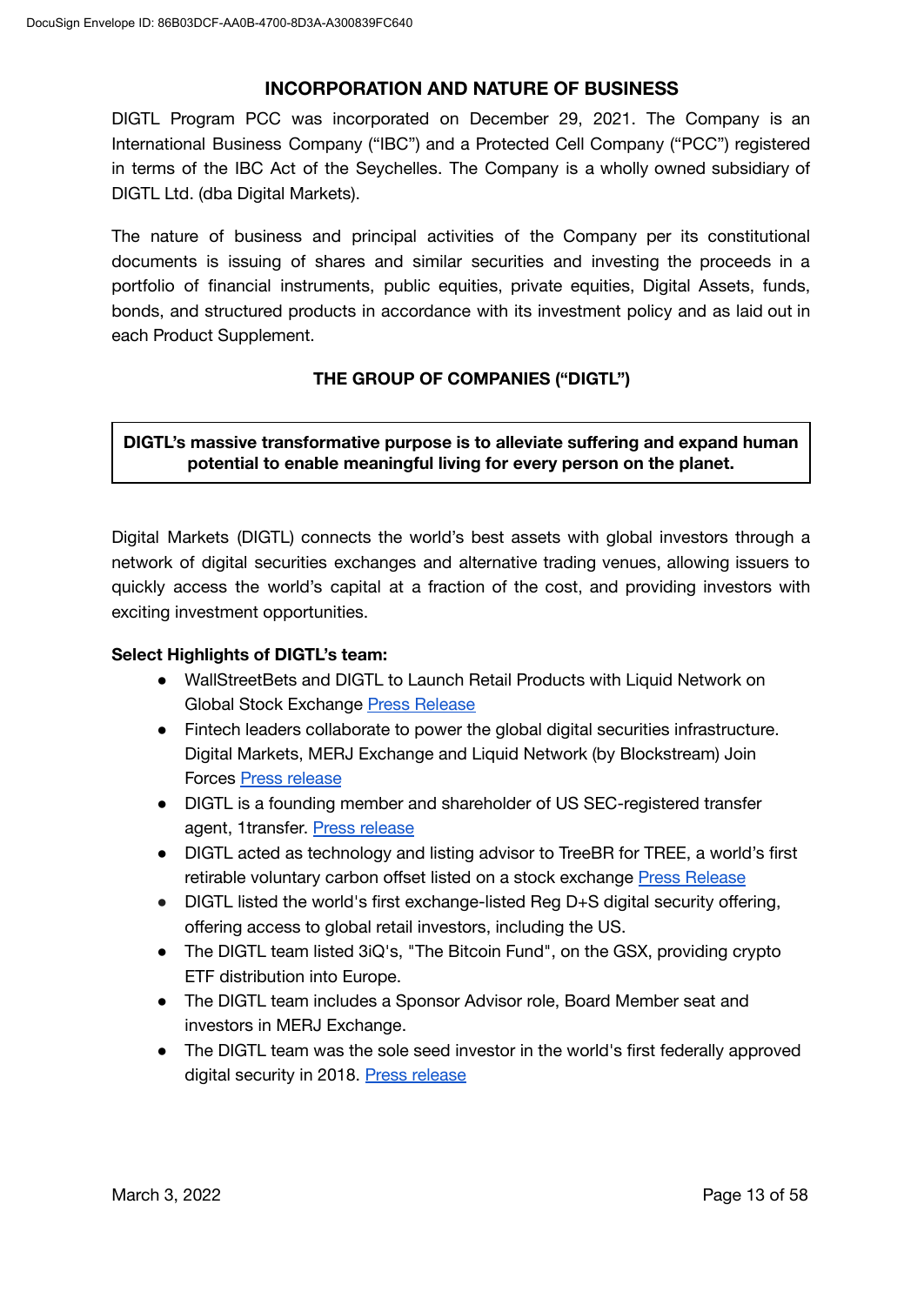## INCORPORATION AND NATURE OF BUSINESS

DIGTL Program PCC was incorporated on December 29, 2021. The Company is an International Business Company ("IBC") and a Protected Cell Company ("PCC") registered in terms of the IBC Act of the Seychelles. The Company is a wholly owned subsidiary of DIGTL Ltd. (dba Digital Markets).

The nature of business and principal activities of the Company per its constitutional documents is issuing of shares and similar securities and investing the proceeds in a portfolio of financial instruments, public equities, private equities, Digital Assets, funds, bonds, and structured products in accordance with its investment policy and as laid out in each Product Supplement.

## THE GROUP OF COMPANIES ("DIGTL")

**DIGTL's massive transformative purpose is to alleviate suffering and expand human potential to enable meaningful living for every person on the planet.**

Digital Markets (DIGTL) connects the world's best assets with global investors through a network of digital securities exchanges and alternative trading venues, allowing issuers to quickly access the world's capital at a fraction of the cost, and providing investors with exciting investment opportunities.

**Select Highlights of DIGTL's team:**

- WallStreetBets and DIGTL to Launch Retail Products with Liquid Network on Global Stock Exchange Press Release
- Fintech leaders collaborate to power the global digital securities infrastructure. Digital Markets, MERJ Exchange and Liquid Network (by Blockstream) Join Forces Press release
- DIGTL is a founding member and shareholder of US SEC-registered transfer agent, 1transfer. Press release
- DIGTL acted as technology and listing advisor to TreeBR for TREE, a world's first retirable voluntary carbon offset listed on a stock exchange Press Release
- DIGTL listed the world's first exchange-listed Reg D+S digital security offering, offering access to global retail investors, including the US.
- The DIGTL team listed 3iQ's, "The Bitcoin Fund", on the GSX, providing crypto ETF distribution into Europe.
- The DIGTL team includes a Sponsor Advisor role, Board Member seat and investors in MERJ Exchange.
- The DIGTL team was the sole seed investor in the world's first federally approved digital security in 2018. Press release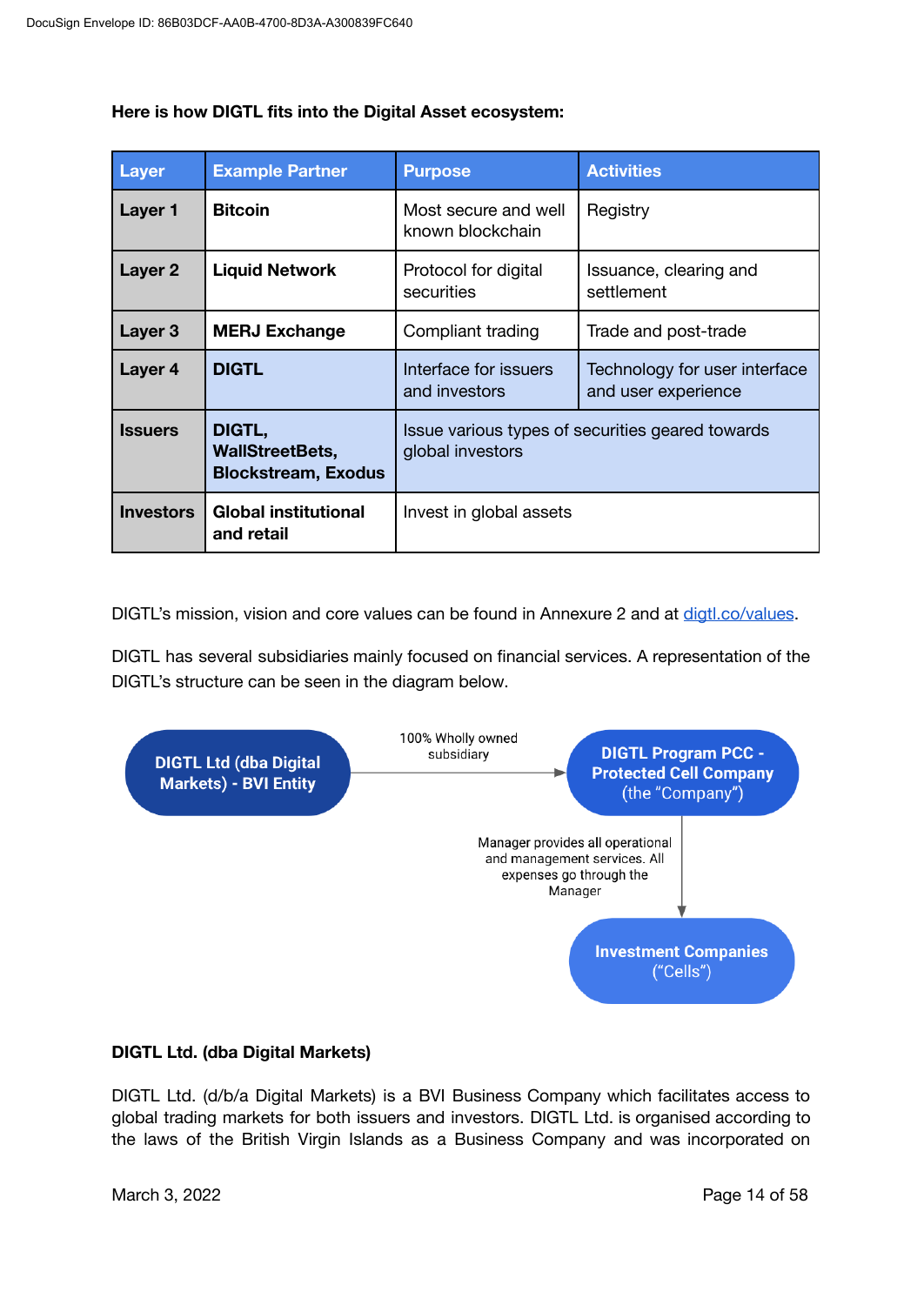**Here is how DIGTL fits into the Digital Asset ecosystem:**

| Layer | Example Partner | Purpose | Activities |
|---|---|---|---|
| **Layer 1** | **Bitcoin** | Most secure and well known blockchain | Registry |
| **Layer 2** | **Liquid Network** | Protocol for digital securities | Issuance, clearing and settlement |
| **Layer 3** | **MERJ Exchange** | Compliant trading | Trade and post-trade |
| **Layer 4** | **DIGTL** | Interface for issuers and investors | Technology for user interface and user experience |
| **Issuers** | **DIGTL, WallStreetBets, Blockstream, Exodus** | Issue various types of securities geared towards global investors | |
| **Investors** | **Global institutional and retail** | Invest in global assets | |

DIGTL's mission, vision and core values can be found in Annexure 2 and at digtl.co/values.

DIGTL has several subsidiaries mainly focused on financial services. A representation of the DIGTL's structure can be seen in the diagram below.

DIGTL Ltd (dba Digital Markets) - BVI Entity → (100% Wholly owned subsidiary) → DIGTL Program PCC - Protected Cell Company (the "Company") → (Manager provides all operational and management services. All expenses go through the Manager) → Investment Companies ("Cells")

**DIGTL Ltd. (dba Digital Markets)**

DIGTL Ltd. (d/b/a Digital Markets) is a BVI Business Company which facilitates access to global trading markets for both issuers and investors. DIGTL Ltd. is organised according to the laws of the British Virgin Islands as a Business Company and was incorporated on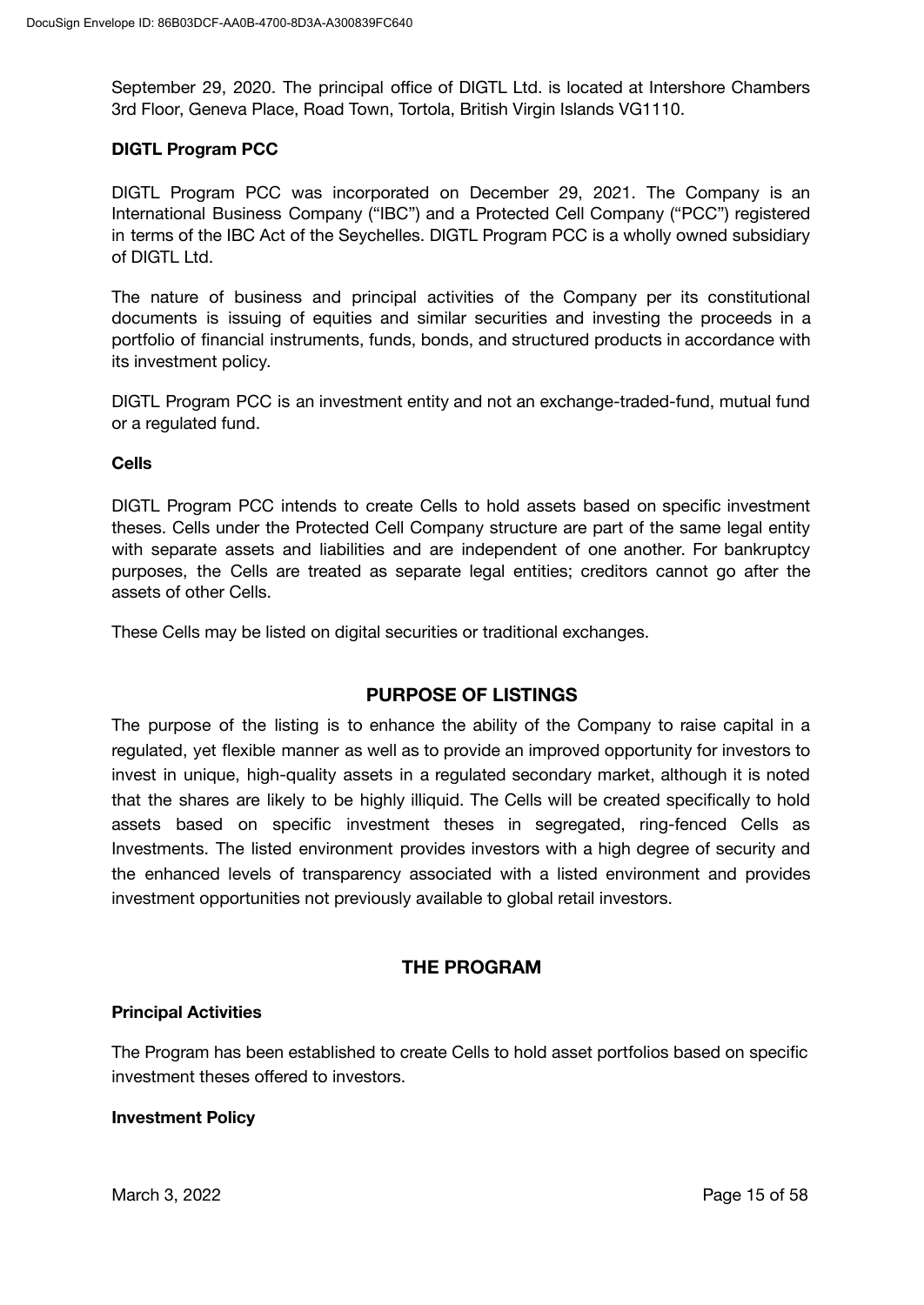September 29, 2020. The principal office of DIGTL Ltd. is located at Intershore Chambers 3rd Floor, Geneva Place, Road Town, Tortola, British Virgin Islands VG1110.

**DIGTL Program PCC**

DIGTL Program PCC was incorporated on December 29, 2021. The Company is an International Business Company ("IBC") and a Protected Cell Company ("PCC") registered in terms of the IBC Act of the Seychelles. DIGTL Program PCC is a wholly owned subsidiary of DIGTL Ltd.

The nature of business and principal activities of the Company per its constitutional documents is issuing of equities and similar securities and investing the proceeds in a portfolio of financial instruments, funds, bonds, and structured products in accordance with its investment policy.

DIGTL Program PCC is an investment entity and not an exchange-traded-fund, mutual fund or a regulated fund.

**Cells**

DIGTL Program PCC intends to create Cells to hold assets based on specific investment theses. Cells under the Protected Cell Company structure are part of the same legal entity with separate assets and liabilities and are independent of one another. For bankruptcy purposes, the Cells are treated as separate legal entities; creditors cannot go after the assets of other Cells.

These Cells may be listed on digital securities or traditional exchanges.

## PURPOSE OF LISTINGS

The purpose of the listing is to enhance the ability of the Company to raise capital in a regulated, yet flexible manner as well as to provide an improved opportunity for investors to invest in unique, high-quality assets in a regulated secondary market, although it is noted that the shares are likely to be highly illiquid. The Cells will be created specifically to hold assets based on specific investment theses in segregated, ring-fenced Cells as Investments. The listed environment provides investors with a high degree of security and the enhanced levels of transparency associated with a listed environment and provides investment opportunities not previously available to global retail investors.

## THE PROGRAM

**Principal Activities**

The Program has been established to create Cells to hold asset portfolios based on specific investment theses offered to investors.

**Investment Policy**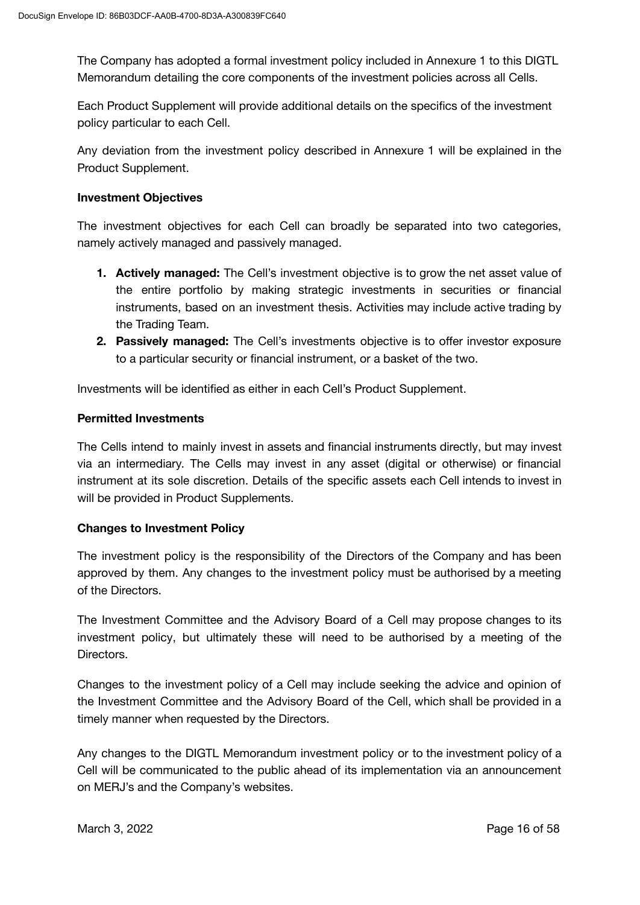The Company has adopted a formal investment policy included in Annexure 1 to this DIGTL Memorandum detailing the core components of the investment policies across all Cells.

Each Product Supplement will provide additional details on the specifics of the investment policy particular to each Cell.

Any deviation from the investment policy described in Annexure 1 will be explained in the Product Supplement.

**Investment Objectives**

The investment objectives for each Cell can broadly be separated into two categories, namely actively managed and passively managed.

1. **Actively managed:** The Cell's investment objective is to grow the net asset value of the entire portfolio by making strategic investments in securities or financial instruments, based on an investment thesis. Activities may include active trading by the Trading Team.
2. **Passively managed:** The Cell's investments objective is to offer investor exposure to a particular security or financial instrument, or a basket of the two.

Investments will be identified as either in each Cell's Product Supplement.

**Permitted Investments**

The Cells intend to mainly invest in assets and financial instruments directly, but may invest via an intermediary. The Cells may invest in any asset (digital or otherwise) or financial instrument at its sole discretion. Details of the specific assets each Cell intends to invest in will be provided in Product Supplements.

**Changes to Investment Policy**

The investment policy is the responsibility of the Directors of the Company and has been approved by them. Any changes to the investment policy must be authorised by a meeting of the Directors.

The Investment Committee and the Advisory Board of a Cell may propose changes to its investment policy, but ultimately these will need to be authorised by a meeting of the Directors.

Changes to the investment policy of a Cell may include seeking the advice and opinion of the Investment Committee and the Advisory Board of the Cell, which shall be provided in a timely manner when requested by the Directors.

Any changes to the DIGTL Memorandum investment policy or to the investment policy of a Cell will be communicated to the public ahead of its implementation via an announcement on MERJ's and the Company's websites.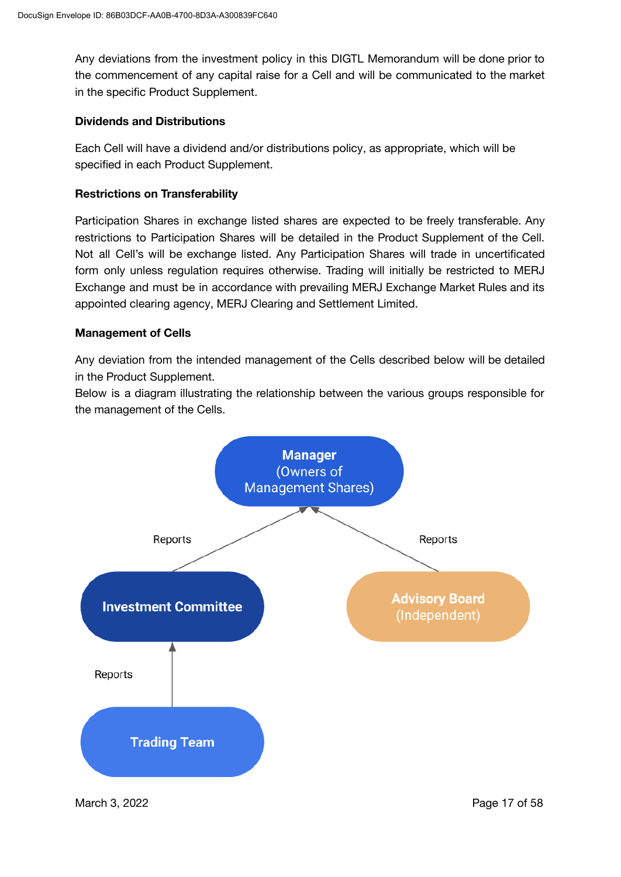Any deviations from the investment policy in this DIGTL Memorandum will be done prior to the commencement of any capital raise for a Cell and will be communicated to the market in the specific Product Supplement.

**Dividends and Distributions**

Each Cell will have a dividend and/or distributions policy, as appropriate, which will be specified in each Product Supplement.

**Restrictions on Transferability**

Participation Shares in exchange listed shares are expected to be freely transferable. Any restrictions to Participation Shares will be detailed in the Product Supplement of the Cell. Not all Cell's will be exchange listed. Any Participation Shares will trade in uncertificated form only unless regulation requires otherwise. Trading will initially be restricted to MERJ Exchange and must be in accordance with prevailing MERJ Exchange Market Rules and its appointed clearing agency, MERJ Clearing and Settlement Limited.

**Management of Cells**

Any deviation from the intended management of the Cells described below will be detailed in the Product Supplement.
Below is a diagram illustrating the relationship between the various groups responsible for the management of the Cells.

**Manager**
(Owners of Management Shares)

Reports — Reports

**Investment Committee** — **Advisory Board** (Independent)

Reports

**Trading Team**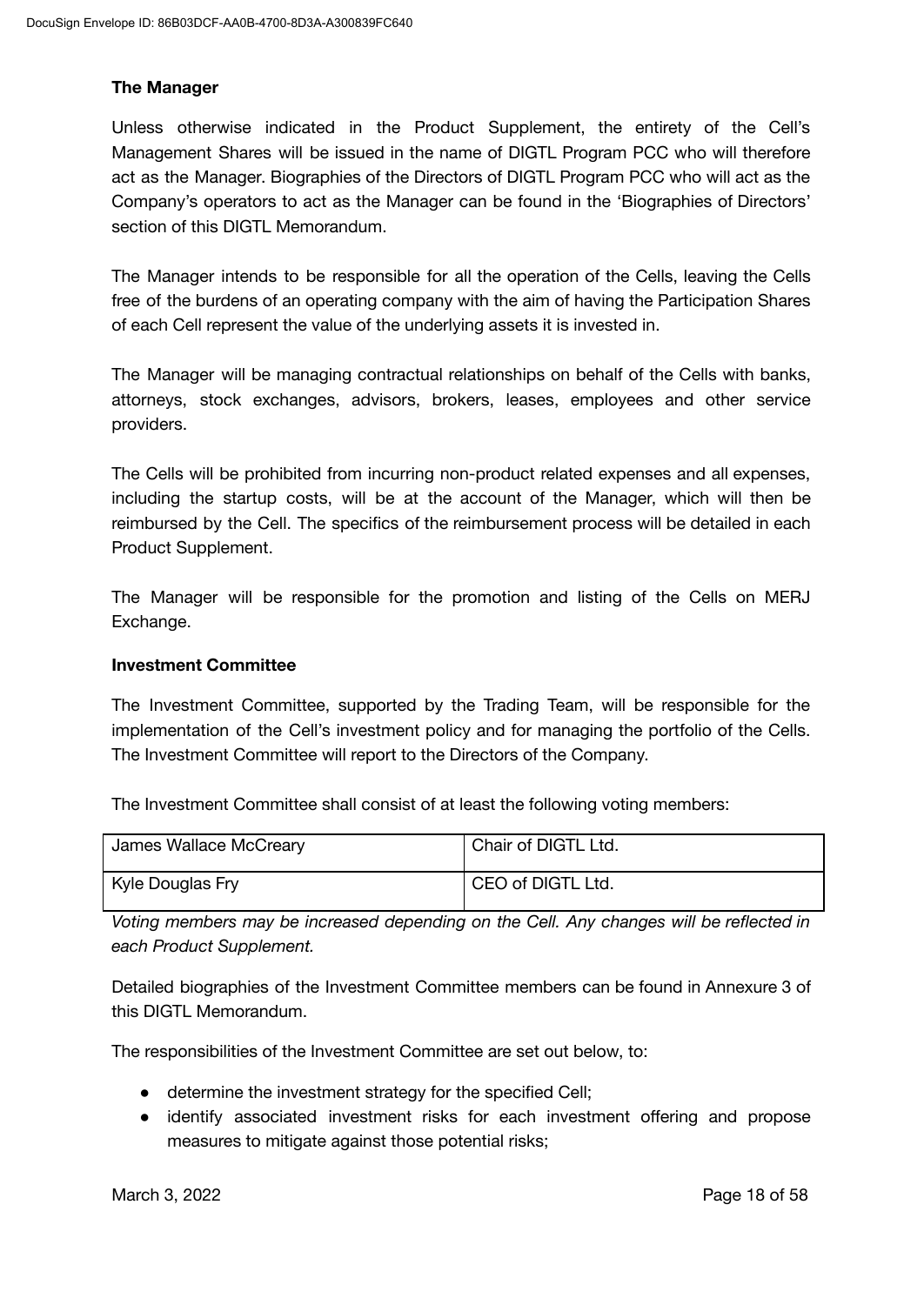**The Manager**

Unless otherwise indicated in the Product Supplement, the entirety of the Cell's Management Shares will be issued in the name of DIGTL Program PCC who will therefore act as the Manager. Biographies of the Directors of DIGTL Program PCC who will act as the Company's operators to act as the Manager can be found in the 'Biographies of Directors' section of this DIGTL Memorandum.

The Manager intends to be responsible for all the operation of the Cells, leaving the Cells free of the burdens of an operating company with the aim of having the Participation Shares of each Cell represent the value of the underlying assets it is invested in.

The Manager will be managing contractual relationships on behalf of the Cells with banks, attorneys, stock exchanges, advisors, brokers, leases, employees and other service providers.

The Cells will be prohibited from incurring non-product related expenses and all expenses, including the startup costs, will be at the account of the Manager, which will then be reimbursed by the Cell. The specifics of the reimbursement process will be detailed in each Product Supplement.

The Manager will be responsible for the promotion and listing of the Cells on MERJ Exchange.

**Investment Committee**

The Investment Committee, supported by the Trading Team, will be responsible for the implementation of the Cell's investment policy and for managing the portfolio of the Cells. The Investment Committee will report to the Directors of the Company.

The Investment Committee shall consist of at least the following voting members:

| | |
|---|---|
| James Wallace McCreary | Chair of DIGTL Ltd. |
| Kyle Douglas Fry | CEO of DIGTL Ltd. |

*Voting members may be increased depending on the Cell. Any changes will be reflected in each Product Supplement.*

Detailed biographies of the Investment Committee members can be found in Annexure 3 of this DIGTL Memorandum.

The responsibilities of the Investment Committee are set out below, to:

- determine the investment strategy for the specified Cell;
- identify associated investment risks for each investment offering and propose measures to mitigate against those potential risks;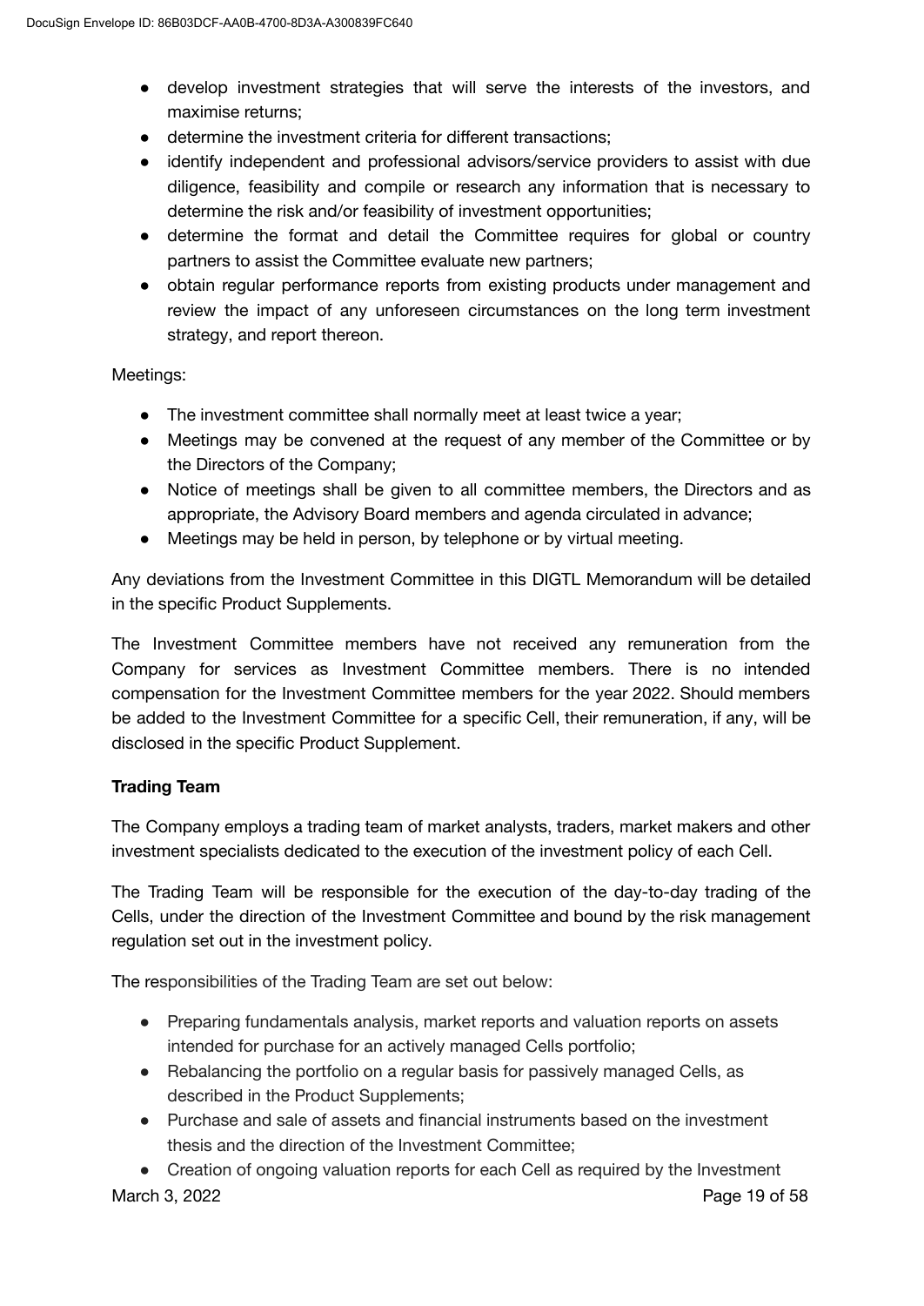- develop investment strategies that will serve the interests of the investors, and maximise returns;
- determine the investment criteria for different transactions;
- identify independent and professional advisors/service providers to assist with due diligence, feasibility and compile or research any information that is necessary to determine the risk and/or feasibility of investment opportunities;
- determine the format and detail the Committee requires for global or country partners to assist the Committee evaluate new partners;
- obtain regular performance reports from existing products under management and review the impact of any unforeseen circumstances on the long term investment strategy, and report thereon.

Meetings:

- The investment committee shall normally meet at least twice a year;
- Meetings may be convened at the request of any member of the Committee or by the Directors of the Company;
- Notice of meetings shall be given to all committee members, the Directors and as appropriate, the Advisory Board members and agenda circulated in advance;
- Meetings may be held in person, by telephone or by virtual meeting.

Any deviations from the Investment Committee in this DIGTL Memorandum will be detailed in the specific Product Supplements.

The Investment Committee members have not received any remuneration from the Company for services as Investment Committee members. There is no intended compensation for the Investment Committee members for the year 2022. Should members be added to the Investment Committee for a specific Cell, their remuneration, if any, will be disclosed in the specific Product Supplement.

**Trading Team**

The Company employs a trading team of market analysts, traders, market makers and other investment specialists dedicated to the execution of the investment policy of each Cell.

The Trading Team will be responsible for the execution of the day-to-day trading of the Cells, under the direction of the Investment Committee and bound by the risk management regulation set out in the investment policy.

The responsibilities of the Trading Team are set out below:

- Preparing fundamentals analysis, market reports and valuation reports on assets intended for purchase for an actively managed Cells portfolio;
- Rebalancing the portfolio on a regular basis for passively managed Cells, as described in the Product Supplements;
- Purchase and sale of assets and financial instruments based on the investment thesis and the direction of the Investment Committee;
- Creation of ongoing valuation reports for each Cell as required by the Investment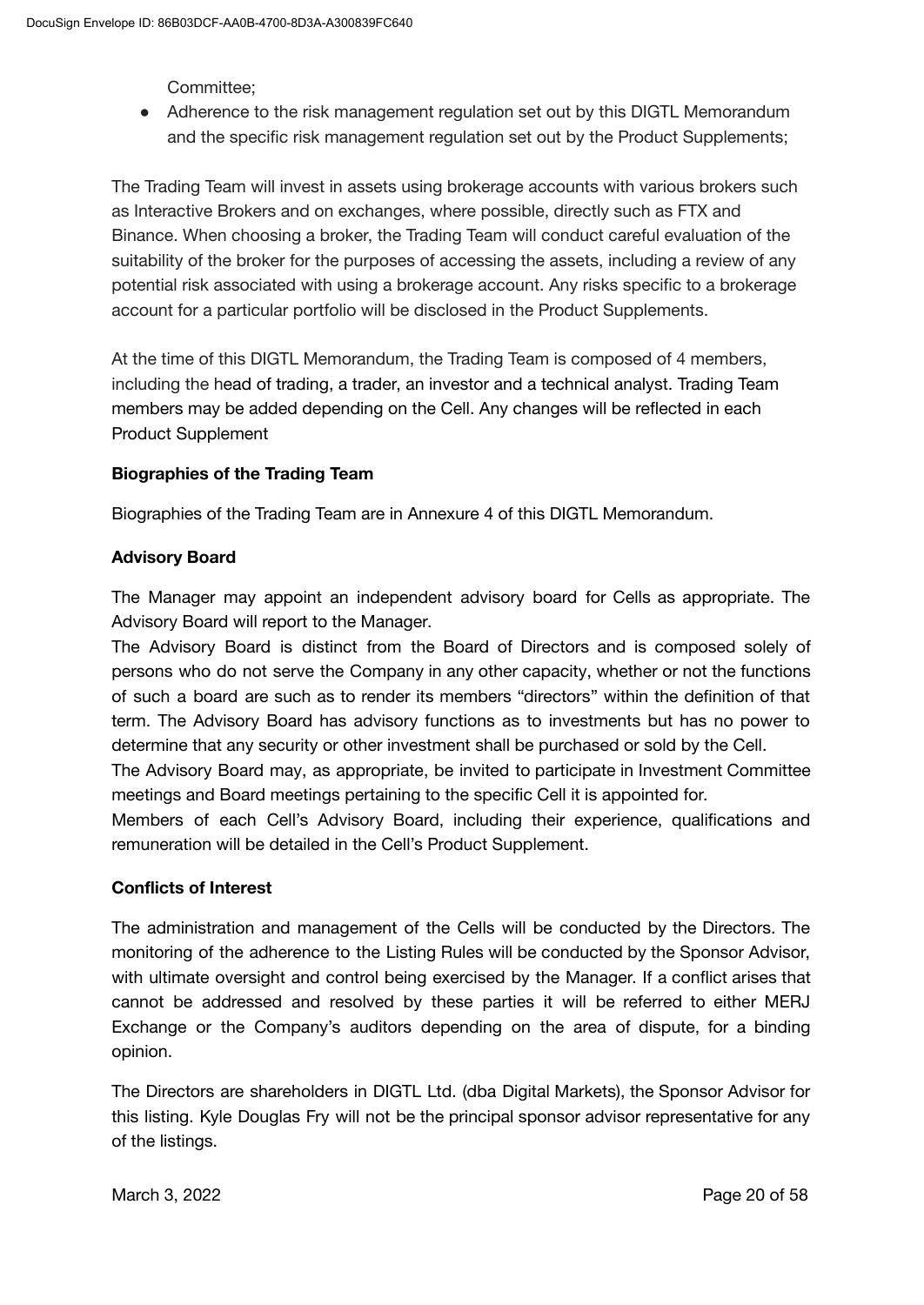Committee;

- Adherence to the risk management regulation set out by this DIGTL Memorandum and the specific risk management regulation set out by the Product Supplements;

The Trading Team will invest in assets using brokerage accounts with various brokers such as Interactive Brokers and on exchanges, where possible, directly such as FTX and Binance. When choosing a broker, the Trading Team will conduct careful evaluation of the suitability of the broker for the purposes of accessing the assets, including a review of any potential risk associated with using a brokerage account. Any risks specific to a brokerage account for a particular portfolio will be disclosed in the Product Supplements.

At the time of this DIGTL Memorandum, the Trading Team is composed of 4 members, including the head of trading, a trader, an investor and a technical analyst. Trading Team members may be added depending on the Cell. Any changes will be reflected in each Product Supplement

**Biographies of the Trading Team**

Biographies of the Trading Team are in Annexure 4 of this DIGTL Memorandum.

**Advisory Board**

The Manager may appoint an independent advisory board for Cells as appropriate. The Advisory Board will report to the Manager.

The Advisory Board is distinct from the Board of Directors and is composed solely of persons who do not serve the Company in any other capacity, whether or not the functions of such a board are such as to render its members "directors" within the definition of that term. The Advisory Board has advisory functions as to investments but has no power to determine that any security or other investment shall be purchased or sold by the Cell.

The Advisory Board may, as appropriate, be invited to participate in Investment Committee meetings and Board meetings pertaining to the specific Cell it is appointed for.

Members of each Cell's Advisory Board, including their experience, qualifications and remuneration will be detailed in the Cell's Product Supplement.

**Conflicts of Interest**

The administration and management of the Cells will be conducted by the Directors. The monitoring of the adherence to the Listing Rules will be conducted by the Sponsor Advisor, with ultimate oversight and control being exercised by the Manager. If a conflict arises that cannot be addressed and resolved by these parties it will be referred to either MERJ Exchange or the Company's auditors depending on the area of dispute, for a binding opinion.

The Directors are shareholders in DIGTL Ltd. (dba Digital Markets), the Sponsor Advisor for this listing. Kyle Douglas Fry will not be the principal sponsor advisor representative for any of the listings.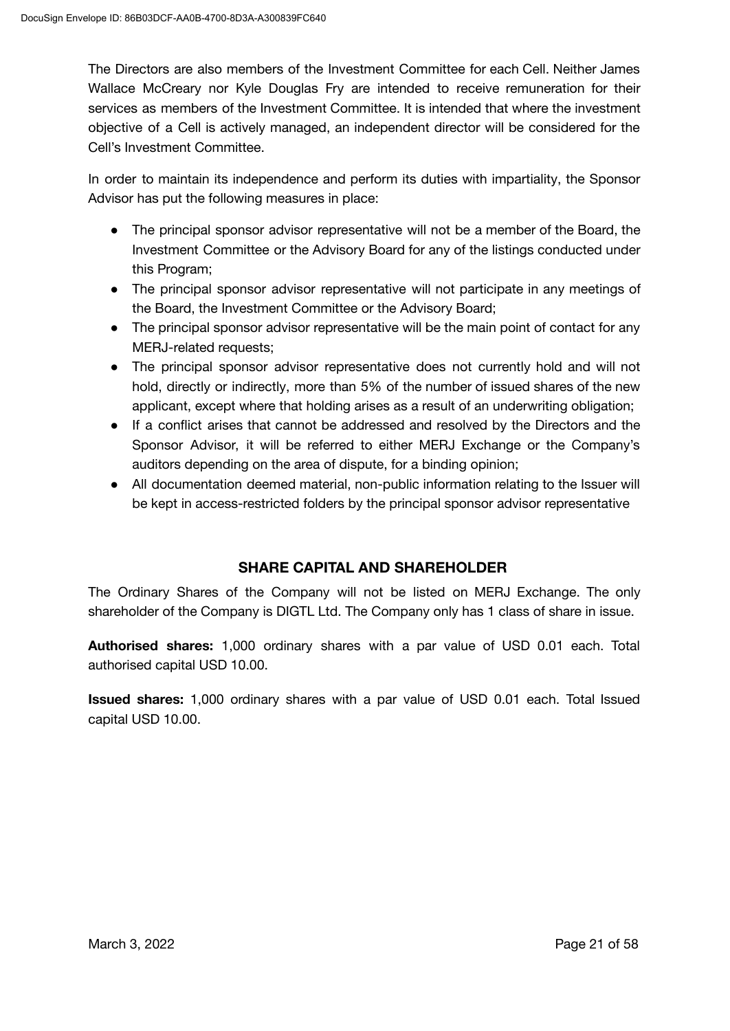The Directors are also members of the Investment Committee for each Cell. Neither James Wallace McCreary nor Kyle Douglas Fry are intended to receive remuneration for their services as members of the Investment Committee. It is intended that where the investment objective of a Cell is actively managed, an independent director will be considered for the Cell's Investment Committee.

In order to maintain its independence and perform its duties with impartiality, the Sponsor Advisor has put the following measures in place:

- The principal sponsor advisor representative will not be a member of the Board, the Investment Committee or the Advisory Board for any of the listings conducted under this Program;
- The principal sponsor advisor representative will not participate in any meetings of the Board, the Investment Committee or the Advisory Board;
- The principal sponsor advisor representative will be the main point of contact for any MERJ-related requests;
- The principal sponsor advisor representative does not currently hold and will not hold, directly or indirectly, more than 5% of the number of issued shares of the new applicant, except where that holding arises as a result of an underwriting obligation;
- If a conflict arises that cannot be addressed and resolved by the Directors and the Sponsor Advisor, it will be referred to either MERJ Exchange or the Company's auditors depending on the area of dispute, for a binding opinion;
- All documentation deemed material, non-public information relating to the Issuer will be kept in access-restricted folders by the principal sponsor advisor representative

## SHARE CAPITAL AND SHAREHOLDER

The Ordinary Shares of the Company will not be listed on MERJ Exchange. The only shareholder of the Company is DIGTL Ltd. The Company only has 1 class of share in issue.

**Authorised shares:** 1,000 ordinary shares with a par value of USD 0.01 each. Total authorised capital USD 10.00.

**Issued shares:** 1,000 ordinary shares with a par value of USD 0.01 each. Total Issued capital USD 10.00.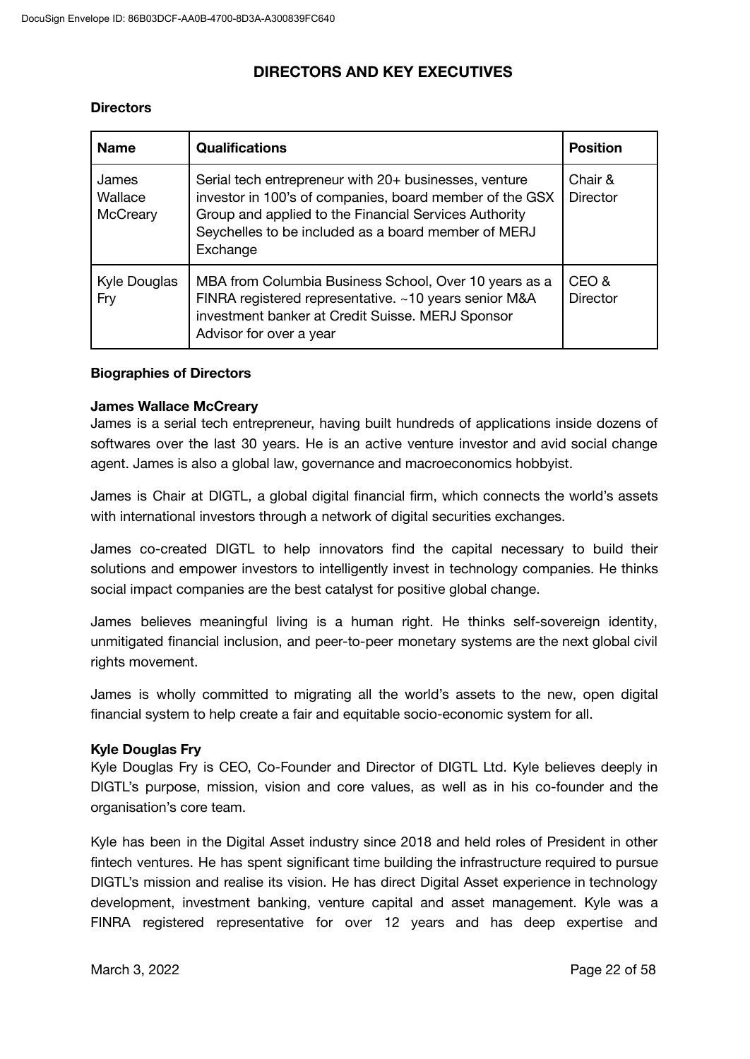# DIRECTORS AND KEY EXECUTIVES

**Directors**

| Name | Qualifications | Position |
|---|---|---|
| James Wallace McCreary | Serial tech entrepreneur with 20+ businesses, venture investor in 100's of companies, board member of the GSX Group and applied to the Financial Services Authority Seychelles to be included as a board member of MERJ Exchange | Chair & Director |
| Kyle Douglas Fry | MBA from Columbia Business School, Over 10 years as a FINRA registered representative. ~10 years senior M&A investment banker at Credit Suisse. MERJ Sponsor Advisor for over a year | CEO & Director |

**Biographies of Directors**

**James Wallace McCreary**

James is a serial tech entrepreneur, having built hundreds of applications inside dozens of softwares over the last 30 years. He is an active venture investor and avid social change agent. James is also a global law, governance and macroeconomics hobbyist.

James is Chair at DIGTL, a global digital financial firm, which connects the world's assets with international investors through a network of digital securities exchanges.

James co-created DIGTL to help innovators find the capital necessary to build their solutions and empower investors to intelligently invest in technology companies. He thinks social impact companies are the best catalyst for positive global change.

James believes meaningful living is a human right. He thinks self-sovereign identity, unmitigated financial inclusion, and peer-to-peer monetary systems are the next global civil rights movement.

James is wholly committed to migrating all the world's assets to the new, open digital financial system to help create a fair and equitable socio-economic system for all.

**Kyle Douglas Fry**

Kyle Douglas Fry is CEO, Co-Founder and Director of DIGTL Ltd. Kyle believes deeply in DIGTL's purpose, mission, vision and core values, as well as in his co-founder and the organisation's core team.

Kyle has been in the Digital Asset industry since 2018 and held roles of President in other fintech ventures. He has spent significant time building the infrastructure required to pursue DIGTL's mission and realise its vision. He has direct Digital Asset experience in technology development, investment banking, venture capital and asset management. Kyle was a FINRA registered representative for over 12 years and has deep expertise and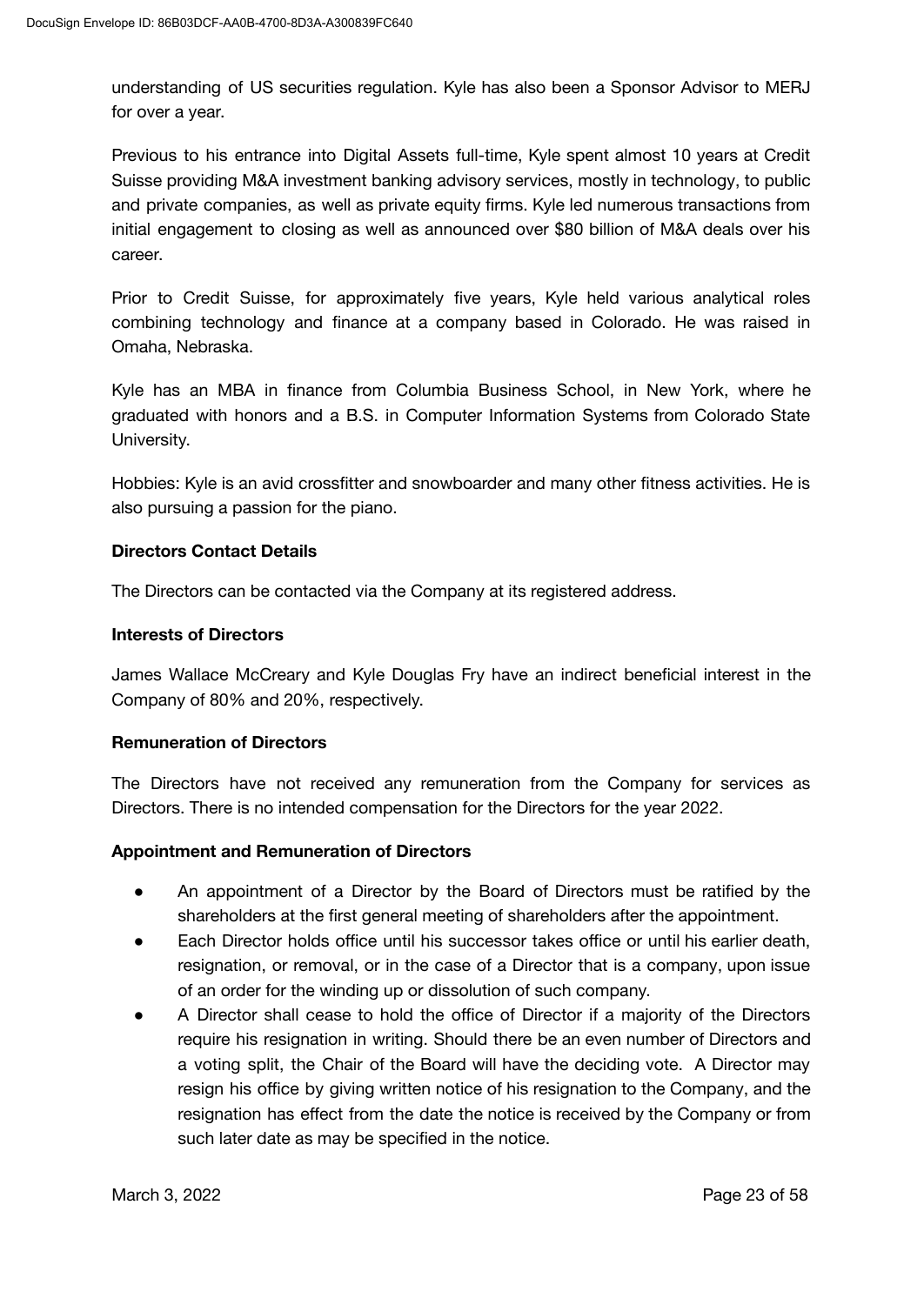understanding of US securities regulation. Kyle has also been a Sponsor Advisor to MERJ for over a year.

Previous to his entrance into Digital Assets full-time, Kyle spent almost 10 years at Credit Suisse providing M&A investment banking advisory services, mostly in technology, to public and private companies, as well as private equity firms. Kyle led numerous transactions from initial engagement to closing as well as announced over $80 billion of M&A deals over his career.

Prior to Credit Suisse, for approximately five years, Kyle held various analytical roles combining technology and finance at a company based in Colorado. He was raised in Omaha, Nebraska.

Kyle has an MBA in finance from Columbia Business School, in New York, where he graduated with honors and a B.S. in Computer Information Systems from Colorado State University.

Hobbies: Kyle is an avid crossfitter and snowboarder and many other fitness activities. He is also pursuing a passion for the piano.

**Directors Contact Details**

The Directors can be contacted via the Company at its registered address.

**Interests of Directors**

James Wallace McCreary and Kyle Douglas Fry have an indirect beneficial interest in the Company of 80% and 20%, respectively.

**Remuneration of Directors**

The Directors have not received any remuneration from the Company for services as Directors. There is no intended compensation for the Directors for the year 2022.

**Appointment and Remuneration of Directors**

- An appointment of a Director by the Board of Directors must be ratified by the shareholders at the first general meeting of shareholders after the appointment.
- Each Director holds office until his successor takes office or until his earlier death, resignation, or removal, or in the case of a Director that is a company, upon issue of an order for the winding up or dissolution of such company.
- A Director shall cease to hold the office of Director if a majority of the Directors require his resignation in writing. Should there be an even number of Directors and a voting split, the Chair of the Board will have the deciding vote. A Director may resign his office by giving written notice of his resignation to the Company, and the resignation has effect from the date the notice is received by the Company or from such later date as may be specified in the notice.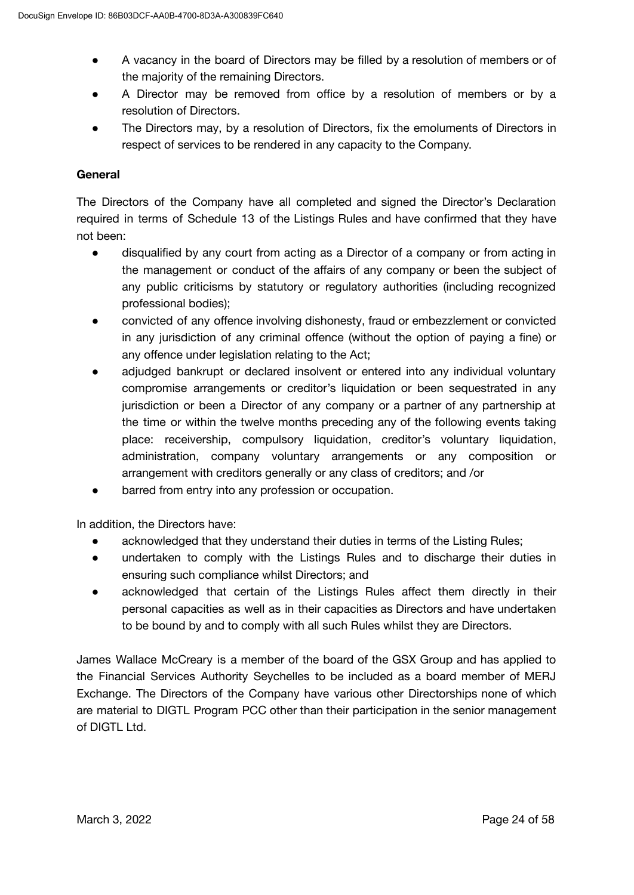- A vacancy in the board of Directors may be filled by a resolution of members or of the majority of the remaining Directors.
- A Director may be removed from office by a resolution of members or by a resolution of Directors.
- The Directors may, by a resolution of Directors, fix the emoluments of Directors in respect of services to be rendered in any capacity to the Company.

**General**

The Directors of the Company have all completed and signed the Director's Declaration required in terms of Schedule 13 of the Listings Rules and have confirmed that they have not been:

- disqualified by any court from acting as a Director of a company or from acting in the management or conduct of the affairs of any company or been the subject of any public criticisms by statutory or regulatory authorities (including recognized professional bodies);
- convicted of any offence involving dishonesty, fraud or embezzlement or convicted in any jurisdiction of any criminal offence (without the option of paying a fine) or any offence under legislation relating to the Act;
- adjudged bankrupt or declared insolvent or entered into any individual voluntary compromise arrangements or creditor's liquidation or been sequestrated in any jurisdiction or been a Director of any company or a partner of any partnership at the time or within the twelve months preceding any of the following events taking place: receivership, compulsory liquidation, creditor's voluntary liquidation, administration, company voluntary arrangements or any composition or arrangement with creditors generally or any class of creditors; and /or
- barred from entry into any profession or occupation.

In addition, the Directors have:

- acknowledged that they understand their duties in terms of the Listing Rules;
- undertaken to comply with the Listings Rules and to discharge their duties in ensuring such compliance whilst Directors; and
- acknowledged that certain of the Listings Rules affect them directly in their personal capacities as well as in their capacities as Directors and have undertaken to be bound by and to comply with all such Rules whilst they are Directors.

James Wallace McCreary is a member of the board of the GSX Group and has applied to the Financial Services Authority Seychelles to be included as a board member of MERJ Exchange. The Directors of the Company have various other Directorships none of which are material to DIGTL Program PCC other than their participation in the senior management of DIGTL Ltd.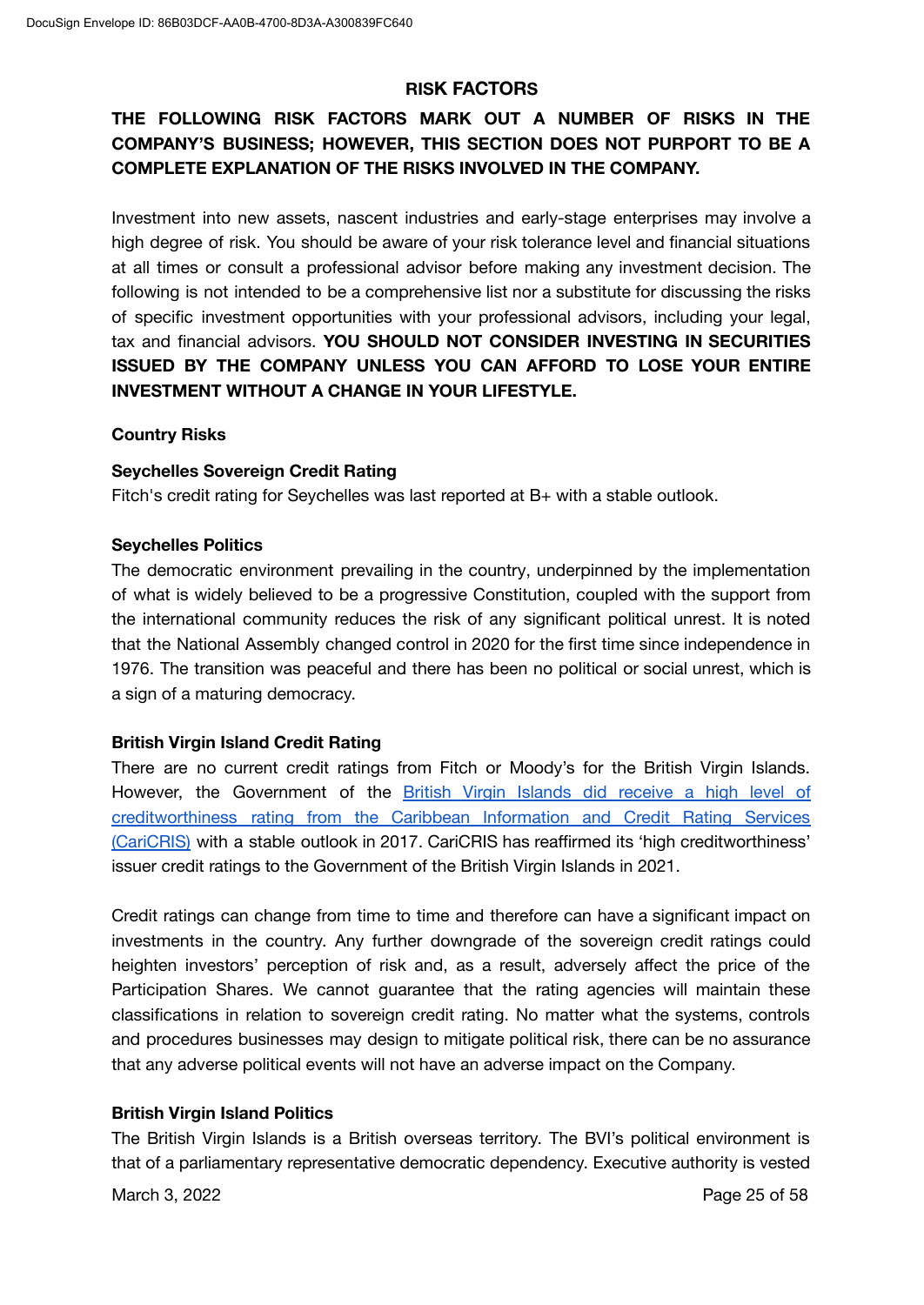## RISK FACTORS

**THE FOLLOWING RISK FACTORS MARK OUT A NUMBER OF RISKS IN THE COMPANY'S BUSINESS; HOWEVER, THIS SECTION DOES NOT PURPORT TO BE A COMPLETE EXPLANATION OF THE RISKS INVOLVED IN THE COMPANY.**

Investment into new assets, nascent industries and early-stage enterprises may involve a high degree of risk. You should be aware of your risk tolerance level and financial situations at all times or consult a professional advisor before making any investment decision. The following is not intended to be a comprehensive list nor a substitute for discussing the risks of specific investment opportunities with your professional advisors, including your legal, tax and financial advisors. **YOU SHOULD NOT CONSIDER INVESTING IN SECURITIES ISSUED BY THE COMPANY UNLESS YOU CAN AFFORD TO LOSE YOUR ENTIRE INVESTMENT WITHOUT A CHANGE IN YOUR LIFESTYLE.**

**Country Risks**

**Seychelles Sovereign Credit Rating**

Fitch's credit rating for Seychelles was last reported at B+ with a stable outlook.

**Seychelles Politics**

The democratic environment prevailing in the country, underpinned by the implementation of what is widely believed to be a progressive Constitution, coupled with the support from the international community reduces the risk of any significant political unrest. It is noted that the National Assembly changed control in 2020 for the first time since independence in 1976. The transition was peaceful and there has been no political or social unrest, which is a sign of a maturing democracy.

**British Virgin Island Credit Rating**

There are no current credit ratings from Fitch or Moody's for the British Virgin Islands. However, the Government of the British Virgin Islands did receive a high level of creditworthiness rating from the Caribbean Information and Credit Rating Services (CariCRIS) with a stable outlook in 2017. CariCRIS has reaffirmed its 'high creditworthiness' issuer credit ratings to the Government of the British Virgin Islands in 2021.

Credit ratings can change from time to time and therefore can have a significant impact on investments in the country. Any further downgrade of the sovereign credit ratings could heighten investors' perception of risk and, as a result, adversely affect the price of the Participation Shares. We cannot guarantee that the rating agencies will maintain these classifications in relation to sovereign credit rating. No matter what the systems, controls and procedures businesses may design to mitigate political risk, there can be no assurance that any adverse political events will not have an adverse impact on the Company.

**British Virgin Island Politics**

The British Virgin Islands is a British overseas territory. The BVI's political environment is that of a parliamentary representative democratic dependency. Executive authority is vested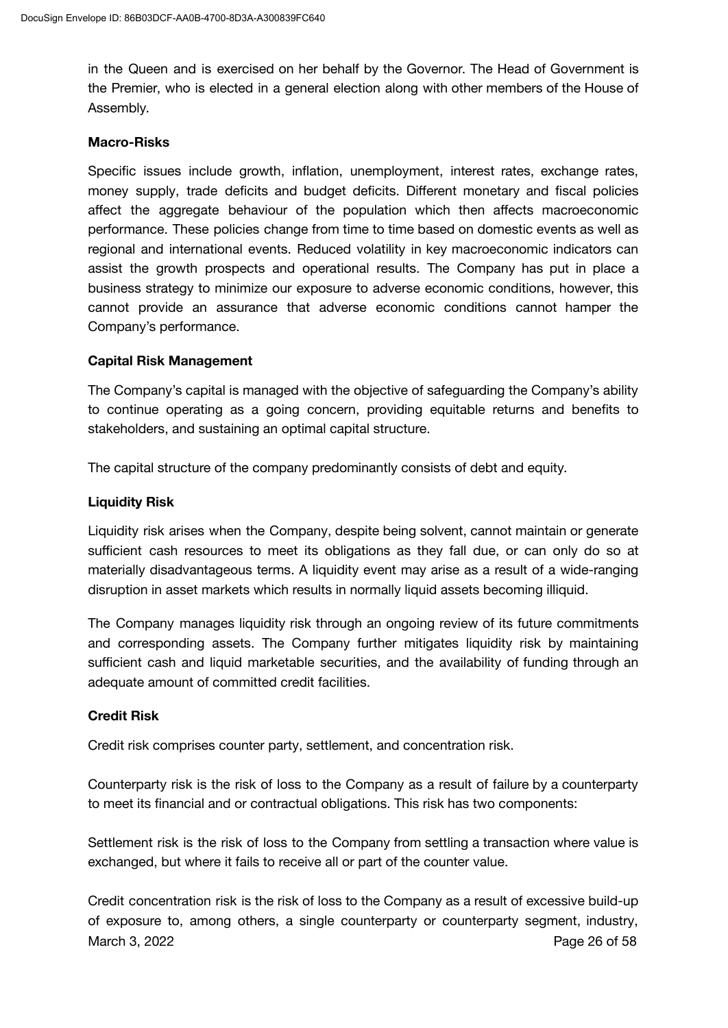in the Queen and is exercised on her behalf by the Governor. The Head of Government is the Premier, who is elected in a general election along with other members of the House of Assembly.

**Macro-Risks**

Specific issues include growth, inflation, unemployment, interest rates, exchange rates, money supply, trade deficits and budget deficits. Different monetary and fiscal policies affect the aggregate behaviour of the population which then affects macroeconomic performance. These policies change from time to time based on domestic events as well as regional and international events. Reduced volatility in key macroeconomic indicators can assist the growth prospects and operational results. The Company has put in place a business strategy to minimize our exposure to adverse economic conditions, however, this cannot provide an assurance that adverse economic conditions cannot hamper the Company's performance.

**Capital Risk Management**

The Company's capital is managed with the objective of safeguarding the Company's ability to continue operating as a going concern, providing equitable returns and benefits to stakeholders, and sustaining an optimal capital structure.

The capital structure of the company predominantly consists of debt and equity.

**Liquidity Risk**

Liquidity risk arises when the Company, despite being solvent, cannot maintain or generate sufficient cash resources to meet its obligations as they fall due, or can only do so at materially disadvantageous terms. A liquidity event may arise as a result of a wide-ranging disruption in asset markets which results in normally liquid assets becoming illiquid.

The Company manages liquidity risk through an ongoing review of its future commitments and corresponding assets. The Company further mitigates liquidity risk by maintaining sufficient cash and liquid marketable securities, and the availability of funding through an adequate amount of committed credit facilities.

**Credit Risk**

Credit risk comprises counter party, settlement, and concentration risk.

Counterparty risk is the risk of loss to the Company as a result of failure by a counterparty to meet its financial and or contractual obligations. This risk has two components:

Settlement risk is the risk of loss to the Company from settling a transaction where value is exchanged, but where it fails to receive all or part of the counter value.

Credit concentration risk is the risk of loss to the Company as a result of excessive build-up of exposure to, among others, a single counterparty or counterparty segment, industry,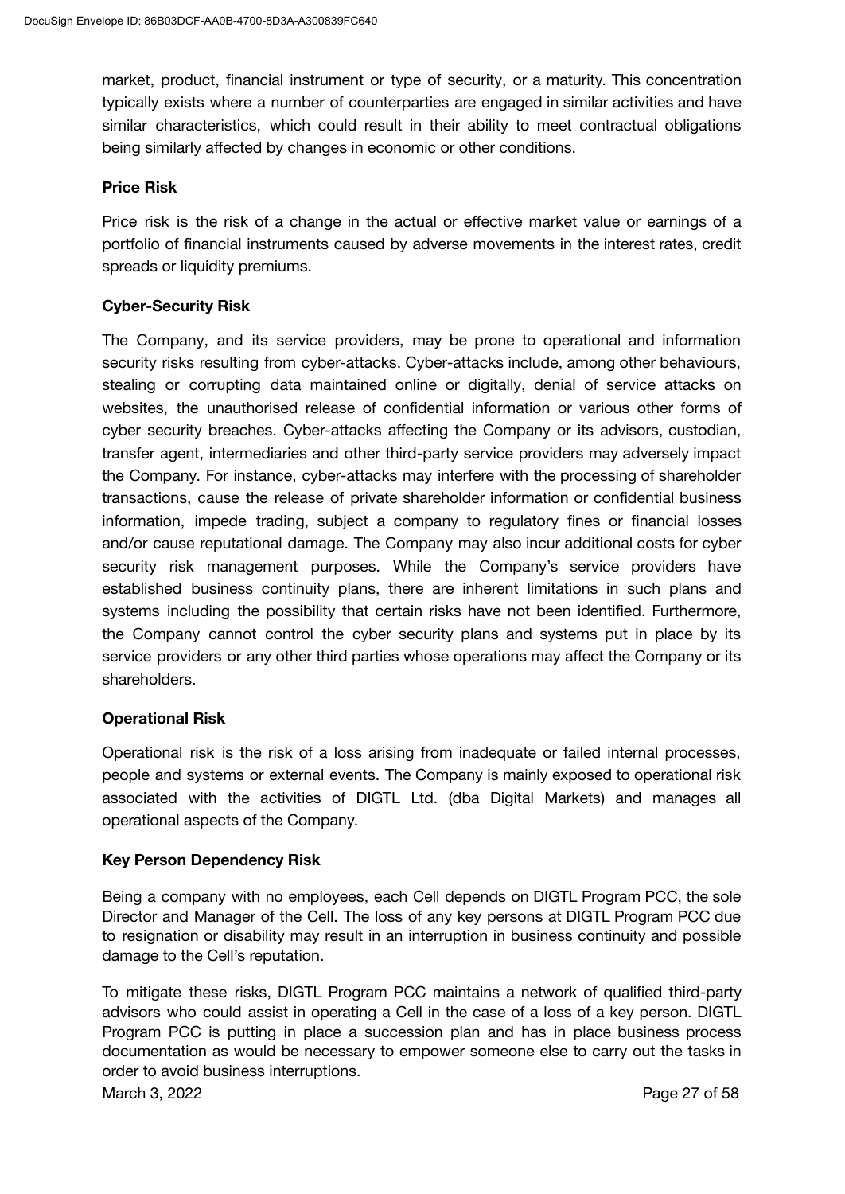market, product, financial instrument or type of security, or a maturity. This concentration typically exists where a number of counterparties are engaged in similar activities and have similar characteristics, which could result in their ability to meet contractual obligations being similarly affected by changes in economic or other conditions.

**Price Risk**

Price risk is the risk of a change in the actual or effective market value or earnings of a portfolio of financial instruments caused by adverse movements in the interest rates, credit spreads or liquidity premiums.

**Cyber-Security Risk**

The Company, and its service providers, may be prone to operational and information security risks resulting from cyber-attacks. Cyber-attacks include, among other behaviours, stealing or corrupting data maintained online or digitally, denial of service attacks on websites, the unauthorised release of confidential information or various other forms of cyber security breaches. Cyber-attacks affecting the Company or its advisors, custodian, transfer agent, intermediaries and other third-party service providers may adversely impact the Company. For instance, cyber-attacks may interfere with the processing of shareholder transactions, cause the release of private shareholder information or confidential business information, impede trading, subject a company to regulatory fines or financial losses and/or cause reputational damage. The Company may also incur additional costs for cyber security risk management purposes. While the Company's service providers have established business continuity plans, there are inherent limitations in such plans and systems including the possibility that certain risks have not been identified. Furthermore, the Company cannot control the cyber security plans and systems put in place by its service providers or any other third parties whose operations may affect the Company or its shareholders.

**Operational Risk**

Operational risk is the risk of a loss arising from inadequate or failed internal processes, people and systems or external events. The Company is mainly exposed to operational risk associated with the activities of DIGTL Ltd. (dba Digital Markets) and manages all operational aspects of the Company.

**Key Person Dependency Risk**

Being a company with no employees, each Cell depends on DIGTL Program PCC, the sole Director and Manager of the Cell. The loss of any key persons at DIGTL Program PCC due to resignation or disability may result in an interruption in business continuity and possible damage to the Cell's reputation.

To mitigate these risks, DIGTL Program PCC maintains a network of qualified third-party advisors who could assist in operating a Cell in the case of a loss of a key person. DIGTL Program PCC is putting in place a succession plan and has in place business process documentation as would be necessary to empower someone else to carry out the tasks in order to avoid business interruptions.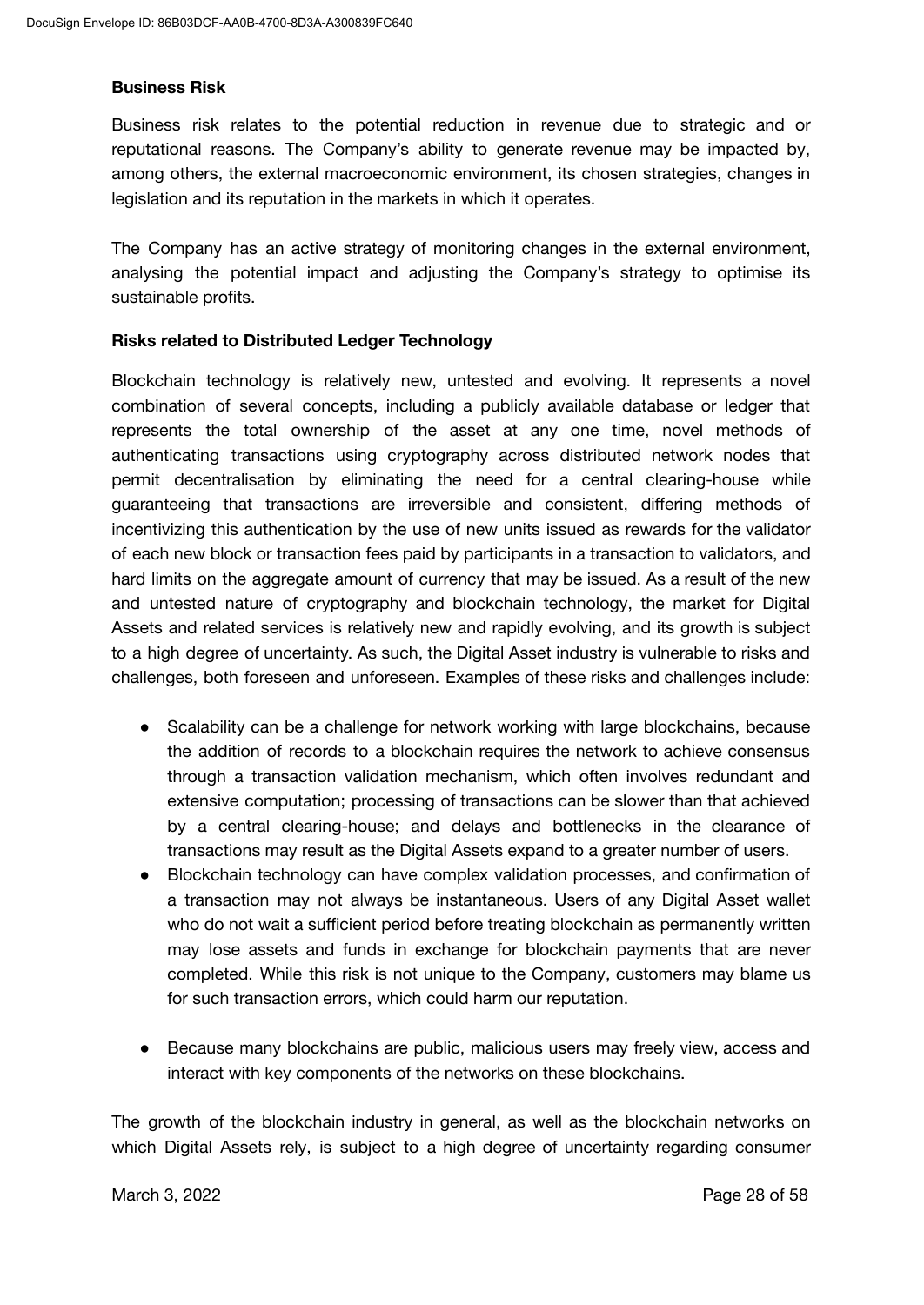**Business Risk**

Business risk relates to the potential reduction in revenue due to strategic and or reputational reasons. The Company's ability to generate revenue may be impacted by, among others, the external macroeconomic environment, its chosen strategies, changes in legislation and its reputation in the markets in which it operates.

The Company has an active strategy of monitoring changes in the external environment, analysing the potential impact and adjusting the Company's strategy to optimise its sustainable profits.

**Risks related to Distributed Ledger Technology**

Blockchain technology is relatively new, untested and evolving. It represents a novel combination of several concepts, including a publicly available database or ledger that represents the total ownership of the asset at any one time, novel methods of authenticating transactions using cryptography across distributed network nodes that permit decentralisation by eliminating the need for a central clearing-house while guaranteeing that transactions are irreversible and consistent, differing methods of incentivizing this authentication by the use of new units issued as rewards for the validator of each new block or transaction fees paid by participants in a transaction to validators, and hard limits on the aggregate amount of currency that may be issued. As a result of the new and untested nature of cryptography and blockchain technology, the market for Digital Assets and related services is relatively new and rapidly evolving, and its growth is subject to a high degree of uncertainty. As such, the Digital Asset industry is vulnerable to risks and challenges, both foreseen and unforeseen. Examples of these risks and challenges include:

- Scalability can be a challenge for network working with large blockchains, because the addition of records to a blockchain requires the network to achieve consensus through a transaction validation mechanism, which often involves redundant and extensive computation; processing of transactions can be slower than that achieved by a central clearing-house; and delays and bottlenecks in the clearance of transactions may result as the Digital Assets expand to a greater number of users.
- Blockchain technology can have complex validation processes, and confirmation of a transaction may not always be instantaneous. Users of any Digital Asset wallet who do not wait a sufficient period before treating blockchain as permanently written may lose assets and funds in exchange for blockchain payments that are never completed. While this risk is not unique to the Company, customers may blame us for such transaction errors, which could harm our reputation.
- Because many blockchains are public, malicious users may freely view, access and interact with key components of the networks on these blockchains.

The growth of the blockchain industry in general, as well as the blockchain networks on which Digital Assets rely, is subject to a high degree of uncertainty regarding consumer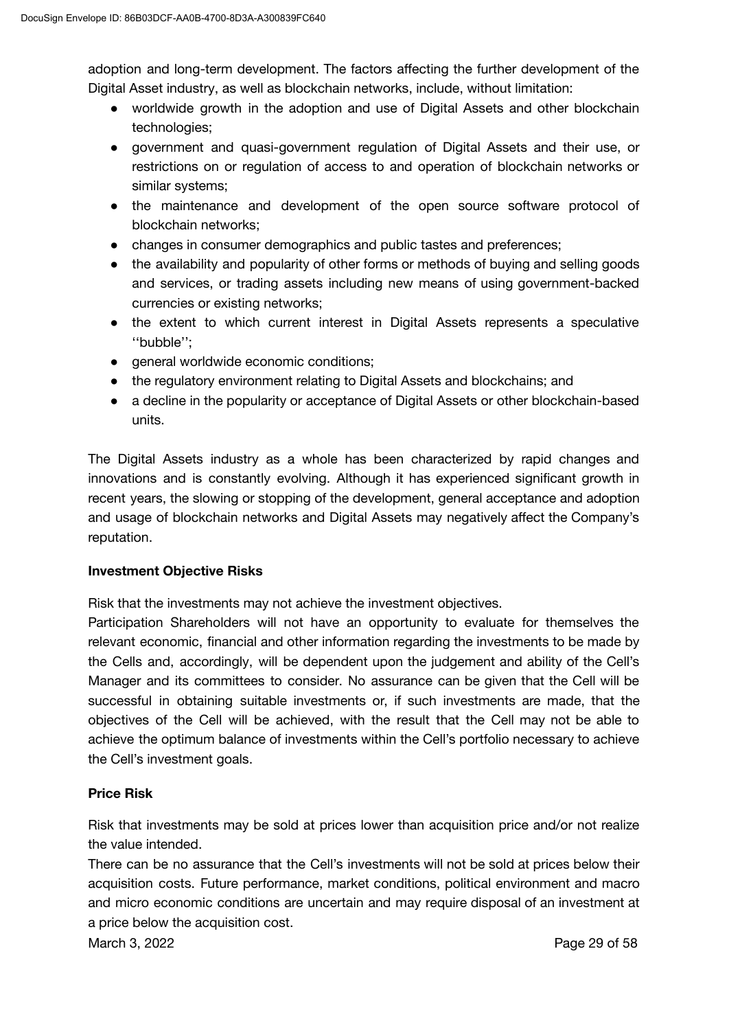adoption and long-term development. The factors affecting the further development of the Digital Asset industry, as well as blockchain networks, include, without limitation:

- worldwide growth in the adoption and use of Digital Assets and other blockchain technologies;
- government and quasi-government regulation of Digital Assets and their use, or restrictions on or regulation of access to and operation of blockchain networks or similar systems;
- the maintenance and development of the open source software protocol of blockchain networks;
- changes in consumer demographics and public tastes and preferences;
- the availability and popularity of other forms or methods of buying and selling goods and services, or trading assets including new means of using government-backed currencies or existing networks;
- the extent to which current interest in Digital Assets represents a speculative ''bubble'';
- general worldwide economic conditions;
- the regulatory environment relating to Digital Assets and blockchains; and
- a decline in the popularity or acceptance of Digital Assets or other blockchain-based units.

The Digital Assets industry as a whole has been characterized by rapid changes and innovations and is constantly evolving. Although it has experienced significant growth in recent years, the slowing or stopping of the development, general acceptance and adoption and usage of blockchain networks and Digital Assets may negatively affect the Company's reputation.

**Investment Objective Risks**

Risk that the investments may not achieve the investment objectives.

Participation Shareholders will not have an opportunity to evaluate for themselves the relevant economic, financial and other information regarding the investments to be made by the Cells and, accordingly, will be dependent upon the judgement and ability of the Cell's Manager and its committees to consider. No assurance can be given that the Cell will be successful in obtaining suitable investments or, if such investments are made, that the objectives of the Cell will be achieved, with the result that the Cell may not be able to achieve the optimum balance of investments within the Cell's portfolio necessary to achieve the Cell's investment goals.

**Price Risk**

Risk that investments may be sold at prices lower than acquisition price and/or not realize the value intended.

There can be no assurance that the Cell's investments will not be sold at prices below their acquisition costs. Future performance, market conditions, political environment and macro and micro economic conditions are uncertain and may require disposal of an investment at a price below the acquisition cost.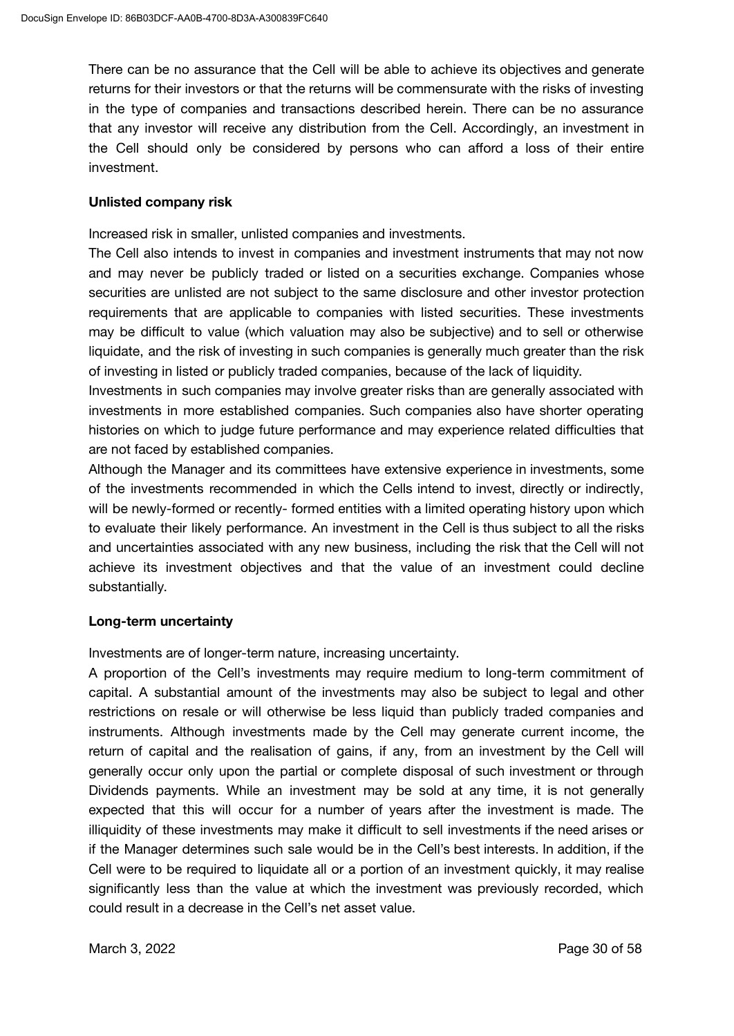There can be no assurance that the Cell will be able to achieve its objectives and generate returns for their investors or that the returns will be commensurate with the risks of investing in the type of companies and transactions described herein. There can be no assurance that any investor will receive any distribution from the Cell. Accordingly, an investment in the Cell should only be considered by persons who can afford a loss of their entire investment.

**Unlisted company risk**

Increased risk in smaller, unlisted companies and investments.

The Cell also intends to invest in companies and investment instruments that may not now and may never be publicly traded or listed on a securities exchange. Companies whose securities are unlisted are not subject to the same disclosure and other investor protection requirements that are applicable to companies with listed securities. These investments may be difficult to value (which valuation may also be subjective) and to sell or otherwise liquidate, and the risk of investing in such companies is generally much greater than the risk of investing in listed or publicly traded companies, because of the lack of liquidity.

Investments in such companies may involve greater risks than are generally associated with investments in more established companies. Such companies also have shorter operating histories on which to judge future performance and may experience related difficulties that are not faced by established companies.

Although the Manager and its committees have extensive experience in investments, some of the investments recommended in which the Cells intend to invest, directly or indirectly, will be newly-formed or recently- formed entities with a limited operating history upon which to evaluate their likely performance. An investment in the Cell is thus subject to all the risks and uncertainties associated with any new business, including the risk that the Cell will not achieve its investment objectives and that the value of an investment could decline substantially.

**Long-term uncertainty**

Investments are of longer-term nature, increasing uncertainty.

A proportion of the Cell's investments may require medium to long-term commitment of capital. A substantial amount of the investments may also be subject to legal and other restrictions on resale or will otherwise be less liquid than publicly traded companies and instruments. Although investments made by the Cell may generate current income, the return of capital and the realisation of gains, if any, from an investment by the Cell will generally occur only upon the partial or complete disposal of such investment or through Dividends payments. While an investment may be sold at any time, it is not generally expected that this will occur for a number of years after the investment is made. The illiquidity of these investments may make it difficult to sell investments if the need arises or if the Manager determines such sale would be in the Cell's best interests. In addition, if the Cell were to be required to liquidate all or a portion of an investment quickly, it may realise significantly less than the value at which the investment was previously recorded, which could result in a decrease in the Cell's net asset value.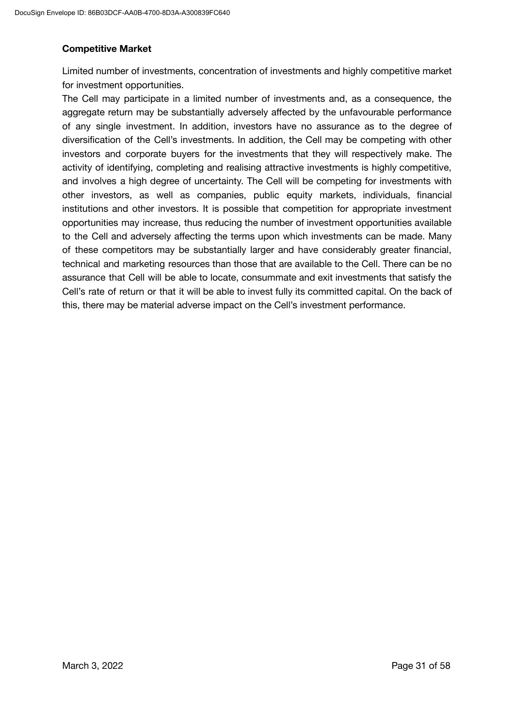**Competitive Market**

Limited number of investments, concentration of investments and highly competitive market for investment opportunities.

The Cell may participate in a limited number of investments and, as a consequence, the aggregate return may be substantially adversely affected by the unfavourable performance of any single investment. In addition, investors have no assurance as to the degree of diversification of the Cell's investments. In addition, the Cell may be competing with other investors and corporate buyers for the investments that they will respectively make. The activity of identifying, completing and realising attractive investments is highly competitive, and involves a high degree of uncertainty. The Cell will be competing for investments with other investors, as well as companies, public equity markets, individuals, financial institutions and other investors. It is possible that competition for appropriate investment opportunities may increase, thus reducing the number of investment opportunities available to the Cell and adversely affecting the terms upon which investments can be made. Many of these competitors may be substantially larger and have considerably greater financial, technical and marketing resources than those that are available to the Cell. There can be no assurance that Cell will be able to locate, consummate and exit investments that satisfy the Cell's rate of return or that it will be able to invest fully its committed capital. On the back of this, there may be material adverse impact on the Cell's investment performance.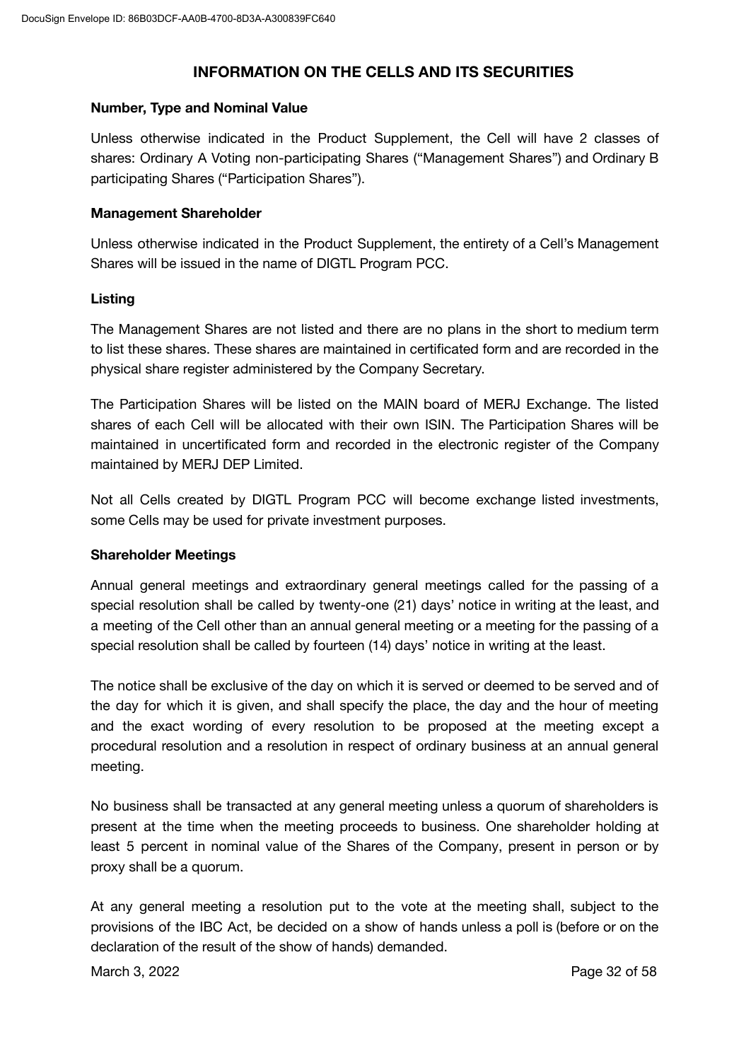## INFORMATION ON THE CELLS AND ITS SECURITIES

### Number, Type and Nominal Value

Unless otherwise indicated in the Product Supplement, the Cell will have 2 classes of shares: Ordinary A Voting non-participating Shares ("Management Shares") and Ordinary B participating Shares ("Participation Shares").

### Management Shareholder

Unless otherwise indicated in the Product Supplement, the entirety of a Cell's Management Shares will be issued in the name of DIGTL Program PCC.

### Listing

The Management Shares are not listed and there are no plans in the short to medium term to list these shares. These shares are maintained in certificated form and are recorded in the physical share register administered by the Company Secretary.

The Participation Shares will be listed on the MAIN board of MERJ Exchange. The listed shares of each Cell will be allocated with their own ISIN. The Participation Shares will be maintained in uncertificated form and recorded in the electronic register of the Company maintained by MERJ DEP Limited.

Not all Cells created by DIGTL Program PCC will become exchange listed investments, some Cells may be used for private investment purposes.

### Shareholder Meetings

Annual general meetings and extraordinary general meetings called for the passing of a special resolution shall be called by twenty-one (21) days' notice in writing at the least, and a meeting of the Cell other than an annual general meeting or a meeting for the passing of a special resolution shall be called by fourteen (14) days' notice in writing at the least.

The notice shall be exclusive of the day on which it is served or deemed to be served and of the day for which it is given, and shall specify the place, the day and the hour of meeting and the exact wording of every resolution to be proposed at the meeting except a procedural resolution and a resolution in respect of ordinary business at an annual general meeting.

No business shall be transacted at any general meeting unless a quorum of shareholders is present at the time when the meeting proceeds to business. One shareholder holding at least 5 percent in nominal value of the Shares of the Company, present in person or by proxy shall be a quorum.

At any general meeting a resolution put to the vote at the meeting shall, subject to the provisions of the IBC Act, be decided on a show of hands unless a poll is (before or on the declaration of the result of the show of hands) demanded.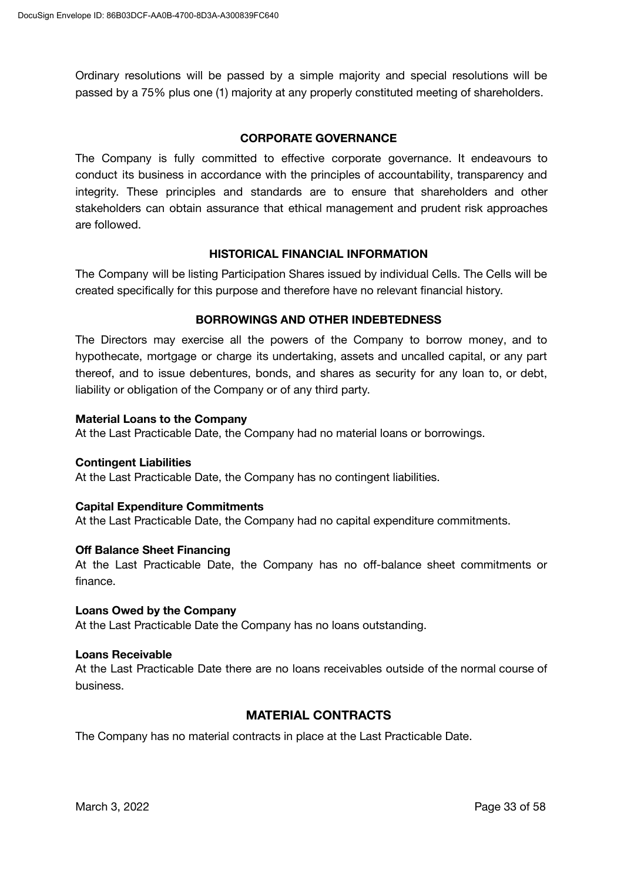Ordinary resolutions will be passed by a simple majority and special resolutions will be passed by a 75% plus one (1) majority at any properly constituted meeting of shareholders.

## CORPORATE GOVERNANCE

The Company is fully committed to effective corporate governance. It endeavours to conduct its business in accordance with the principles of accountability, transparency and integrity. These principles and standards are to ensure that shareholders and other stakeholders can obtain assurance that ethical management and prudent risk approaches are followed.

## HISTORICAL FINANCIAL INFORMATION

The Company will be listing Participation Shares issued by individual Cells. The Cells will be created specifically for this purpose and therefore have no relevant financial history.

## BORROWINGS AND OTHER INDEBTEDNESS

The Directors may exercise all the powers of the Company to borrow money, and to hypothecate, mortgage or charge its undertaking, assets and uncalled capital, or any part thereof, and to issue debentures, bonds, and shares as security for any loan to, or debt, liability or obligation of the Company or of any third party.

**Material Loans to the Company**
At the Last Practicable Date, the Company had no material loans or borrowings.

**Contingent Liabilities**
At the Last Practicable Date, the Company has no contingent liabilities.

**Capital Expenditure Commitments**
At the Last Practicable Date, the Company had no capital expenditure commitments.

**Off Balance Sheet Financing**
At the Last Practicable Date, the Company has no off-balance sheet commitments or finance.

**Loans Owed by the Company**
At the Last Practicable Date the Company has no loans outstanding.

**Loans Receivable**
At the Last Practicable Date there are no loans receivables outside of the normal course of business.

## MATERIAL CONTRACTS

The Company has no material contracts in place at the Last Practicable Date.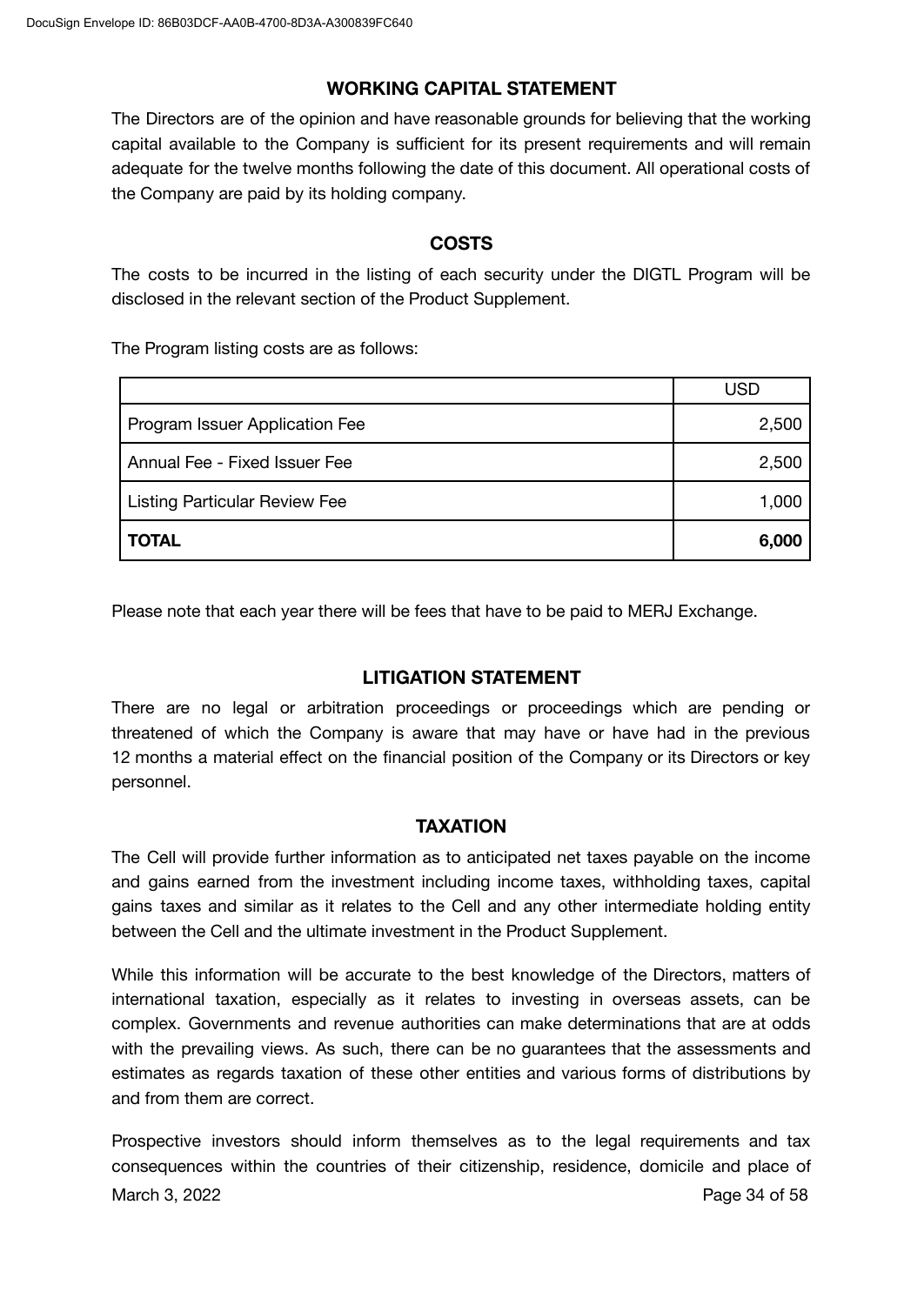## WORKING CAPITAL STATEMENT

The Directors are of the opinion and have reasonable grounds for believing that the working capital available to the Company is sufficient for its present requirements and will remain adequate for the twelve months following the date of this document. All operational costs of the Company are paid by its holding company.

## COSTS

The costs to be incurred in the listing of each security under the DIGTL Program will be disclosed in the relevant section of the Product Supplement.

The Program listing costs are as follows:

| | USD |
|---|---:|
| Program Issuer Application Fee | 2,500 |
| Annual Fee - Fixed Issuer Fee | 2,500 |
| Listing Particular Review Fee | 1,000 |
| **TOTAL** | **6,000** |

Please note that each year there will be fees that have to be paid to MERJ Exchange.

## LITIGATION STATEMENT

There are no legal or arbitration proceedings or proceedings which are pending or threatened of which the Company is aware that may have or have had in the previous 12 months a material effect on the financial position of the Company or its Directors or key personnel.

## TAXATION

The Cell will provide further information as to anticipated net taxes payable on the income and gains earned from the investment including income taxes, withholding taxes, capital gains taxes and similar as it relates to the Cell and any other intermediate holding entity between the Cell and the ultimate investment in the Product Supplement.

While this information will be accurate to the best knowledge of the Directors, matters of international taxation, especially as it relates to investing in overseas assets, can be complex. Governments and revenue authorities can make determinations that are at odds with the prevailing views. As such, there can be no guarantees that the assessments and estimates as regards taxation of these other entities and various forms of distributions by and from them are correct.

Prospective investors should inform themselves as to the legal requirements and tax consequences within the countries of their citizenship, residence, domicile and place of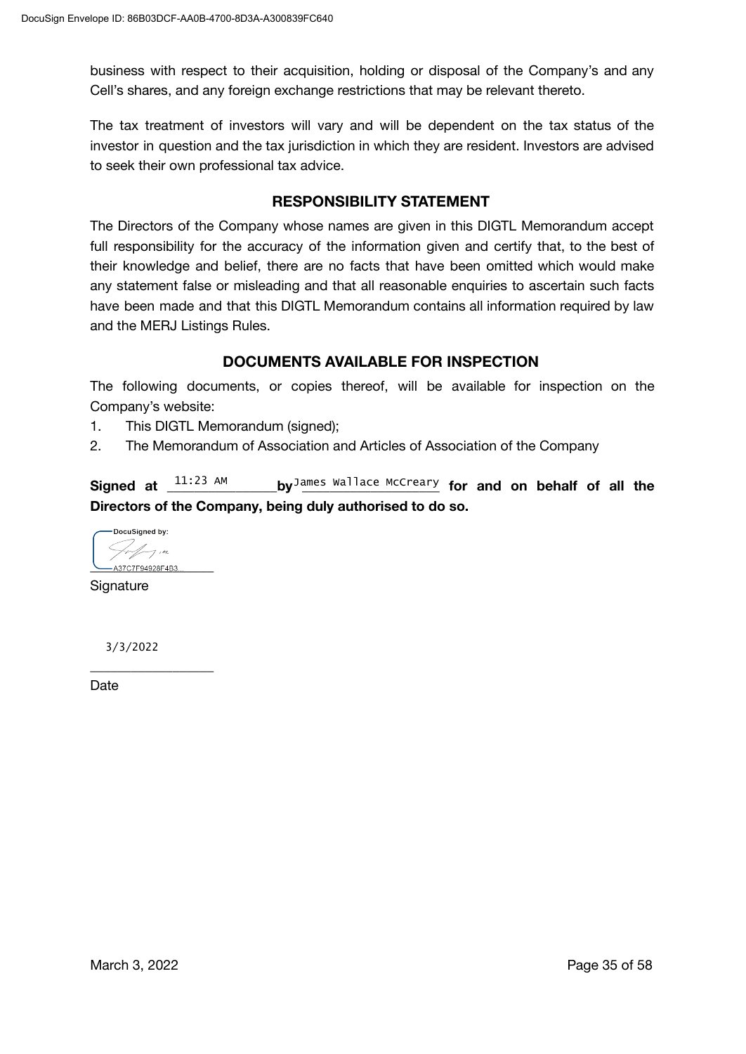business with respect to their acquisition, holding or disposal of the Company's and any Cell's shares, and any foreign exchange restrictions that may be relevant thereto.

The tax treatment of investors will vary and will be dependent on the tax status of the investor in question and the tax jurisdiction in which they are resident. Investors are advised to seek their own professional tax advice.

## RESPONSIBILITY STATEMENT

The Directors of the Company whose names are given in this DIGTL Memorandum accept full responsibility for the accuracy of the information given and certify that, to the best of their knowledge and belief, there are no facts that have been omitted which would make any statement false or misleading and that all reasonable enquiries to ascertain such facts have been made and that this DIGTL Memorandum contains all information required by law and the MERJ Listings Rules.

## DOCUMENTS AVAILABLE FOR INSPECTION

The following documents, or copies thereof, will be available for inspection on the Company's website:

1. This DIGTL Memorandum (signed);
2. The Memorandum of Association and Articles of Association of the Company

**Signed at** 11:23 AM **by** James Wallace McCreary **for and on behalf of all the Directors of the Company, being duly authorised to do so.**

DocuSigned by:
A37C7F94928F4B3...

Signature

3/3/2022

Date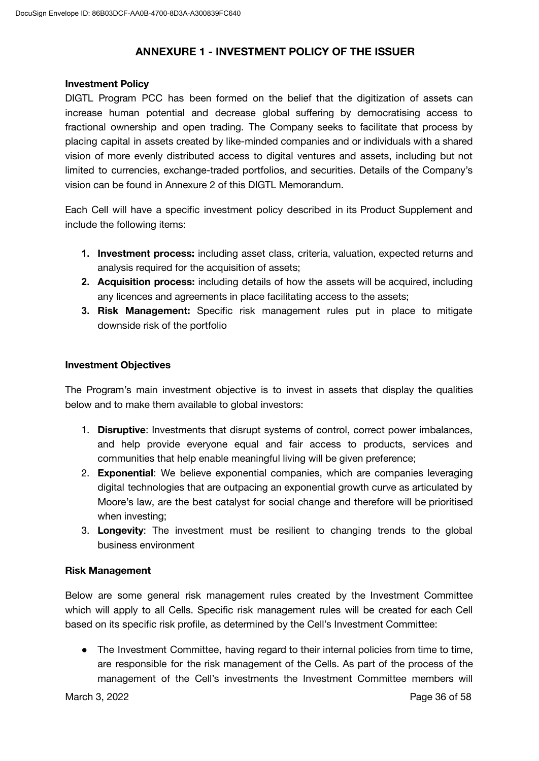## ANNEXURE 1 - INVESTMENT POLICY OF THE ISSUER

**Investment Policy**

DIGTL Program PCC has been formed on the belief that the digitization of assets can increase human potential and decrease global suffering by democratising access to fractional ownership and open trading. The Company seeks to facilitate that process by placing capital in assets created by like-minded companies and or individuals with a shared vision of more evenly distributed access to digital ventures and assets, including but not limited to currencies, exchange-traded portfolios, and securities. Details of the Company's vision can be found in Annexure 2 of this DIGTL Memorandum.

Each Cell will have a specific investment policy described in its Product Supplement and include the following items:

1. **Investment process:** including asset class, criteria, valuation, expected returns and analysis required for the acquisition of assets;
2. **Acquisition process:** including details of how the assets will be acquired, including any licences and agreements in place facilitating access to the assets;
3. **Risk Management:** Specific risk management rules put in place to mitigate downside risk of the portfolio

**Investment Objectives**

The Program's main investment objective is to invest in assets that display the qualities below and to make them available to global investors:

1. **Disruptive**: Investments that disrupt systems of control, correct power imbalances, and help provide everyone equal and fair access to products, services and communities that help enable meaningful living will be given preference;
2. **Exponential**: We believe exponential companies, which are companies leveraging digital technologies that are outpacing an exponential growth curve as articulated by Moore's law, are the best catalyst for social change and therefore will be prioritised when investing;
3. **Longevity**: The investment must be resilient to changing trends to the global business environment

**Risk Management**

Below are some general risk management rules created by the Investment Committee which will apply to all Cells. Specific risk management rules will be created for each Cell based on its specific risk profile, as determined by the Cell's Investment Committee:

- The Investment Committee, having regard to their internal policies from time to time, are responsible for the risk management of the Cells. As part of the process of the management of the Cell's investments the Investment Committee members will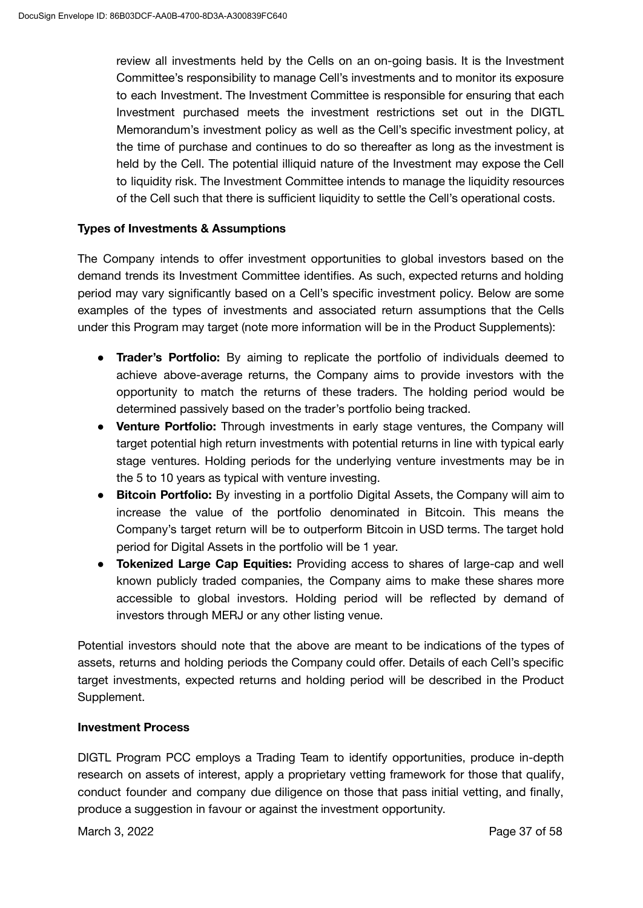review all investments held by the Cells on an on-going basis. It is the Investment Committee's responsibility to manage Cell's investments and to monitor its exposure to each Investment. The Investment Committee is responsible for ensuring that each Investment purchased meets the investment restrictions set out in the DIGTL Memorandum's investment policy as well as the Cell's specific investment policy, at the time of purchase and continues to do so thereafter as long as the investment is held by the Cell. The potential illiquid nature of the Investment may expose the Cell to liquidity risk. The Investment Committee intends to manage the liquidity resources of the Cell such that there is sufficient liquidity to settle the Cell's operational costs.

**Types of Investments & Assumptions**

The Company intends to offer investment opportunities to global investors based on the demand trends its Investment Committee identifies. As such, expected returns and holding period may vary significantly based on a Cell's specific investment policy. Below are some examples of the types of investments and associated return assumptions that the Cells under this Program may target (note more information will be in the Product Supplements):

- **Trader's Portfolio:** By aiming to replicate the portfolio of individuals deemed to achieve above-average returns, the Company aims to provide investors with the opportunity to match the returns of these traders. The holding period would be determined passively based on the trader's portfolio being tracked.
- **Venture Portfolio:** Through investments in early stage ventures, the Company will target potential high return investments with potential returns in line with typical early stage ventures. Holding periods for the underlying venture investments may be in the 5 to 10 years as typical with venture investing.
- **Bitcoin Portfolio:** By investing in a portfolio Digital Assets, the Company will aim to increase the value of the portfolio denominated in Bitcoin. This means the Company's target return will be to outperform Bitcoin in USD terms. The target hold period for Digital Assets in the portfolio will be 1 year.
- **Tokenized Large Cap Equities:** Providing access to shares of large-cap and well known publicly traded companies, the Company aims to make these shares more accessible to global investors. Holding period will be reflected by demand of investors through MERJ or any other listing venue.

Potential investors should note that the above are meant to be indications of the types of assets, returns and holding periods the Company could offer. Details of each Cell's specific target investments, expected returns and holding period will be described in the Product Supplement.

**Investment Process**

DIGTL Program PCC employs a Trading Team to identify opportunities, produce in-depth research on assets of interest, apply a proprietary vetting framework for those that qualify, conduct founder and company due diligence on those that pass initial vetting, and finally, produce a suggestion in favour or against the investment opportunity.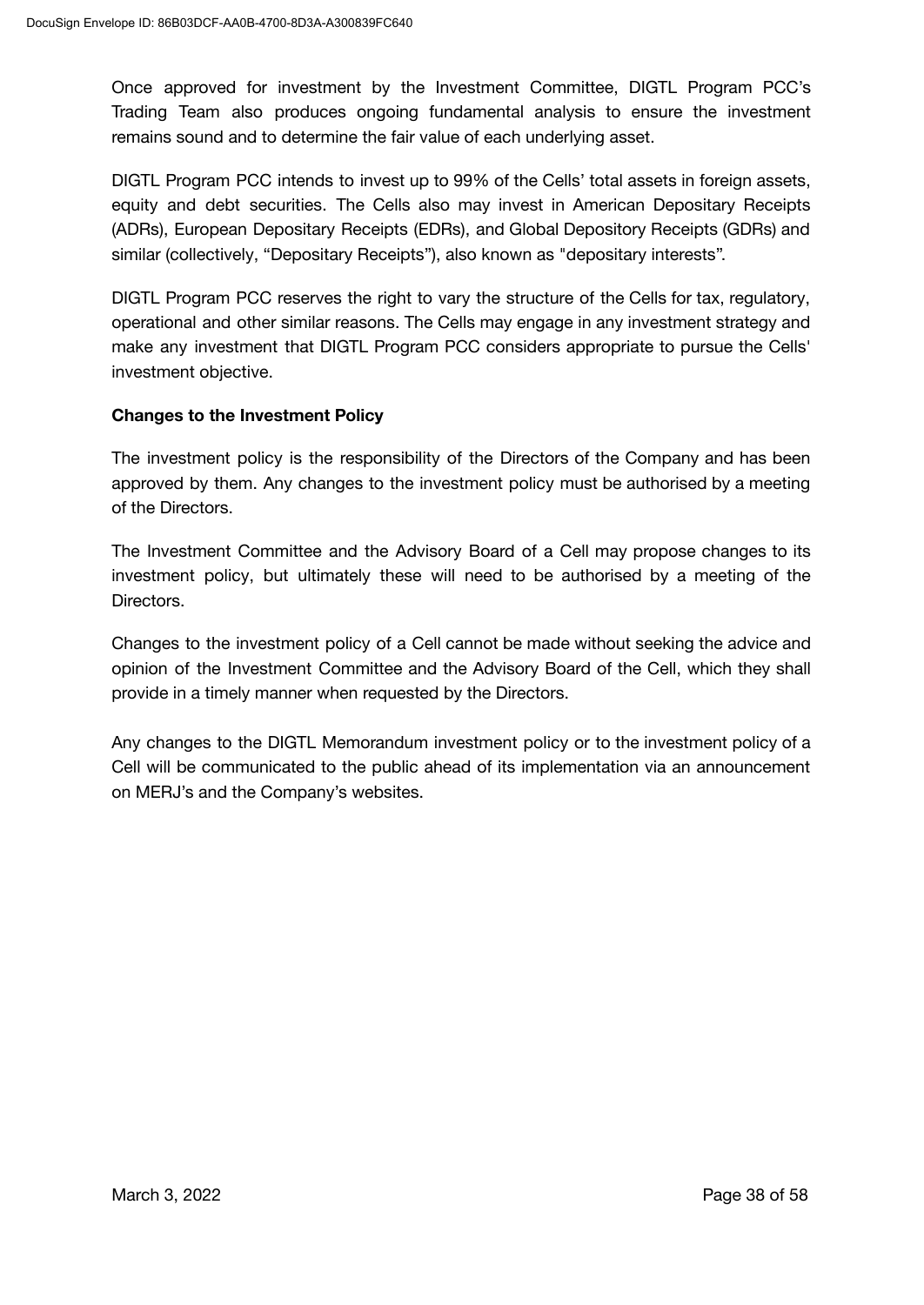Once approved for investment by the Investment Committee, DIGTL Program PCC's Trading Team also produces ongoing fundamental analysis to ensure the investment remains sound and to determine the fair value of each underlying asset.

DIGTL Program PCC intends to invest up to 99% of the Cells' total assets in foreign assets, equity and debt securities. The Cells also may invest in American Depositary Receipts (ADRs), European Depositary Receipts (EDRs), and Global Depository Receipts (GDRs) and similar (collectively, "Depositary Receipts"), also known as "depositary interests".

DIGTL Program PCC reserves the right to vary the structure of the Cells for tax, regulatory, operational and other similar reasons. The Cells may engage in any investment strategy and make any investment that DIGTL Program PCC considers appropriate to pursue the Cells' investment objective.

**Changes to the Investment Policy**

The investment policy is the responsibility of the Directors of the Company and has been approved by them. Any changes to the investment policy must be authorised by a meeting of the Directors.

The Investment Committee and the Advisory Board of a Cell may propose changes to its investment policy, but ultimately these will need to be authorised by a meeting of the Directors.

Changes to the investment policy of a Cell cannot be made without seeking the advice and opinion of the Investment Committee and the Advisory Board of the Cell, which they shall provide in a timely manner when requested by the Directors.

Any changes to the DIGTL Memorandum investment policy or to the investment policy of a Cell will be communicated to the public ahead of its implementation via an announcement on MERJ's and the Company's websites.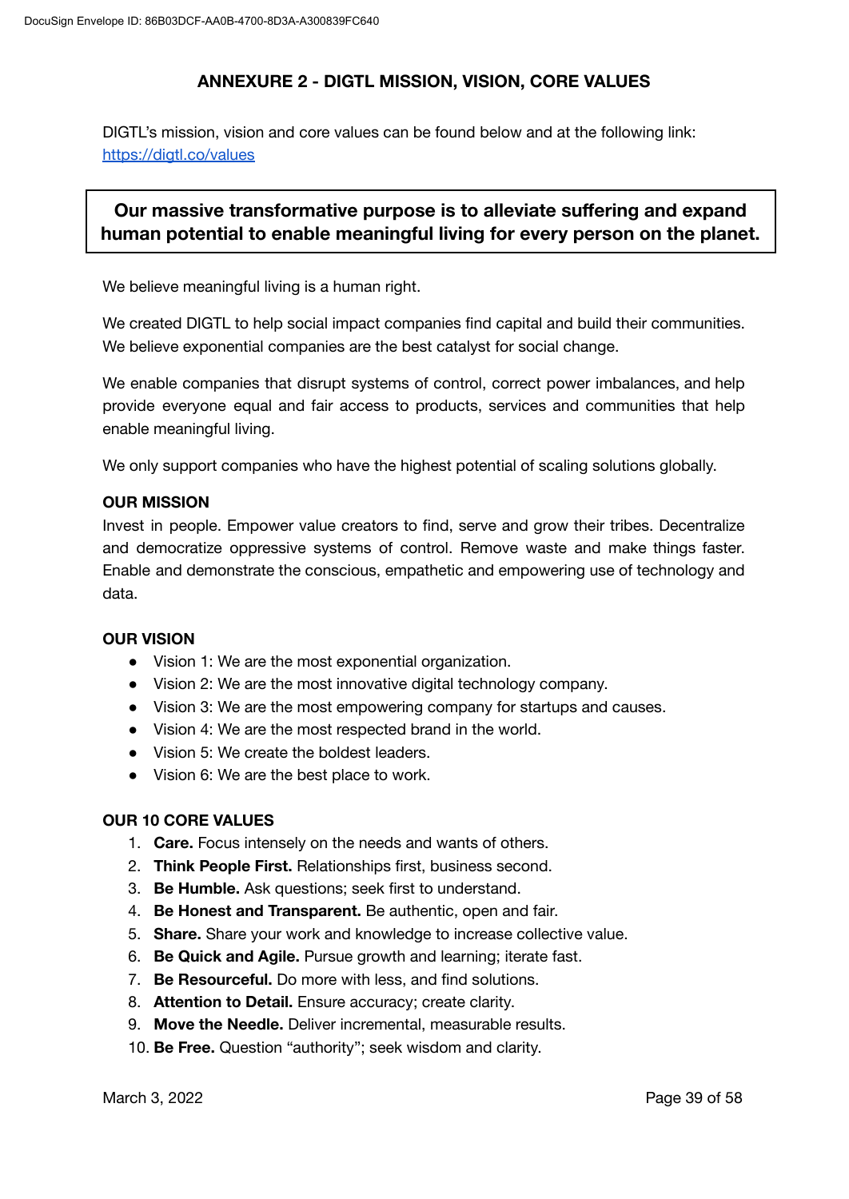## ANNEXURE 2 - DIGTL MISSION, VISION, CORE VALUES

DIGTL's mission, vision and core values can be found below and at the following link: https://digtl.co/values

> **Our massive transformative purpose is to alleviate suffering and expand human potential to enable meaningful living for every person on the planet.**

We believe meaningful living is a human right.

We created DIGTL to help social impact companies find capital and build their communities. We believe exponential companies are the best catalyst for social change.

We enable companies that disrupt systems of control, correct power imbalances, and help provide everyone equal and fair access to products, services and communities that help enable meaningful living.

We only support companies who have the highest potential of scaling solutions globally.

**OUR MISSION**

Invest in people. Empower value creators to find, serve and grow their tribes. Decentralize and democratize oppressive systems of control. Remove waste and make things faster. Enable and demonstrate the conscious, empathetic and empowering use of technology and data.

**OUR VISION**

- Vision 1: We are the most exponential organization.
- Vision 2: We are the most innovative digital technology company.
- Vision 3: We are the most empowering company for startups and causes.
- Vision 4: We are the most respected brand in the world.
- Vision 5: We create the boldest leaders.
- Vision 6: We are the best place to work.

**OUR 10 CORE VALUES**

1. **Care.** Focus intensely on the needs and wants of others.
2. **Think People First.** Relationships first, business second.
3. **Be Humble.** Ask questions; seek first to understand.
4. **Be Honest and Transparent.** Be authentic, open and fair.
5. **Share.** Share your work and knowledge to increase collective value.
6. **Be Quick and Agile.** Pursue growth and learning; iterate fast.
7. **Be Resourceful.** Do more with less, and find solutions.
8. **Attention to Detail.** Ensure accuracy; create clarity.
9. **Move the Needle.** Deliver incremental, measurable results.
10. **Be Free.** Question "authority"; seek wisdom and clarity.

March 3, 2022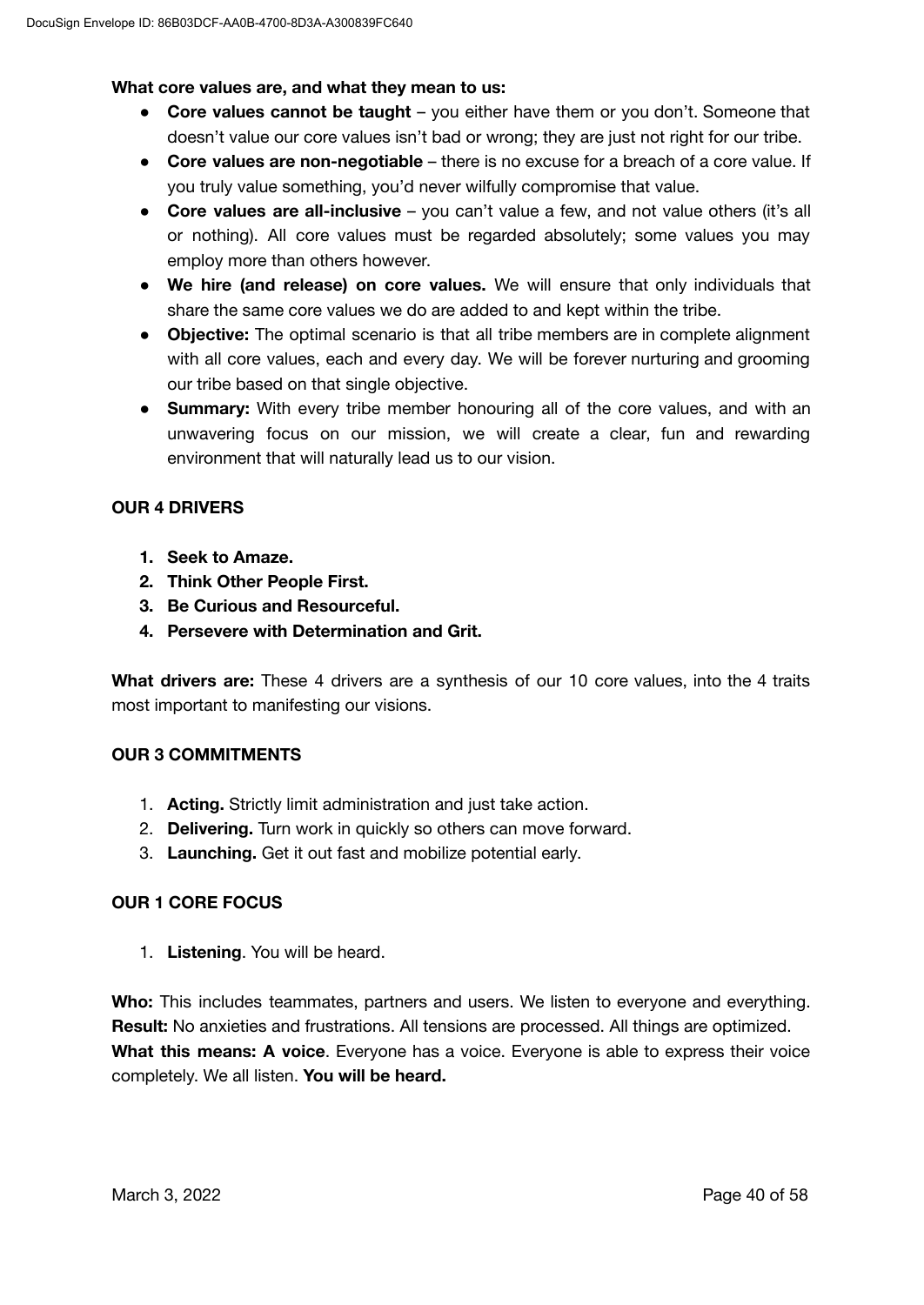**What core values are, and what they mean to us:**

- **Core values cannot be taught** – you either have them or you don't. Someone that doesn't value our core values isn't bad or wrong; they are just not right for our tribe.
- **Core values are non-negotiable** – there is no excuse for a breach of a core value. If you truly value something, you'd never wilfully compromise that value.
- **Core values are all-inclusive** – you can't value a few, and not value others (it's all or nothing). All core values must be regarded absolutely; some values you may employ more than others however.
- **We hire (and release) on core values.** We will ensure that only individuals that share the same core values we do are added to and kept within the tribe.
- **Objective:** The optimal scenario is that all tribe members are in complete alignment with all core values, each and every day. We will be forever nurturing and grooming our tribe based on that single objective.
- **Summary:** With every tribe member honouring all of the core values, and with an unwavering focus on our mission, we will create a clear, fun and rewarding environment that will naturally lead us to our vision.

**OUR 4 DRIVERS**

1. **Seek to Amaze.**
2. **Think Other People First.**
3. **Be Curious and Resourceful.**
4. **Persevere with Determination and Grit.**

**What drivers are:** These 4 drivers are a synthesis of our 10 core values, into the 4 traits most important to manifesting our visions.

**OUR 3 COMMITMENTS**

1. **Acting.** Strictly limit administration and just take action.
2. **Delivering.** Turn work in quickly so others can move forward.
3. **Launching.** Get it out fast and mobilize potential early.

**OUR 1 CORE FOCUS**

1. **Listening**. You will be heard.

**Who:** This includes teammates, partners and users. We listen to everyone and everything.
**Result:** No anxieties and frustrations. All tensions are processed. All things are optimized.
**What this means: A voice**. Everyone has a voice. Everyone is able to express their voice completely. We all listen. **You will be heard.**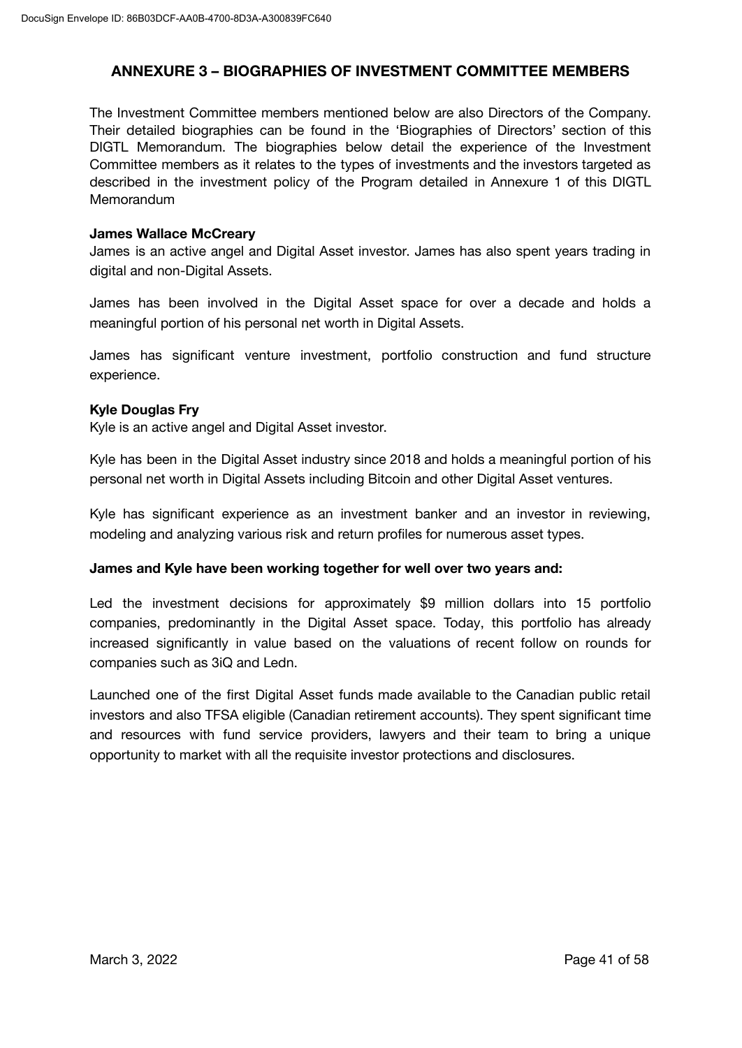## ANNEXURE 3 – BIOGRAPHIES OF INVESTMENT COMMITTEE MEMBERS

The Investment Committee members mentioned below are also Directors of the Company. Their detailed biographies can be found in the 'Biographies of Directors' section of this DIGTL Memorandum. The biographies below detail the experience of the Investment Committee members as it relates to the types of investments and the investors targeted as described in the investment policy of the Program detailed in Annexure 1 of this DIGTL Memorandum

**James Wallace McCreary**

James is an active angel and Digital Asset investor. James has also spent years trading in digital and non-Digital Assets.

James has been involved in the Digital Asset space for over a decade and holds a meaningful portion of his personal net worth in Digital Assets.

James has significant venture investment, portfolio construction and fund structure experience.

**Kyle Douglas Fry**

Kyle is an active angel and Digital Asset investor.

Kyle has been in the Digital Asset industry since 2018 and holds a meaningful portion of his personal net worth in Digital Assets including Bitcoin and other Digital Asset ventures.

Kyle has significant experience as an investment banker and an investor in reviewing, modeling and analyzing various risk and return profiles for numerous asset types.

**James and Kyle have been working together for well over two years and:**

Led the investment decisions for approximately $9 million dollars into 15 portfolio companies, predominantly in the Digital Asset space. Today, this portfolio has already increased significantly in value based on the valuations of recent follow on rounds for companies such as 3iQ and Ledn.

Launched one of the first Digital Asset funds made available to the Canadian public retail investors and also TFSA eligible (Canadian retirement accounts). They spent significant time and resources with fund service providers, lawyers and their team to bring a unique opportunity to market with all the requisite investor protections and disclosures.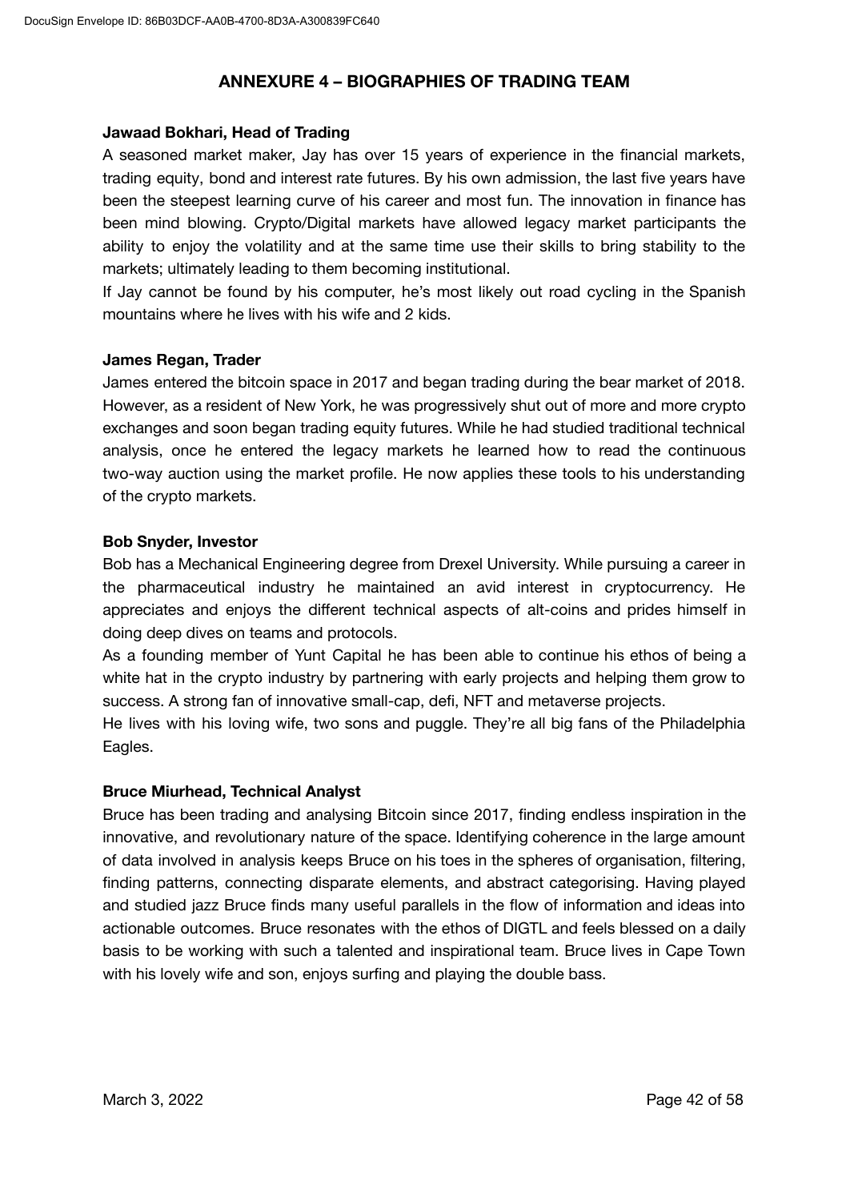## ANNEXURE 4 – BIOGRAPHIES OF TRADING TEAM

**Jawaad Bokhari, Head of Trading**

A seasoned market maker, Jay has over 15 years of experience in the financial markets, trading equity, bond and interest rate futures. By his own admission, the last five years have been the steepest learning curve of his career and most fun. The innovation in finance has been mind blowing. Crypto/Digital markets have allowed legacy market participants the ability to enjoy the volatility and at the same time use their skills to bring stability to the markets; ultimately leading to them becoming institutional.

If Jay cannot be found by his computer, he's most likely out road cycling in the Spanish mountains where he lives with his wife and 2 kids.

**James Regan, Trader**

James entered the bitcoin space in 2017 and began trading during the bear market of 2018. However, as a resident of New York, he was progressively shut out of more and more crypto exchanges and soon began trading equity futures. While he had studied traditional technical analysis, once he entered the legacy markets he learned how to read the continuous two-way auction using the market profile. He now applies these tools to his understanding of the crypto markets.

**Bob Snyder, Investor**

Bob has a Mechanical Engineering degree from Drexel University. While pursuing a career in the pharmaceutical industry he maintained an avid interest in cryptocurrency. He appreciates and enjoys the different technical aspects of alt-coins and prides himself in doing deep dives on teams and protocols.

As a founding member of Yunt Capital he has been able to continue his ethos of being a white hat in the crypto industry by partnering with early projects and helping them grow to success. A strong fan of innovative small-cap, defi, NFT and metaverse projects.

He lives with his loving wife, two sons and puggle. They're all big fans of the Philadelphia Eagles.

**Bruce Miurhead, Technical Analyst**

Bruce has been trading and analysing Bitcoin since 2017, finding endless inspiration in the innovative, and revolutionary nature of the space. Identifying coherence in the large amount of data involved in analysis keeps Bruce on his toes in the spheres of organisation, filtering, finding patterns, connecting disparate elements, and abstract categorising. Having played and studied jazz Bruce finds many useful parallels in the flow of information and ideas into actionable outcomes. Bruce resonates with the ethos of DIGTL and feels blessed on a daily basis to be working with such a talented and inspirational team. Bruce lives in Cape Town with his lovely wife and son, enjoys surfing and playing the double bass.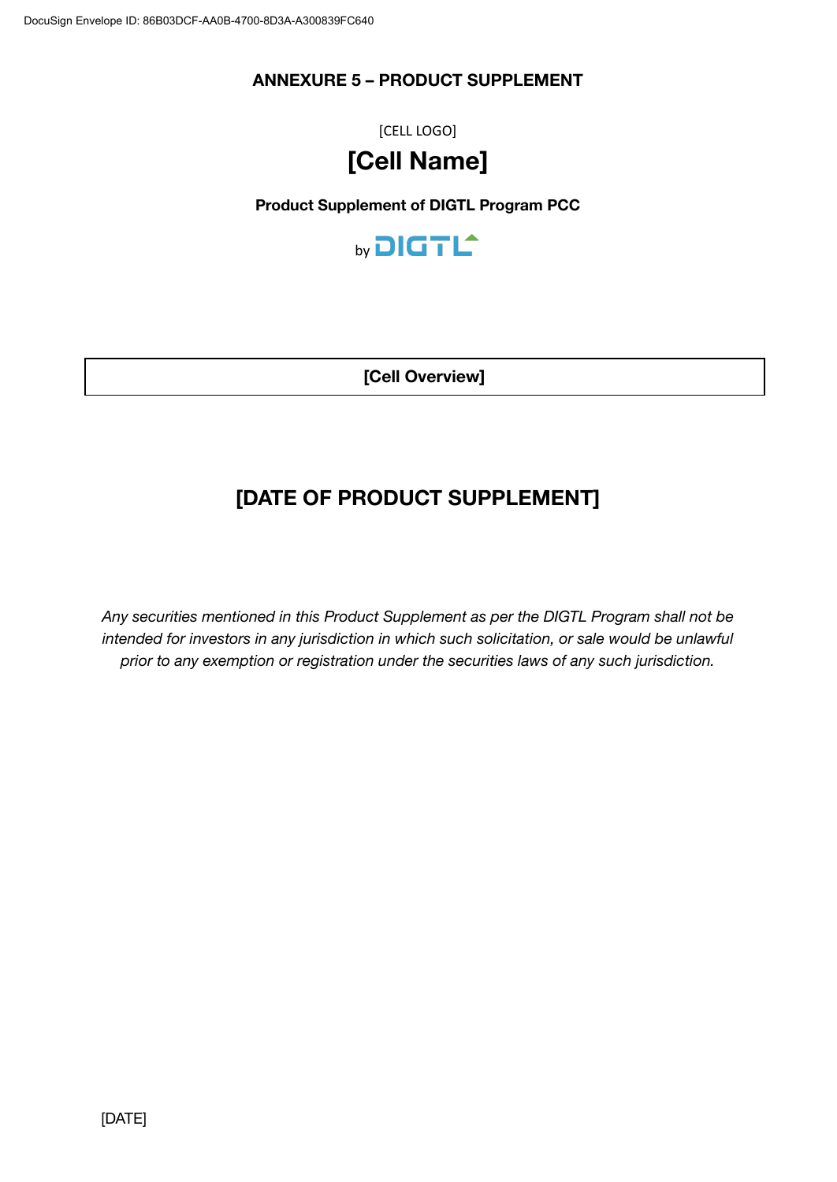## ANNEXURE 5 – PRODUCT SUPPLEMENT

[CELL LOGO]

# [Cell Name]

**Product Supplement of DIGTL Program PCC**

by DIGTL

| [Cell Overview] |
| --- |

## [DATE OF PRODUCT SUPPLEMENT]

*Any securities mentioned in this Product Supplement as per the DIGTL Program shall not be intended for investors in any jurisdiction in which such solicitation, or sale would be unlawful prior to any exemption or registration under the securities laws of any such jurisdiction.*

[DATE]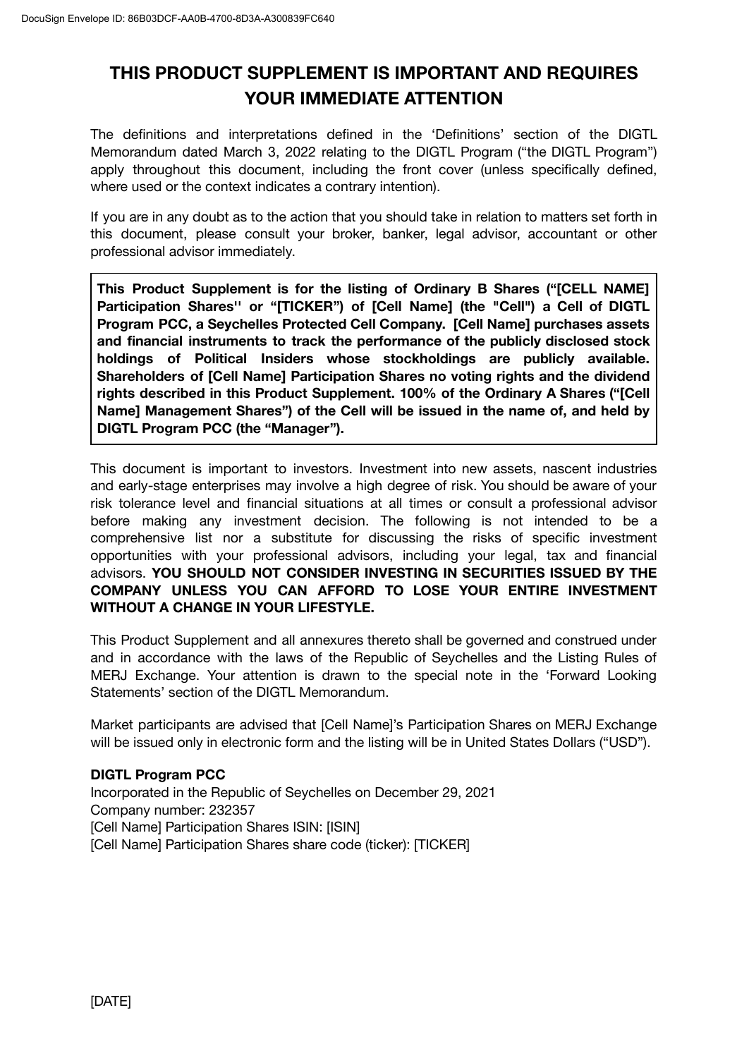# THIS PRODUCT SUPPLEMENT IS IMPORTANT AND REQUIRES YOUR IMMEDIATE ATTENTION

The definitions and interpretations defined in the 'Definitions' section of the DIGTL Memorandum dated March 3, 2022 relating to the DIGTL Program ("the DIGTL Program") apply throughout this document, including the front cover (unless specifically defined, where used or the context indicates a contrary intention).

If you are in any doubt as to the action that you should take in relation to matters set forth in this document, please consult your broker, banker, legal advisor, accountant or other professional advisor immediately.

**This Product Supplement is for the listing of Ordinary B Shares ("[CELL NAME] Participation Shares'' or "[TICKER") of [Cell Name] (the "Cell") a Cell of DIGTL Program PCC, a Seychelles Protected Cell Company. [Cell Name] purchases assets and financial instruments to track the performance of the publicly disclosed stock holdings of Political Insiders whose stockholdings are publicly available. Shareholders of [Cell Name] Participation Shares no voting rights and the dividend rights described in this Product Supplement. 100% of the Ordinary A Shares ("[Cell Name] Management Shares") of the Cell will be issued in the name of, and held by DIGTL Program PCC (the "Manager").**

This document is important to investors. Investment into new assets, nascent industries and early-stage enterprises may involve a high degree of risk. You should be aware of your risk tolerance level and financial situations at all times or consult a professional advisor before making any investment decision. The following is not intended to be a comprehensive list nor a substitute for discussing the risks of specific investment opportunities with your professional advisors, including your legal, tax and financial advisors. **YOU SHOULD NOT CONSIDER INVESTING IN SECURITIES ISSUED BY THE COMPANY UNLESS YOU CAN AFFORD TO LOSE YOUR ENTIRE INVESTMENT WITHOUT A CHANGE IN YOUR LIFESTYLE.**

This Product Supplement and all annexures thereto shall be governed and construed under and in accordance with the laws of the Republic of Seychelles and the Listing Rules of MERJ Exchange. Your attention is drawn to the special note in the 'Forward Looking Statements' section of the DIGTL Memorandum.

Market participants are advised that [Cell Name]'s Participation Shares on MERJ Exchange will be issued only in electronic form and the listing will be in United States Dollars ("USD").

**DIGTL Program PCC**
Incorporated in the Republic of Seychelles on December 29, 2021
Company number: 232357
[Cell Name] Participation Shares ISIN: [ISIN]
[Cell Name] Participation Shares share code (ticker): [TICKER]

[DATE]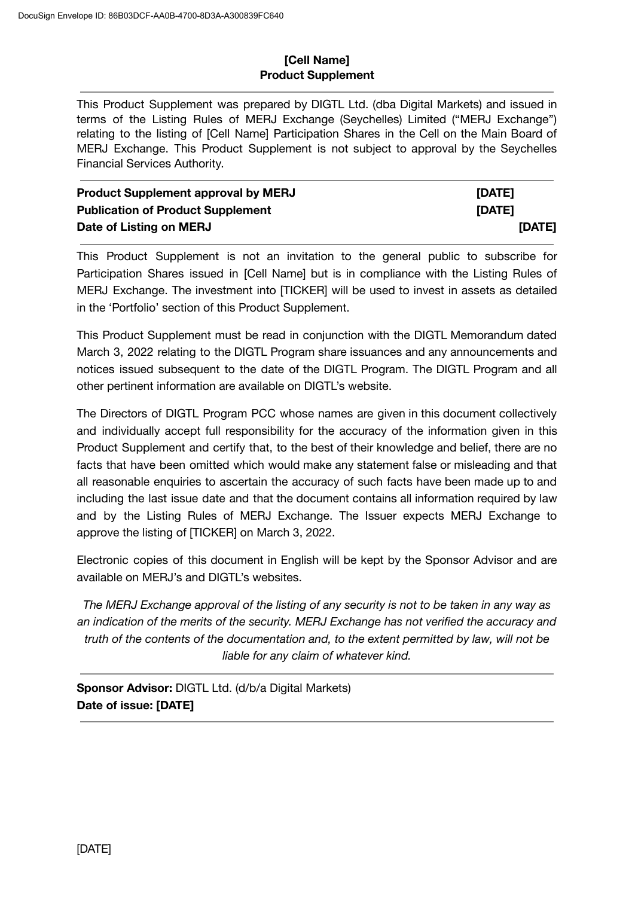# [Cell Name]
## Product Supplement

This Product Supplement was prepared by DIGTL Ltd. (dba Digital Markets) and issued in terms of the Listing Rules of MERJ Exchange (Seychelles) Limited ("MERJ Exchange") relating to the listing of [Cell Name] Participation Shares in the Cell on the Main Board of MERJ Exchange. This Product Supplement is not subject to approval by the Seychelles Financial Services Authority.

| | |
|---|---|
| **Product Supplement approval by MERJ** | **[DATE]** |
| **Publication of Product Supplement** | **[DATE]** |
| **Date of Listing on MERJ** | **[DATE]** |

This Product Supplement is not an invitation to the general public to subscribe for Participation Shares issued in [Cell Name] but is in compliance with the Listing Rules of MERJ Exchange. The investment into [TICKER] will be used to invest in assets as detailed in the 'Portfolio' section of this Product Supplement.

This Product Supplement must be read in conjunction with the DIGTL Memorandum dated March 3, 2022 relating to the DIGTL Program share issuances and any announcements and notices issued subsequent to the date of the DIGTL Program. The DIGTL Program and all other pertinent information are available on DIGTL's website.

The Directors of DIGTL Program PCC whose names are given in this document collectively and individually accept full responsibility for the accuracy of the information given in this Product Supplement and certify that, to the best of their knowledge and belief, there are no facts that have been omitted which would make any statement false or misleading and that all reasonable enquiries to ascertain the accuracy of such facts have been made up to and including the last issue date and that the document contains all information required by law and by the Listing Rules of MERJ Exchange. The Issuer expects MERJ Exchange to approve the listing of [TICKER] on March 3, 2022.

Electronic copies of this document in English will be kept by the Sponsor Advisor and are available on MERJ's and DIGTL's websites.

*The MERJ Exchange approval of the listing of any security is not to be taken in any way as an indication of the merits of the security. MERJ Exchange has not verified the accuracy and truth of the contents of the documentation and, to the extent permitted by law, will not be liable for any claim of whatever kind.*

**Sponsor Advisor:** DIGTL Ltd. (d/b/a Digital Markets)
**Date of issue: [DATE]**

[DATE]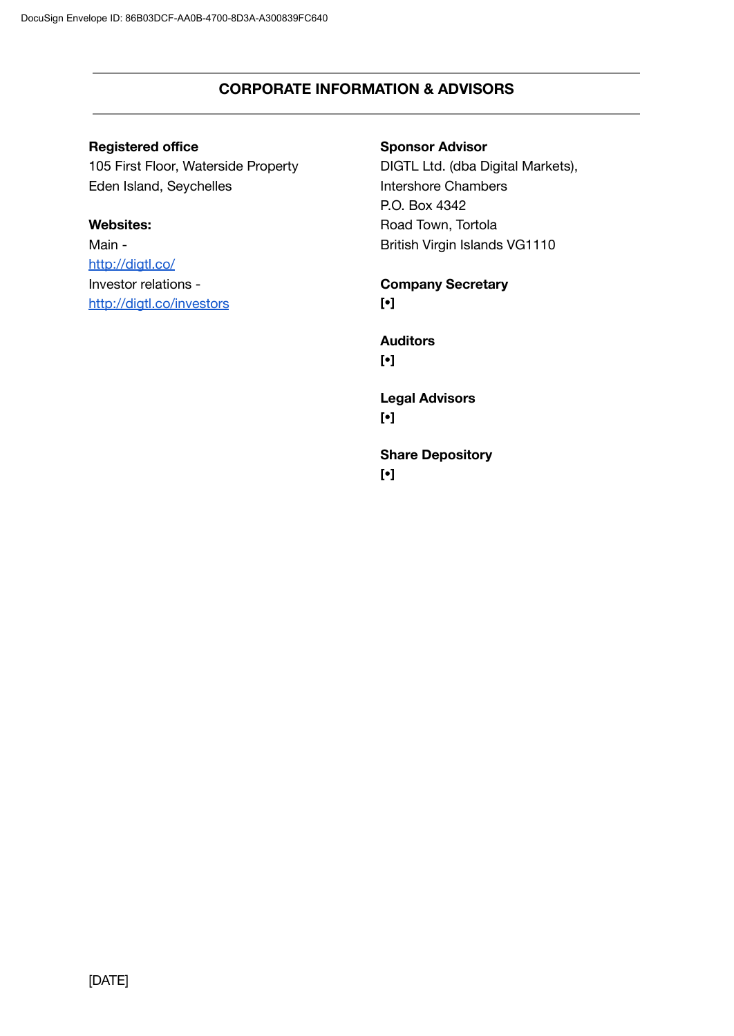## CORPORATE INFORMATION & ADVISORS

**Registered office**
105 First Floor, Waterside Property
Eden Island, Seychelles

**Websites:**
Main -
http://digtl.co/
Investor relations -
http://digtl.co/investors

**Sponsor Advisor**
DIGTL Ltd. (dba Digital Markets),
Intershore Chambers
P.O. Box 4342
Road Town, Tortola
British Virgin Islands VG1110

**Company Secretary**
**[•]**

**Auditors**
**[•]**

**Legal Advisors**
**[•]**

**Share Depository**
**[•]**

[DATE]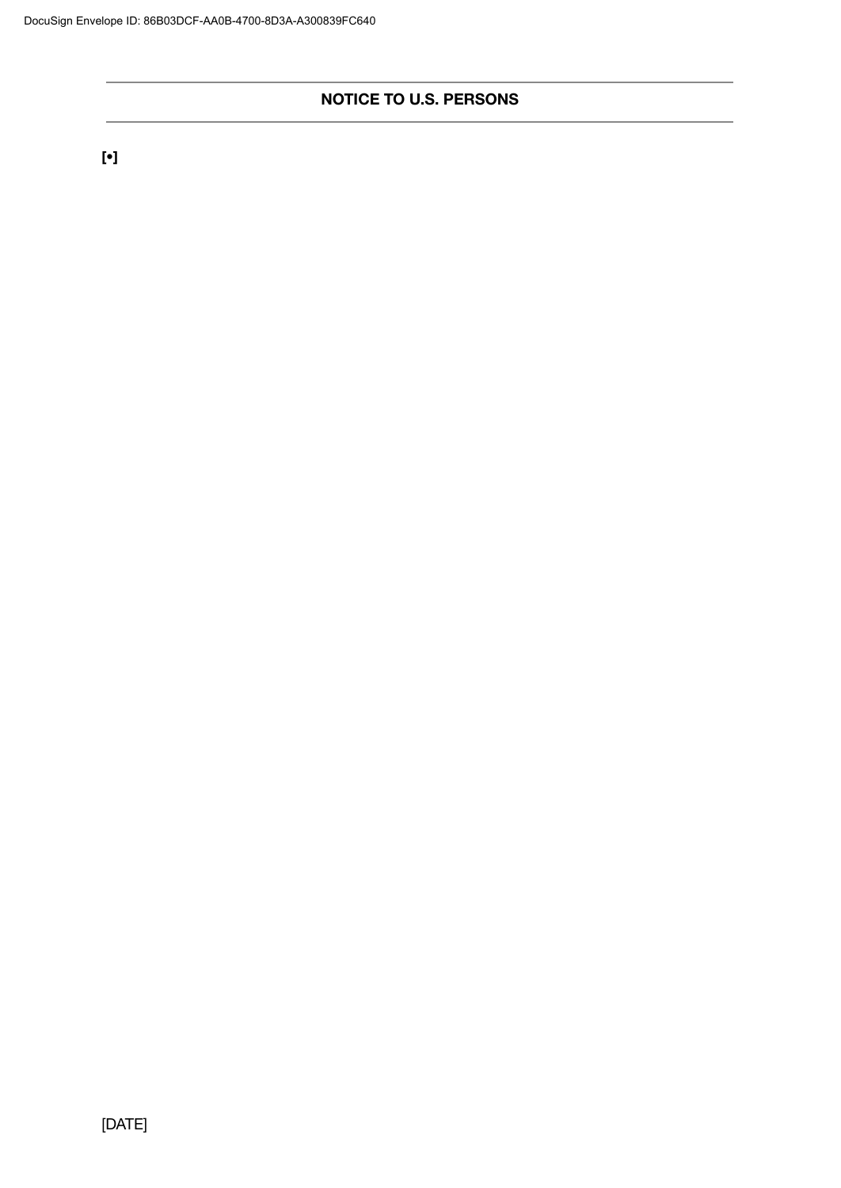## NOTICE TO U.S. PERSONS

**[•]**

[DATE]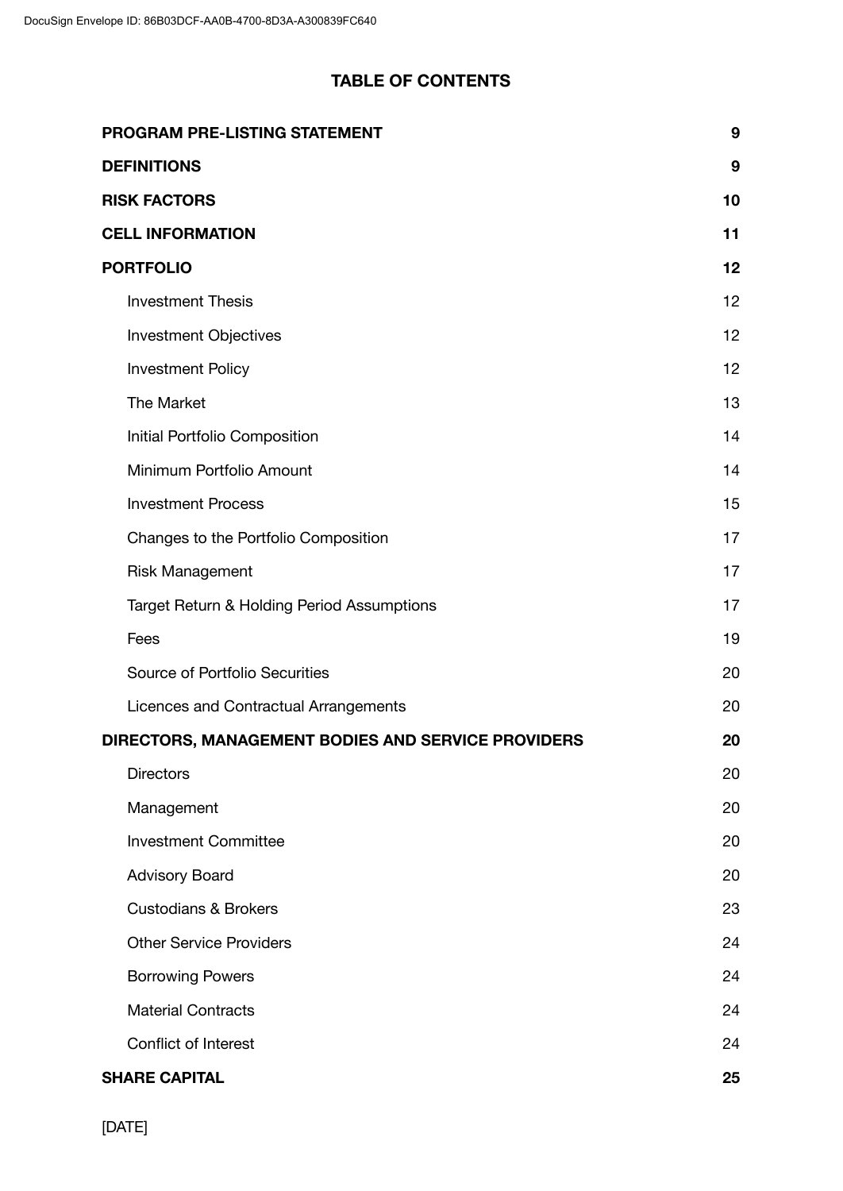## TABLE OF CONTENTS

| | |
|---|---|
| **PROGRAM PRE-LISTING STATEMENT** | **9** |
| **DEFINITIONS** | **9** |
| **RISK FACTORS** | **10** |
| **CELL INFORMATION** | **11** |
| **PORTFOLIO** | **12** |
| Investment Thesis | 12 |
| Investment Objectives | 12 |
| Investment Policy | 12 |
| The Market | 13 |
| Initial Portfolio Composition | 14 |
| Minimum Portfolio Amount | 14 |
| Investment Process | 15 |
| Changes to the Portfolio Composition | 17 |
| Risk Management | 17 |
| Target Return & Holding Period Assumptions | 17 |
| Fees | 19 |
| Source of Portfolio Securities | 20 |
| Licences and Contractual Arrangements | 20 |
| **DIRECTORS, MANAGEMENT BODIES AND SERVICE PROVIDERS** | **20** |
| Directors | 20 |
| Management | 20 |
| Investment Committee | 20 |
| Advisory Board | 20 |
| Custodians & Brokers | 23 |
| Other Service Providers | 24 |
| Borrowing Powers | 24 |
| Material Contracts | 24 |
| Conflict of Interest | 24 |
| **SHARE CAPITAL** | **25** |

[DATE]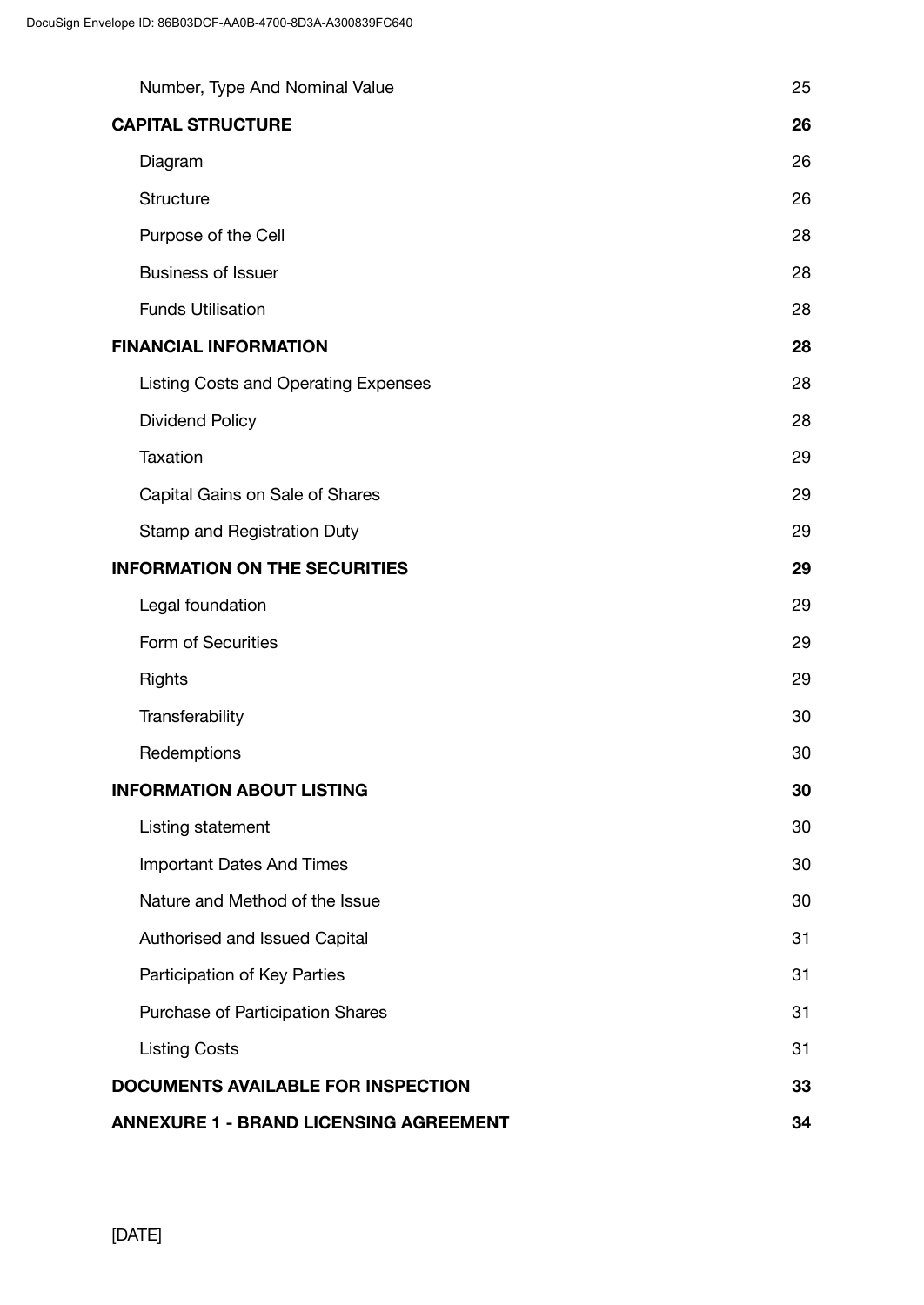| | |
|---|---|
| Number, Type And Nominal Value | 25 |
| **CAPITAL STRUCTURE** | **26** |
| Diagram | 26 |
| Structure | 26 |
| Purpose of the Cell | 28 |
| Business of Issuer | 28 |
| Funds Utilisation | 28 |
| **FINANCIAL INFORMATION** | **28** |
| Listing Costs and Operating Expenses | 28 |
| Dividend Policy | 28 |
| Taxation | 29 |
| Capital Gains on Sale of Shares | 29 |
| Stamp and Registration Duty | 29 |
| **INFORMATION ON THE SECURITIES** | **29** |
| Legal foundation | 29 |
| Form of Securities | 29 |
| Rights | 29 |
| Transferability | 30 |
| Redemptions | 30 |
| **INFORMATION ABOUT LISTING** | **30** |
| Listing statement | 30 |
| Important Dates And Times | 30 |
| Nature and Method of the Issue | 30 |
| Authorised and Issued Capital | 31 |
| Participation of Key Parties | 31 |
| Purchase of Participation Shares | 31 |
| Listing Costs | 31 |
| **DOCUMENTS AVAILABLE FOR INSPECTION** | **33** |
| **ANNEXURE 1 - BRAND LICENSING AGREEMENT** | **34** |

[DATE]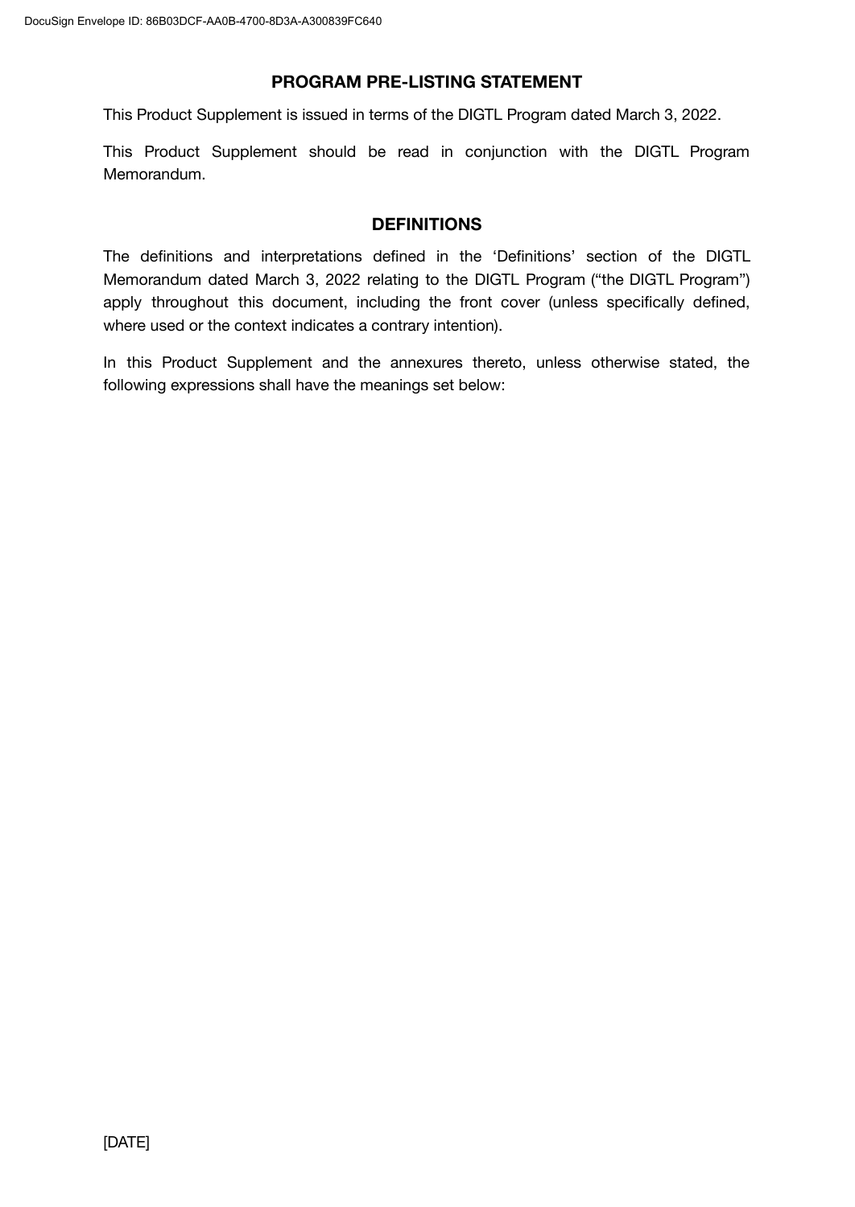## PROGRAM PRE-LISTING STATEMENT

This Product Supplement is issued in terms of the DIGTL Program dated March 3, 2022.

This Product Supplement should be read in conjunction with the DIGTL Program Memorandum.

## DEFINITIONS

The definitions and interpretations defined in the 'Definitions' section of the DIGTL Memorandum dated March 3, 2022 relating to the DIGTL Program ("the DIGTL Program") apply throughout this document, including the front cover (unless specifically defined, where used or the context indicates a contrary intention).

In this Product Supplement and the annexures thereto, unless otherwise stated, the following expressions shall have the meanings set below:

[DATE]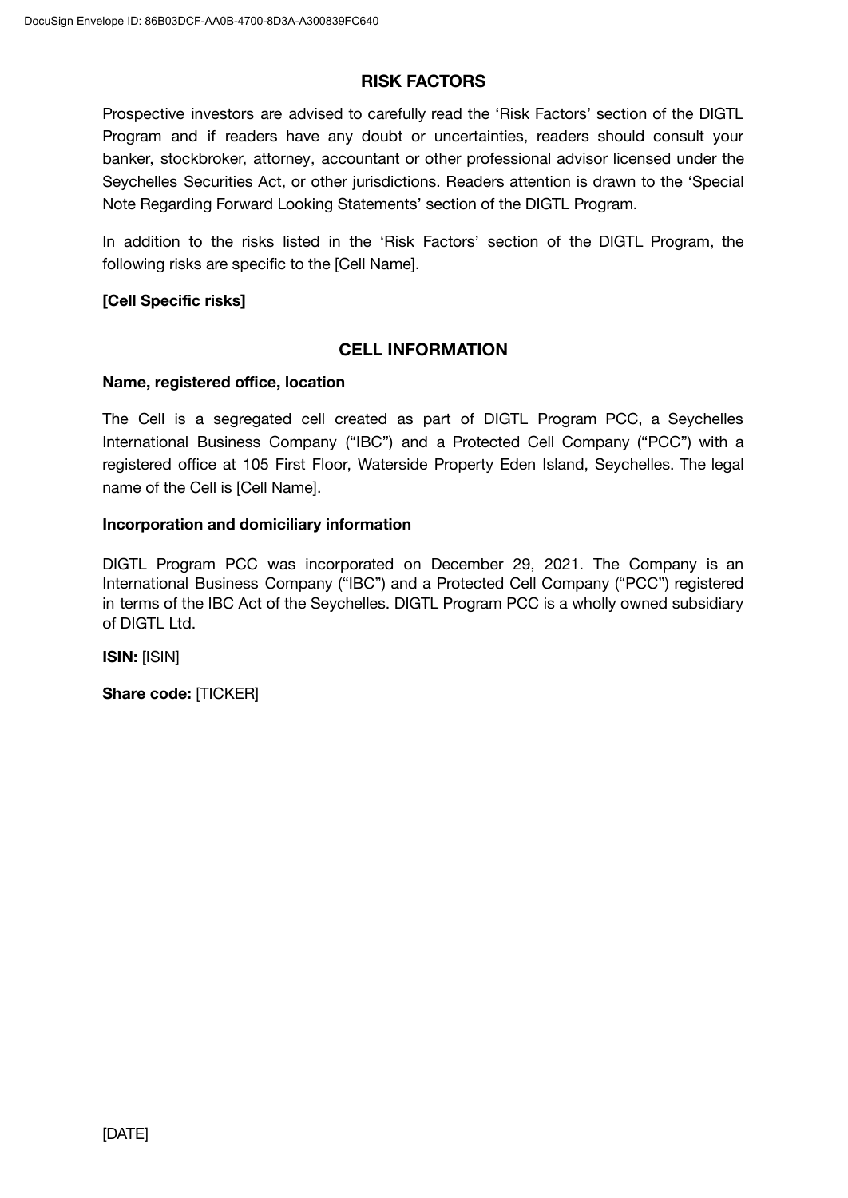## RISK FACTORS

Prospective investors are advised to carefully read the 'Risk Factors' section of the DIGTL Program and if readers have any doubt or uncertainties, readers should consult your banker, stockbroker, attorney, accountant or other professional advisor licensed under the Seychelles Securities Act, or other jurisdictions. Readers attention is drawn to the 'Special Note Regarding Forward Looking Statements' section of the DIGTL Program.

In addition to the risks listed in the 'Risk Factors' section of the DIGTL Program, the following risks are specific to the [Cell Name].

**[Cell Specific risks]**

## CELL INFORMATION

**Name, registered office, location**

The Cell is a segregated cell created as part of DIGTL Program PCC, a Seychelles International Business Company ("IBC") and a Protected Cell Company ("PCC") with a registered office at 105 First Floor, Waterside Property Eden Island, Seychelles. The legal name of the Cell is [Cell Name].

**Incorporation and domiciliary information**

DIGTL Program PCC was incorporated on December 29, 2021. The Company is an International Business Company ("IBC") and a Protected Cell Company ("PCC") registered in terms of the IBC Act of the Seychelles. DIGTL Program PCC is a wholly owned subsidiary of DIGTL Ltd.

**ISIN:** [ISIN]

**Share code:** [TICKER]

[DATE]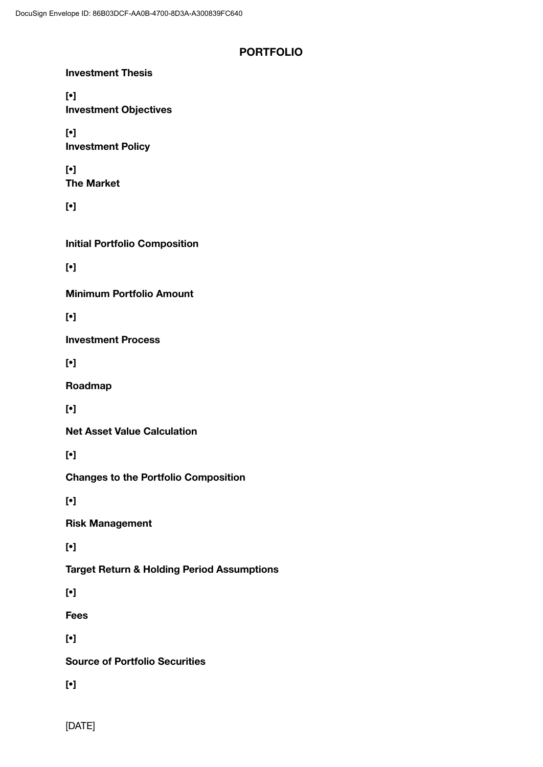# PORTFOLIO

**Investment Thesis**

**[•]**

**Investment Objectives**

**[•]**

**Investment Policy**

**[•]**

**The Market**

**[•]**

**Initial Portfolio Composition**

**[•]**

**Minimum Portfolio Amount**

**[•]**

**Investment Process**

**[•]**

**Roadmap**

**[•]**

**Net Asset Value Calculation**

**[•]**

**Changes to the Portfolio Composition**

**[•]**

**Risk Management**

**[•]**

**Target Return & Holding Period Assumptions**

**[•]**

**Fees**

**[•]**

**Source of Portfolio Securities**

**[•]**

[DATE]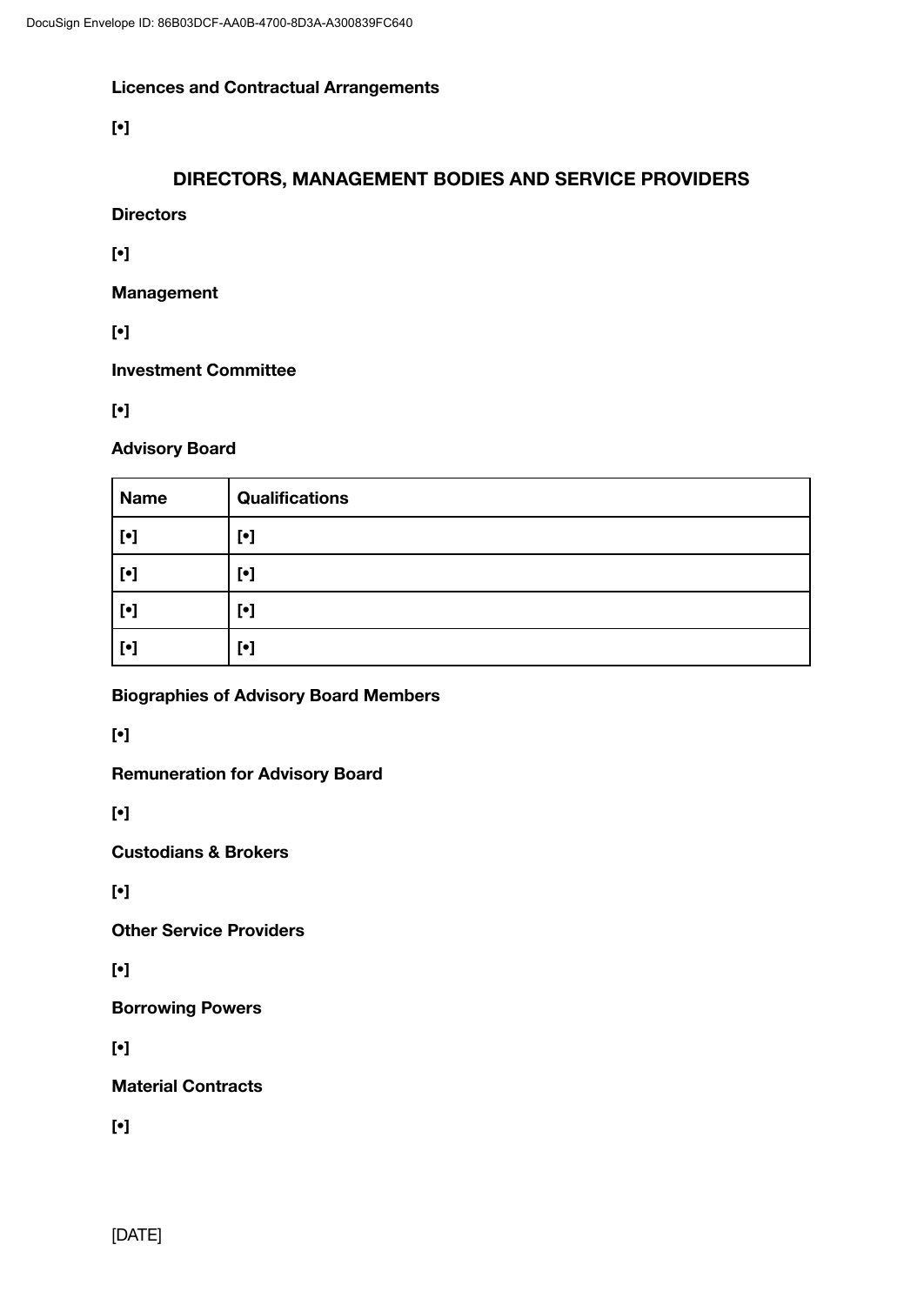**Licences and Contractual Arrangements**

**[•]**

## DIRECTORS, MANAGEMENT BODIES AND SERVICE PROVIDERS

**Directors**

**[•]**

**Management**

**[•]**

**Investment Committee**

**[•]**

**Advisory Board**

| **Name** | **Qualifications** |
|---|---|
| **[•]** | **[•]** |
| **[•]** | **[•]** |
| **[•]** | **[•]** |
| **[•]** | **[•]** |

**Biographies of Advisory Board Members**

**[•]**

**Remuneration for Advisory Board**

**[•]**

**Custodians & Brokers**

**[•]**

**Other Service Providers**

**[•]**

**Borrowing Powers**

**[•]**

**Material Contracts**

**[•]**

[DATE]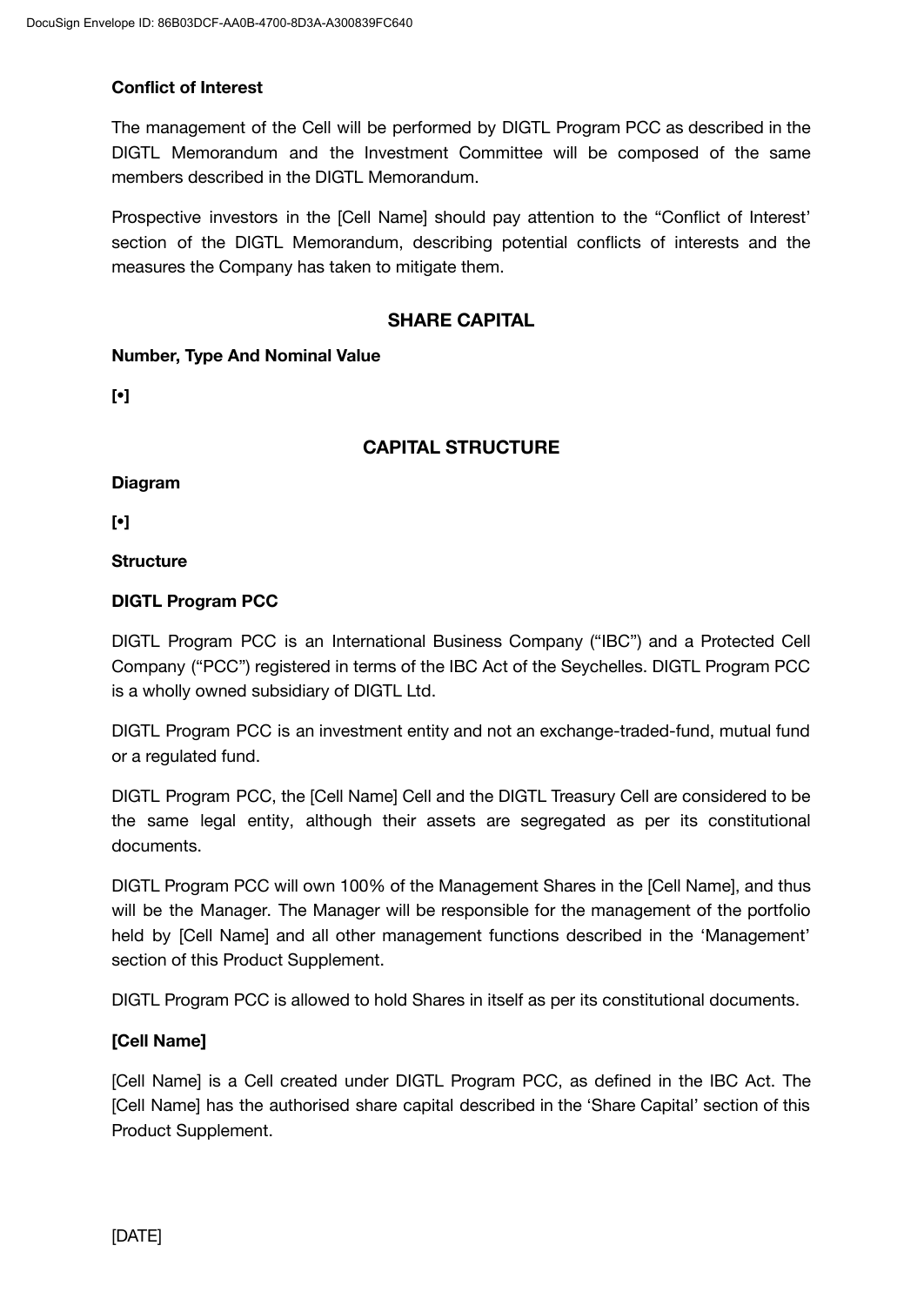**Conflict of Interest**

The management of the Cell will be performed by DIGTL Program PCC as described in the DIGTL Memorandum and the Investment Committee will be composed of the same members described in the DIGTL Memorandum.

Prospective investors in the [Cell Name] should pay attention to the "Conflict of Interest' section of the DIGTL Memorandum, describing potential conflicts of interests and the measures the Company has taken to mitigate them.

## SHARE CAPITAL

**Number, Type And Nominal Value**

**[•]**

## CAPITAL STRUCTURE

**Diagram**

**[•]**

**Structure**

**DIGTL Program PCC**

DIGTL Program PCC is an International Business Company ("IBC") and a Protected Cell Company ("PCC") registered in terms of the IBC Act of the Seychelles. DIGTL Program PCC is a wholly owned subsidiary of DIGTL Ltd.

DIGTL Program PCC is an investment entity and not an exchange-traded-fund, mutual fund or a regulated fund.

DIGTL Program PCC, the [Cell Name] Cell and the DIGTL Treasury Cell are considered to be the same legal entity, although their assets are segregated as per its constitutional documents.

DIGTL Program PCC will own 100% of the Management Shares in the [Cell Name], and thus will be the Manager. The Manager will be responsible for the management of the portfolio held by [Cell Name] and all other management functions described in the 'Management' section of this Product Supplement.

DIGTL Program PCC is allowed to hold Shares in itself as per its constitutional documents.

**[Cell Name]**

[Cell Name] is a Cell created under DIGTL Program PCC, as defined in the IBC Act. The [Cell Name] has the authorised share capital described in the 'Share Capital' section of this Product Supplement.

[DATE]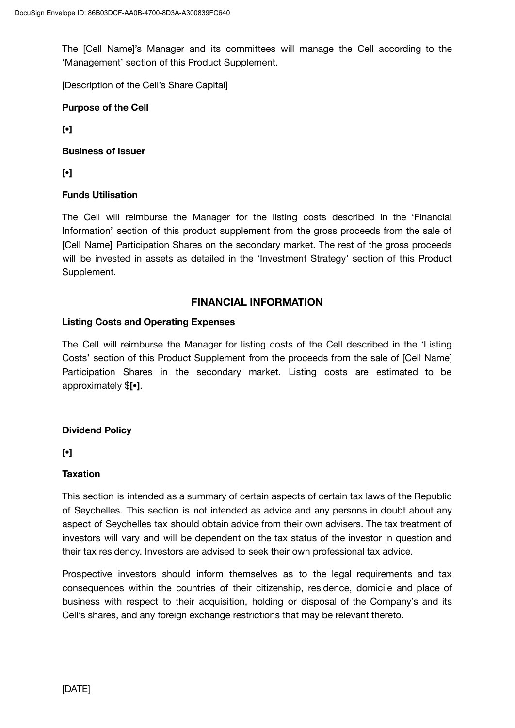The [Cell Name]'s Manager and its committees will manage the Cell according to the 'Management' section of this Product Supplement.

[Description of the Cell's Share Capital]

**Purpose of the Cell**

**[•]**

**Business of Issuer**

**[•]**

**Funds Utilisation**

The Cell will reimburse the Manager for the listing costs described in the 'Financial Information' section of this product supplement from the gross proceeds from the sale of [Cell Name] Participation Shares on the secondary market. The rest of the gross proceeds will be invested in assets as detailed in the 'Investment Strategy' section of this Product Supplement.

## FINANCIAL INFORMATION

**Listing Costs and Operating Expenses**

The Cell will reimburse the Manager for listing costs of the Cell described in the 'Listing Costs' section of this Product Supplement from the proceeds from the sale of [Cell Name] Participation Shares in the secondary market. Listing costs are estimated to be approximately $**[•]**.

**Dividend Policy**

**[•]**

**Taxation**

This section is intended as a summary of certain aspects of certain tax laws of the Republic of Seychelles. This section is not intended as advice and any persons in doubt about any aspect of Seychelles tax should obtain advice from their own advisers. The tax treatment of investors will vary and will be dependent on the tax status of the investor in question and their tax residency. Investors are advised to seek their own professional tax advice.

Prospective investors should inform themselves as to the legal requirements and tax consequences within the countries of their citizenship, residence, domicile and place of business with respect to their acquisition, holding or disposal of the Company's and its Cell's shares, and any foreign exchange restrictions that may be relevant thereto.

[DATE]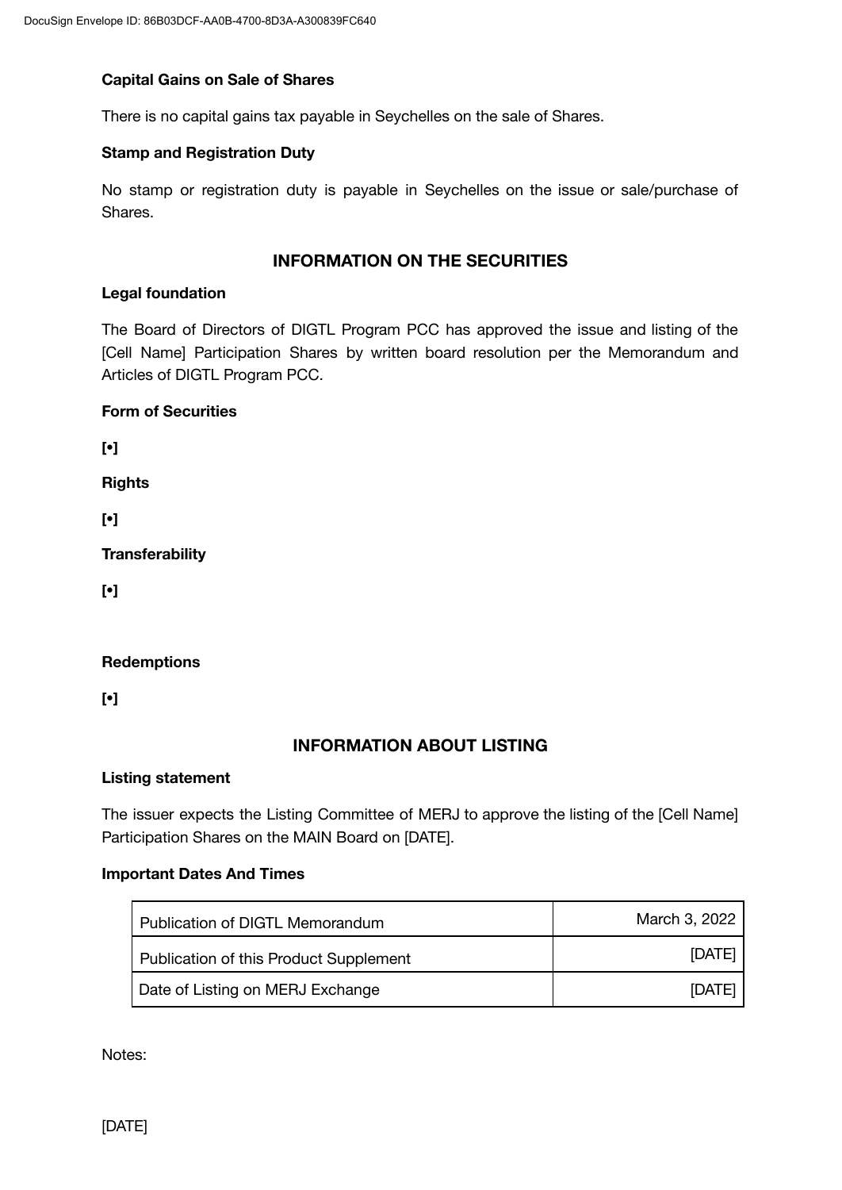**Capital Gains on Sale of Shares**

There is no capital gains tax payable in Seychelles on the sale of Shares.

**Stamp and Registration Duty**

No stamp or registration duty is payable in Seychelles on the issue or sale/purchase of Shares.

## INFORMATION ON THE SECURITIES

**Legal foundation**

The Board of Directors of DIGTL Program PCC has approved the issue and listing of the [Cell Name] Participation Shares by written board resolution per the Memorandum and Articles of DIGTL Program PCC.

**Form of Securities**

**[•]**

**Rights**

**[•]**

**Transferability**

**[•]**

**Redemptions**

**[•]**

## INFORMATION ABOUT LISTING

**Listing statement**

The issuer expects the Listing Committee of MERJ to approve the listing of the [Cell Name] Participation Shares on the MAIN Board on [DATE].

**Important Dates And Times**

| | |
|---|---|
| Publication of DIGTL Memorandum | March 3, 2022 |
| Publication of this Product Supplement | [DATE] |
| Date of Listing on MERJ Exchange | [DATE] |

Notes:

[DATE]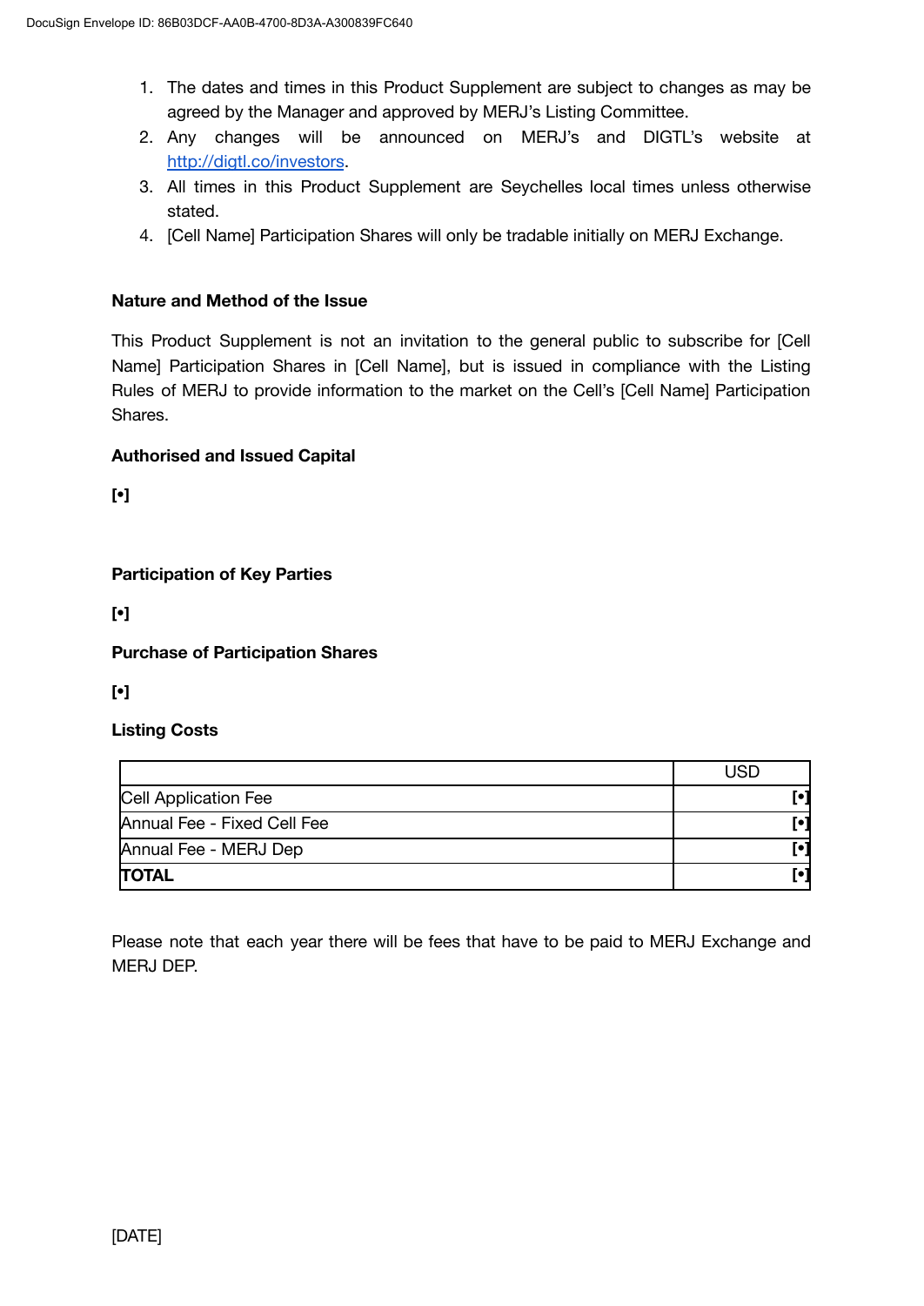1. The dates and times in this Product Supplement are subject to changes as may be agreed by the Manager and approved by MERJ's Listing Committee.
2. Any changes will be announced on MERJ's and DIGTL's website at http://digtl.co/investors.
3. All times in this Product Supplement are Seychelles local times unless otherwise stated.
4. [Cell Name] Participation Shares will only be tradable initially on MERJ Exchange.

**Nature and Method of the Issue**

This Product Supplement is not an invitation to the general public to subscribe for [Cell Name] Participation Shares in [Cell Name], but is issued in compliance with the Listing Rules of MERJ to provide information to the market on the Cell's [Cell Name] Participation Shares.

**Authorised and Issued Capital**

**[•]**

**Participation of Key Parties**

**[•]**

**Purchase of Participation Shares**

**[•]**

**Listing Costs**

| | USD |
|---|---|
| Cell Application Fee | **[•]** |
| Annual Fee - Fixed Cell Fee | **[•]** |
| Annual Fee - MERJ Dep | **[•]** |
| **TOTAL** | **[•]** |

Please note that each year there will be fees that have to be paid to MERJ Exchange and MERJ DEP.

[DATE]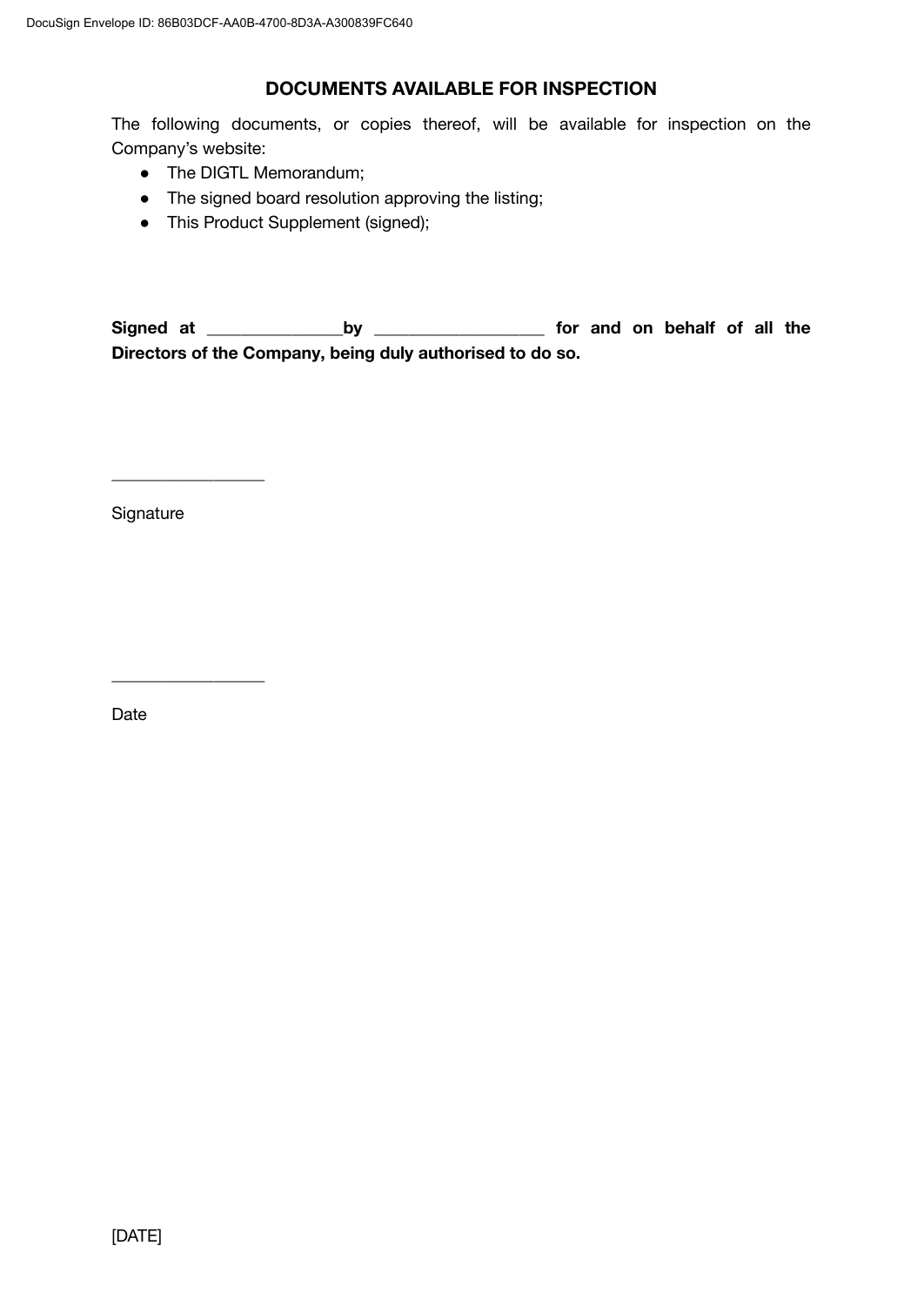## DOCUMENTS AVAILABLE FOR INSPECTION

The following documents, or copies thereof, will be available for inspection on the Company's website:

- The DIGTL Memorandum;
- The signed board resolution approving the listing;
- This Product Supplement (signed);

**Signed at _______________by ___________________ for and on behalf of all the Directors of the Company, being duly authorised to do so.**

_________________

Signature

_________________

Date

[DATE]